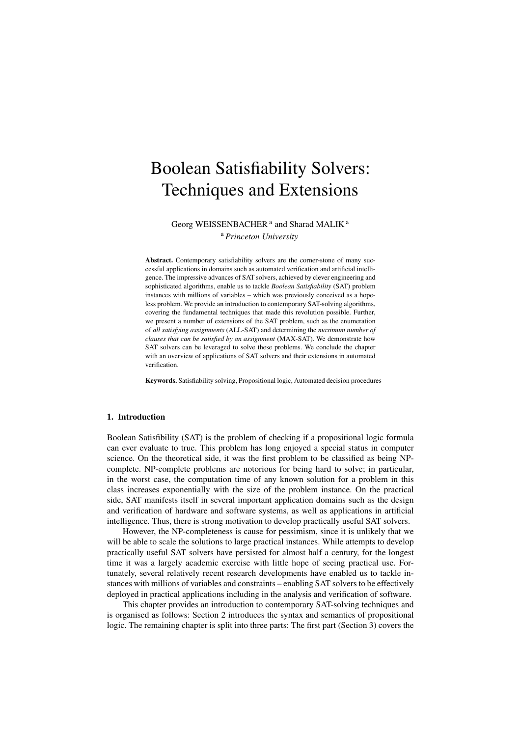# Boolean Satisfiability Solvers: Techniques and Extensions

Georg WEISSENBACHER [a] and Sharad MALIK [a]

[a] *Princeton University*

**Abstract.** Contemporary satisfiability solvers are the corner-stone of many successful applications in domains such as automated verification and artificial intelligence. The impressive advances of SAT solvers, achieved by clever engineering and sophisticated algorithms, enable us to tackle *Boolean Satisfiability* (SAT) problem instances with millions of variables – which was previously conceived as a hopeless problem. We provide an introduction to contemporary SAT-solving algorithms, covering the fundamental techniques that made this revolution possible. Further, we present a number of extensions of the SAT problem, such as the enumeration of *all satisfying assignments* (ALL-SAT) and determining the *maximum number of clauses that can be satisfied by an assignment* (MAX-SAT). We demonstrate how SAT solvers can be leveraged to solve these problems. We conclude the chapter with an overview of applications of SAT solvers and their extensions in automated verification.

**Keywords.** Satisfiability solving, Propositional logic, Automated decision procedures

## 1. Introduction

Boolean Satisfibility (SAT) is the problem of checking if a propositional logic formula can ever evaluate to true. This problem has long enjoyed a special status in computer science. On the theoretical side, it was the first problem to be classified as being NP-complete. NP-complete problems are notorious for being hard to solve; in particular, in the worst case, the computation time of any known solution for a problem in this class increases exponentially with the size of the problem instance. On the practical side, SAT manifests itself in several important application domains such as the design and verification of hardware and software systems, as well as applications in artificial intelligence. Thus, there is strong motivation to develop practically useful SAT solvers.

However, the NP-completeness is cause for pessimism, since it is unlikely that we will be able to scale the solutions to large practical instances. While attempts to develop practically useful SAT solvers have persisted for almost half a century, for the longest time it was a largely academic exercise with little hope of seeing practical use. Fortunately, several relatively recent research developments have enabled us to tackle instances with millions of variables and constraints – enabling SAT solvers to be effectively deployed in practical applications including in the analysis and verification of software.

This chapter provides an introduction to contemporary SAT-solving techniques and is organised as follows: Section 2 introduces the syntax and semantics of propositional logic. The remaining chapter is split into three parts: The first part (Section 3) covers the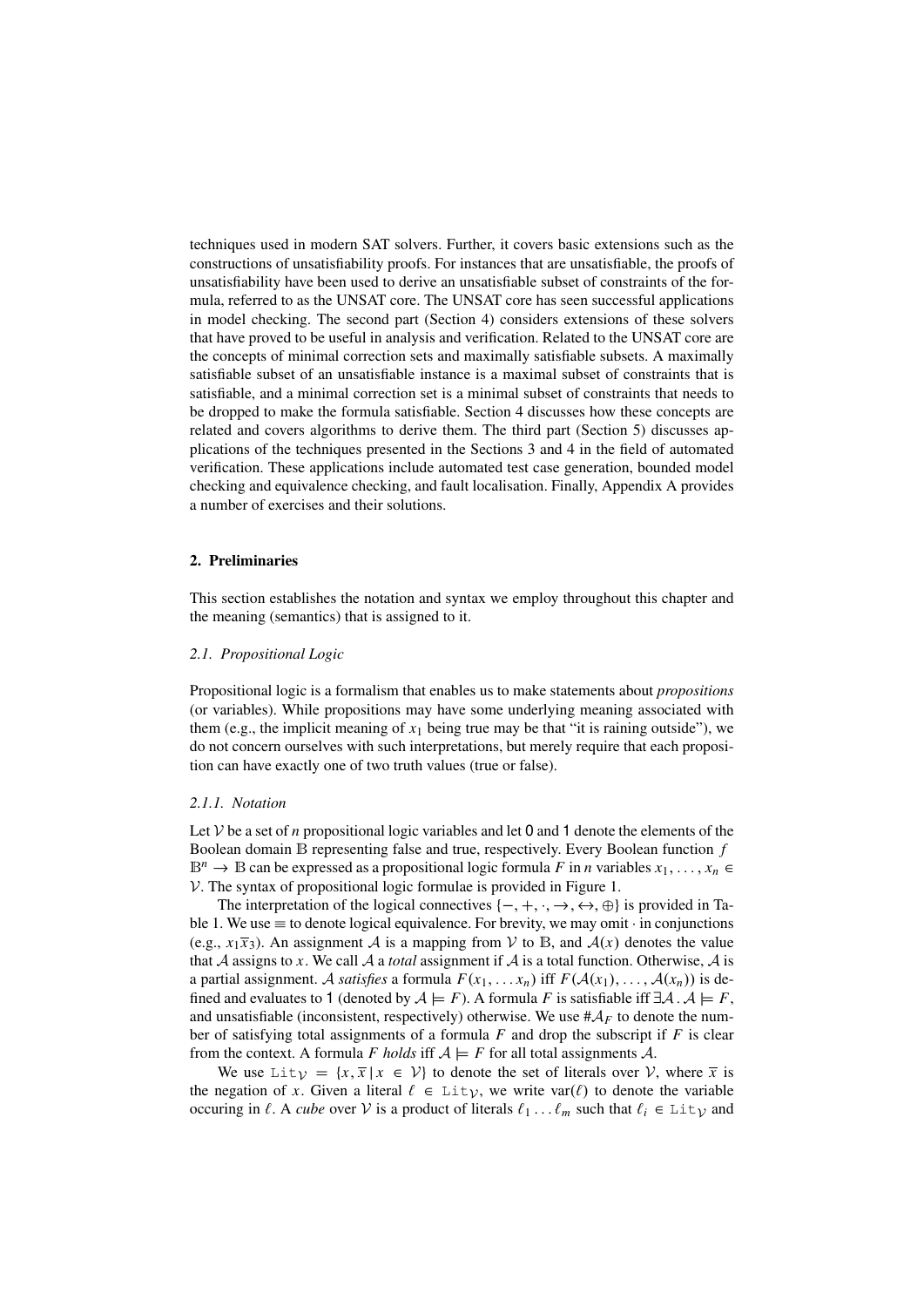techniques used in modern SAT solvers. Further, it covers basic extensions such as the constructions of unsatisfiability proofs. For instances that are unsatisfiable, the proofs of unsatisfiability have been used to derive an unsatisfiable subset of constraints of the formula, referred to as the UNSAT core. The UNSAT core has seen successful applications in model checking. The second part (Section 4) considers extensions of these solvers that have proved to be useful in analysis and verification. Related to the UNSAT core are the concepts of minimal correction sets and maximally satisfiable subsets. A maximally satisfiable subset of an unsatisfiable instance is a maximal subset of constraints that is satisfiable, and a minimal correction set is a minimal subset of constraints that needs to be dropped to make the formula satisfiable. Section 4 discusses how these concepts are related and covers algorithms to derive them. The third part (Section 5) discusses applications of the techniques presented in the Sections 3 and 4 in the field of automated verification. These applications include automated test case generation, bounded model checking and equivalence checking, and fault localisation. Finally, Appendix A provides a number of exercises and their solutions.

## 2. Preliminaries

This section establishes the notation and syntax we employ throughout this chapter and the meaning (semantics) that is assigned to it.

### 2.1. Propositional Logic

Propositional logic is a formalism that enables us to make statements about *propositions* (or variables). While propositions may have some underlying meaning associated with them (e.g., the implicit meaning of $x_1$ being true may be that "it is raining outside"), we do not concern ourselves with such interpretations, but merely require that each proposition can have exactly one of two truth values (true or false).

#### 2.1.1. Notation

Let $\mathcal{V}$ be a set of $n$ propositional logic variables and let $\mathsf{0}$ and $\mathsf{1}$ denote the elements of the Boolean domain $\mathbb{B}$ representing false and true, respectively. Every Boolean function $f$ $\mathbb{B}^n \to \mathbb{B}$ can be expressed as a propositional logic formula $F$ in $n$ variables $x_1, \ldots, x_n \in \mathcal{V}$. The syntax of propositional logic formulae is provided in Figure 1.

The interpretation of the logical connectives $\{-, +, \cdot, \to, \leftrightarrow, \oplus\}$ is provided in Table 1. We use $\equiv$ to denote logical equivalence. For brevity, we may omit $\cdot$ in conjunctions (e.g., $x_1\overline{x}_3$). An assignment $\mathcal{A}$ is a mapping from $\mathcal{V}$ to $\mathbb{B}$, and $\mathcal{A}(x)$ denotes the value that $\mathcal{A}$ assigns to $x$. We call $\mathcal{A}$ a *total* assignment if $\mathcal{A}$ is a total function. Otherwise, $\mathcal{A}$ is a partial assignment. $\mathcal{A}$ *satisfies* a formula $F(x_1, \ldots x_n)$ iff $F(\mathcal{A}(x_1), \ldots, \mathcal{A}(x_n))$ is defined and evaluates to $\mathsf{1}$ (denoted by $\mathcal{A} \models F$). A formula $F$ is satisfiable iff $\exists\mathcal{A} \,.\, \mathcal{A} \models F$, and unsatisfiable (inconsistent, respectively) otherwise. We use $\#\mathcal{A}_F$ to denote the number of satisfying total assignments of a formula $F$ and drop the subscript if $F$ is clear from the context. A formula $F$ *holds* iff $\mathcal{A} \models F$ for all total assignments $\mathcal{A}$.

We use $\mathtt{Lit}_{\mathcal{V}} = \{x, \overline{x} \mid x \in \mathcal{V}\}$ to denote the set of literals over $\mathcal{V}$, where $\overline{x}$ is the negation of $x$. Given a literal $\ell \in \mathtt{Lit}_{\mathcal{V}}$, we write $\mathrm{var}(\ell)$ to denote the variable occuring in $\ell$. A *cube* over $\mathcal{V}$ is a product of literals $\ell_1 \ldots \ell_m$ such that $\ell_i \in \mathtt{Lit}_{\mathcal{V}}$ and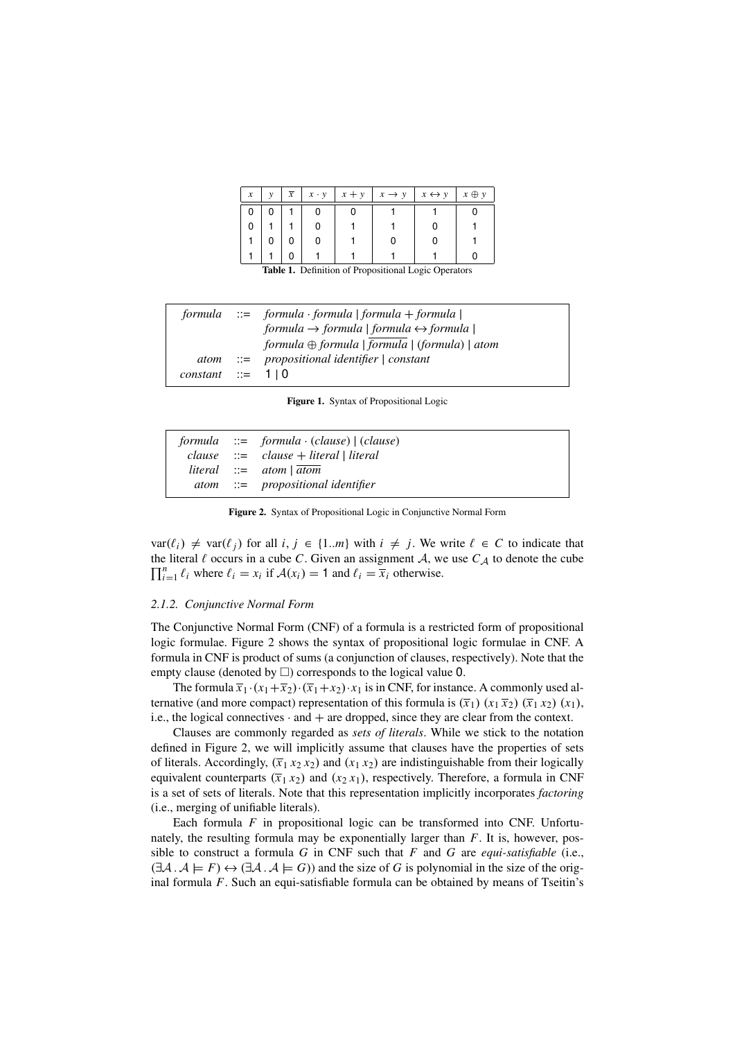| $x$ | $y$ | $\overline{x}$ | $x \cdot y$ | $x + y$ | $x \rightarrow y$ | $x \leftrightarrow y$ | $x \oplus y$ |
|---|---|---|---|---|---|---|---|
| 0 | 0 | 1 | 0 | 0 | 1 | 1 | 0 |
| 0 | 1 | 1 | 0 | 1 | 1 | 0 | 1 |
| 1 | 0 | 0 | 0 | 1 | 0 | 0 | 1 |
| 1 | 1 | 0 | 1 | 1 | 1 | 1 | 0 |

**Table 1.** Definition of Propositional Logic Operators

$$
\begin{array}{rcl}
\textit{formula} & ::= & \textit{formula} \cdot \textit{formula} \mid \textit{formula} + \textit{formula} \mid \\
& & \textit{formula} \rightarrow \textit{formula} \mid \textit{formula} \leftrightarrow \textit{formula} \mid \\
& & \textit{formula} \oplus \textit{formula} \mid \overline{\textit{formula}} \mid (\textit{formula}) \mid \textit{atom} \\
\textit{atom} & ::= & \textit{propositional identifier} \mid \textit{constant} \\
\textit{constant} & ::= & 1 \mid 0
\end{array}
$$

**Figure 1.** Syntax of Propositional Logic

$$
\begin{array}{rcl}
\textit{formula} & ::= & \textit{formula} \cdot (\textit{clause}) \mid (\textit{clause}) \\
\textit{clause} & ::= & \textit{clause} + \textit{literal} \mid \textit{literal} \\
\textit{literal} & ::= & \textit{atom} \mid \overline{\textit{atom}} \\
\textit{atom} & ::= & \textit{propositional identifier}
\end{array}
$$

**Figure 2.** Syntax of Propositional Logic in Conjunctive Normal Form

$\text{var}(\ell_i) \neq \text{var}(\ell_j)$ for all $i, j \in \{1..m\}$ with $i \neq j$. We write $\ell \in C$ to indicate that the literal $\ell$ occurs in a cube $C$. Given an assignment $\mathcal{A}$, we use $C_{\mathcal{A}}$ to denote the cube $\prod_{i=1}^{n} \ell_i$ where $\ell_i = x_i$ if $\mathcal{A}(x_i) = 1$ and $\ell_i = \overline{x}_i$ otherwise.

### 2.1.2. Conjunctive Normal Form

The Conjunctive Normal Form (CNF) of a formula is a restricted form of propositional logic formulae. Figure 2 shows the syntax of propositional logic formulae in CNF. A formula in CNF is product of sums (a conjunction of clauses, respectively). Note that the empty clause (denoted by $\Box$) corresponds to the logical value 0.

The formula $\overline{x}_1 \cdot (x_1 + \overline{x}_2) \cdot (\overline{x}_1 + x_2) \cdot x_1$ is in CNF, for instance. A commonly used alternative (and more compact) representation of this formula is $(\overline{x}_1)\ (x_1\, \overline{x}_2)\ (\overline{x}_1\, x_2)\ (x_1)$, i.e., the logical connectives $\cdot$ and $+$ are dropped, since they are clear from the context.

Clauses are commonly regarded as *sets of literals*. While we stick to the notation defined in Figure 2, we will implicitly assume that clauses have the properties of sets of literals. Accordingly, $(\overline{x}_1\, x_2\, x_2)$ and $(x_1\, x_2)$ are indistinguishable from their logically equivalent counterparts $(\overline{x}_1\, x_2)$ and $(x_2\, x_1)$, respectively. Therefore, a formula in CNF is a set of sets of literals. Note that this representation implicitly incorporates *factoring* (i.e., merging of unifiable literals).

Each formula $F$ in propositional logic can be transformed into CNF. Unfortunately, the resulting formula may be exponentially larger than $F$. It is, however, possible to construct a formula $G$ in CNF such that $F$ and $G$ are *equi-satisfiable* (i.e., $(\exists \mathcal{A} . \mathcal{A} \models F) \leftrightarrow (\exists \mathcal{A} . \mathcal{A} \models G)$) and the size of $G$ is polynomial in the size of the original formula $F$. Such an equi-satisfiable formula can be obtained by means of Tseitin's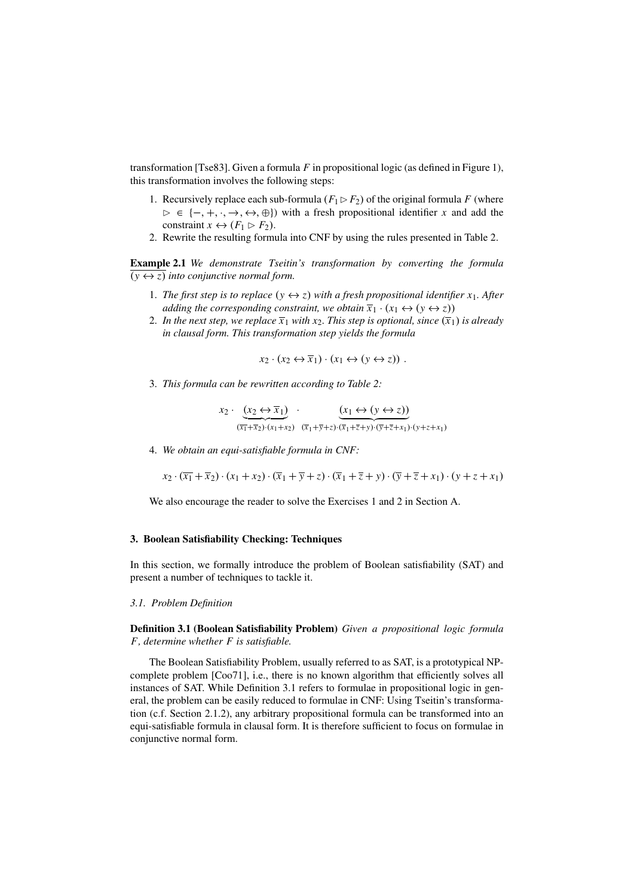transformation [Tse83]. Given a formula $F$ in propositional logic (as defined in Figure 1), this transformation involves the following steps:

1. Recursively replace each sub-formula $(F_1 \rhd F_2)$ of the original formula $F$ (where $\rhd \in \{-, +, \cdot, \rightarrow, \leftrightarrow, \oplus\}$) with a fresh propositional identifier $x$ and add the constraint $x \leftrightarrow (F_1 \rhd F_2)$.
2. Rewrite the resulting formula into CNF by using the rules presented in Table 2.

**Example 2.1** *We demonstrate Tseitin's transformation by converting the formula $\overline{(y \leftrightarrow z)}$ into conjunctive normal form.*

1. *The first step is to replace $(y \leftrightarrow z)$ with a fresh propositional identifier $x_1$. After adding the corresponding constraint, we obtain $\overline{x}_1 \cdot (x_1 \leftrightarrow (y \leftrightarrow z))$*
2. *In the next step, we replace $\overline{x}_1$ with $x_2$. This step is optional, since $(\overline{x}_1)$ is already in clausal form. This transformation step yields the formula*

$$x_2 \cdot (x_2 \leftrightarrow \overline{x}_1) \cdot (x_1 \leftrightarrow (y \leftrightarrow z)) \ .$$

3. *This formula can be rewritten according to Table 2:*

$$x_2 \cdot \underbrace{(x_2 \leftrightarrow \overline{x}_1)}_{(\overline{x_1}+\overline{x}_2)\cdot(x_1+x_2)} \cdot \underbrace{(x_1 \leftrightarrow (y \leftrightarrow z))}_{(\overline{x}_1+\overline{y}+z)\cdot(\overline{x}_1+\overline{z}+y)\cdot(\overline{y}+\overline{z}+x_1)\cdot(y+z+x_1)}$$

4. *We obtain an equi-satisfiable formula in CNF:*

$$x_2 \cdot (\overline{x_1} + \overline{x}_2) \cdot (x_1 + x_2) \cdot (\overline{x}_1 + \overline{y} + z) \cdot (\overline{x}_1 + \overline{z} + y) \cdot (\overline{y} + \overline{z} + x_1) \cdot (y + z + x_1)$$

We also encourage the reader to solve the Exercises 1 and 2 in Section A.

## 3. Boolean Satisfiability Checking: Techniques

In this section, we formally introduce the problem of Boolean satisfiability (SAT) and present a number of techniques to tackle it.

### *3.1. Problem Definition*

**Definition 3.1 (Boolean Satisfiability Problem)** *Given a propositional logic formula $F$, determine whether $F$ is satisfiable.*

The Boolean Satisfiability Problem, usually referred to as SAT, is a prototypical NP-complete problem [Coo71], i.e., there is no known algorithm that efficiently solves all instances of SAT. While Definition 3.1 refers to formulae in propositional logic in general, the problem can be easily reduced to formulae in CNF: Using Tseitin's transformation (c.f. Section 2.1.2), any arbitrary propositional formula can be transformed into an equi-satisfiable formula in clausal form. It is therefore sufficient to focus on formulae in conjunctive normal form.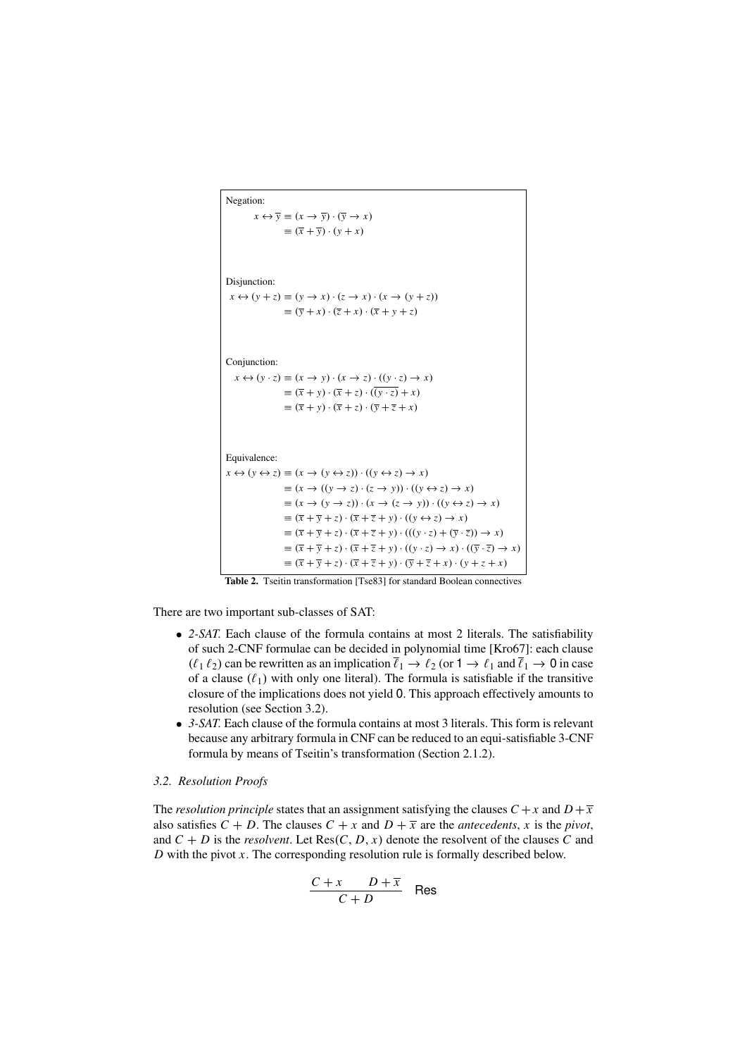Negation:

$$x \leftrightarrow \overline{y} \equiv (x \rightarrow \overline{y}) \cdot (\overline{y} \rightarrow x)$$
$$\equiv (\overline{x} + \overline{y}) \cdot (y + x)$$

Disjunction:

$$x \leftrightarrow (y + z) \equiv (y \rightarrow x) \cdot (z \rightarrow x) \cdot (x \rightarrow (y + z))$$
$$\equiv (\overline{y} + x) \cdot (\overline{z} + x) \cdot (\overline{x} + y + z)$$

Conjunction:

$$x \leftrightarrow (y \cdot z) \equiv (x \rightarrow y) \cdot (x \rightarrow z) \cdot ((y \cdot z) \rightarrow x)$$
$$\equiv (\overline{x} + y) \cdot (\overline{x} + z) \cdot (\overline{(y \cdot z)} + x)$$
$$\equiv (\overline{x} + y) \cdot (\overline{x} + z) \cdot (\overline{y} + \overline{z} + x)$$

Equivalence:

$$x \leftrightarrow (y \leftrightarrow z) \equiv (x \rightarrow (y \leftrightarrow z)) \cdot ((y \leftrightarrow z) \rightarrow x)$$
$$\equiv (x \rightarrow ((y \rightarrow z) \cdot (z \rightarrow y)) \cdot ((y \leftrightarrow z) \rightarrow x)$$
$$\equiv (x \rightarrow (y \rightarrow z)) \cdot (x \rightarrow (z \rightarrow y)) \cdot ((y \leftrightarrow z) \rightarrow x)$$
$$\equiv (\overline{x} + \overline{y} + z) \cdot (\overline{x} + \overline{z} + y) \cdot ((y \leftrightarrow z) \rightarrow x)$$
$$\equiv (\overline{x} + \overline{y} + z) \cdot (\overline{x} + \overline{z} + y) \cdot (((y \cdot z) + (\overline{y} \cdot \overline{z})) \rightarrow x)$$
$$\equiv (\overline{x} + \overline{y} + z) \cdot (\overline{x} + \overline{z} + y) \cdot ((y \cdot z) \rightarrow x) \cdot ((\overline{y} \cdot \overline{z}) \rightarrow x)$$
$$\equiv (\overline{x} + \overline{y} + z) \cdot (\overline{x} + \overline{z} + y) \cdot (\overline{y} + \overline{z} + x) \cdot (y + z + x)$$

**Table 2.** Tseitin transformation [Tse83] for standard Boolean connectives

There are two important sub-classes of SAT:

- *2-SAT.* Each clause of the formula contains at most 2 literals. The satisfiability of such 2-CNF formulae can be decided in polynomial time [Kro67]: each clause $(\ell_1\,\ell_2)$ can be rewritten as an implication $\overline{\ell}_1 \rightarrow \ell_2$ (or $1 \rightarrow \ell_1$ and $\overline{\ell}_1 \rightarrow 0$ in case of a clause $(\ell_1)$ with only one literal). The formula is satisfiable if the transitive closure of the implications does not yield 0. This approach effectively amounts to resolution (see Section 3.2).
- *3-SAT.* Each clause of the formula contains at most 3 literals. This form is relevant because any arbitrary formula in CNF can be reduced to an equi-satisfiable 3-CNF formula by means of Tseitin's transformation (Section 2.1.2).

### *3.2. Resolution Proofs*

The *resolution principle* states that an assignment satisfying the clauses $C + x$ and $D + \overline{x}$ also satisfies $C + D$. The clauses $C + x$ and $D + \overline{x}$ are the *antecedents*, $x$ is the *pivot*, and $C + D$ is the *resolvent*. Let $\text{Res}(C, D, x)$ denote the resolvent of the clauses $C$ and $D$ with the pivot $x$. The corresponding resolution rule is formally described below.

$$\frac{C + x \qquad D + \overline{x}}{C + D} \quad \textsf{Res}$$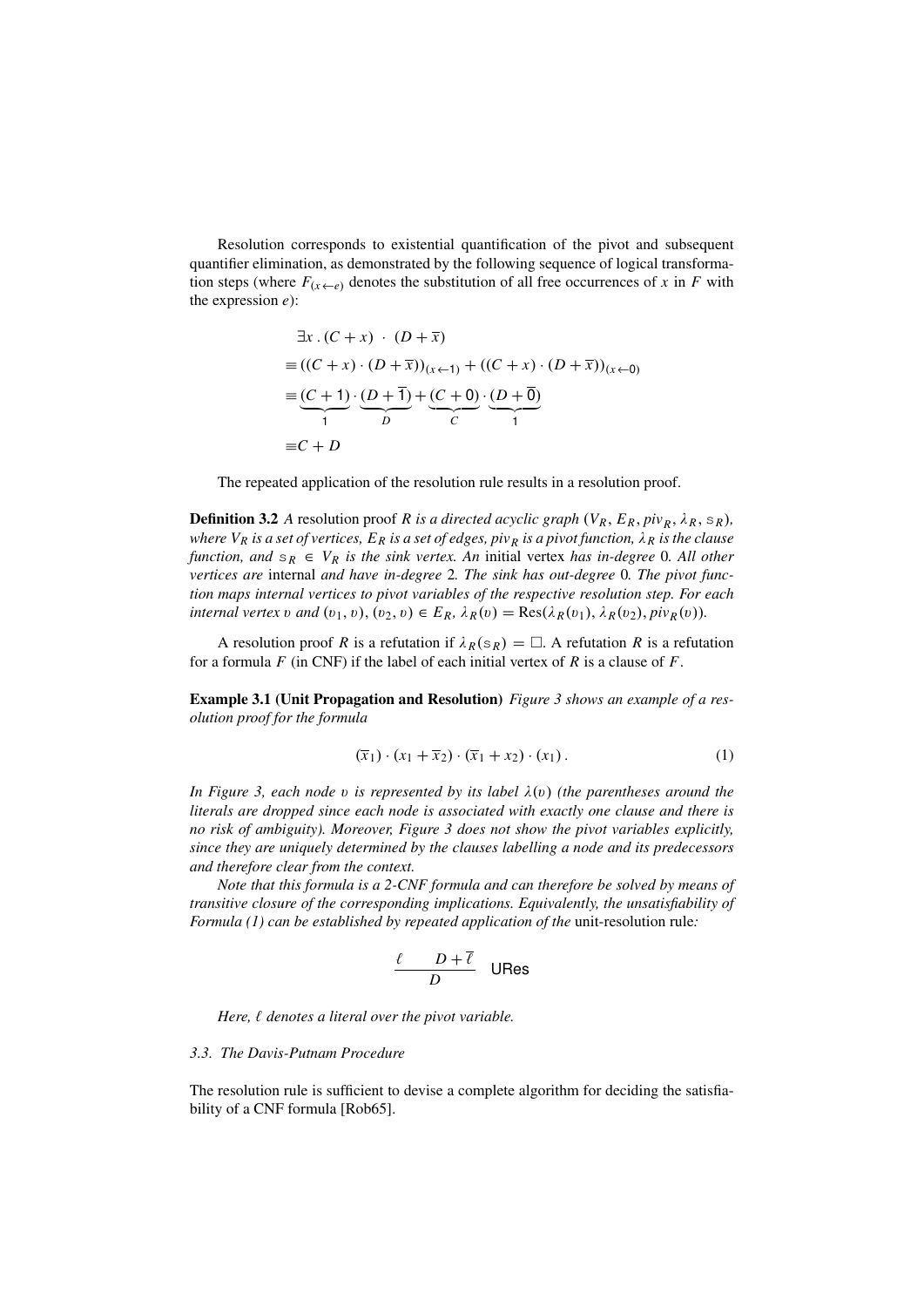Resolution corresponds to existential quantification of the pivot and subsequent quantifier elimination, as demonstrated by the following sequence of logical transformation steps (where $F_{(x \leftarrow e)}$ denotes the substitution of all free occurrences of $x$ in $F$ with the expression $e$):

$$
\begin{aligned}
&\exists x \,.\, (C + x) \;\cdot\; (D + \overline{x}) \\
&\equiv ((C + x) \cdot (D + \overline{x}))_{(x \leftarrow \mathsf{1})} + ((C + x) \cdot (D + \overline{x}))_{(x \leftarrow \mathsf{0})} \\
&\equiv \underbrace{(C + \mathsf{1})}_{\mathsf{1}} \cdot \underbrace{(D + \overline{\mathsf{1}})}_{D} + \underbrace{(C + \mathsf{0})}_{C} \cdot \underbrace{(D + \overline{\mathsf{0}})}_{\mathsf{1}} \\
&\equiv C + D
\end{aligned}
$$

The repeated application of the resolution rule results in a resolution proof.

**Definition 3.2** *A* resolution proof *$R$ is a directed acyclic graph $(V_R, E_R, piv_R, \lambda_R, \mathrm{s}_R)$, where $V_R$ is a set of vertices, $E_R$ is a set of edges, $piv_R$ is a pivot function, $\lambda_R$ is the clause function, and $\mathrm{s}_R \in V_R$ is the sink vertex. An* initial *vertex has in-degree* 0*. All other vertices are* internal *and have in-degree* 2*. The sink has out-degree* 0*. The pivot function maps internal vertices to pivot variables of the respective resolution step. For each internal vertex $v$ and $(v_1, v), (v_2, v) \in E_R$, $\lambda_R(v) = \mathrm{Res}(\lambda_R(v_1), \lambda_R(v_2), piv_R(v))$.*

A resolution proof $R$ is a refutation if $\lambda_R(\mathrm{s}_R) = \Box$. A refutation $R$ is a refutation for a formula $F$ (in CNF) if the label of each initial vertex of $R$ is a clause of $F$.

**Example 3.1 (Unit Propagation and Resolution)** *Figure 3 shows an example of a resolution proof for the formula*

$$
(\overline{x}_1) \cdot (x_1 + \overline{x}_2) \cdot (\overline{x}_1 + x_2) \cdot (x_1)\,. \tag{1}
$$

*In Figure 3, each node $v$ is represented by its label $\lambda(v)$ (the parentheses around the literals are dropped since each node is associated with exactly one clause and there is no risk of ambiguity). Moreover, Figure 3 does not show the pivot variables explicitly, since they are uniquely determined by the clauses labelling a node and its predecessors and therefore clear from the context.*

*Note that this formula is a 2-CNF formula and can therefore be solved by means of transitive closure of the corresponding implications. Equivalently, the unsatisfiability of Formula (1) can be established by repeated application of the* unit-resolution rule*:*

$$
\frac{\ell \qquad D + \overline{\ell}}{D} \quad \mathsf{URes}
$$

*Here, $\ell$ denotes a literal over the pivot variable.*

### *3.3. The Davis-Putnam Procedure*

The resolution rule is sufficient to devise a complete algorithm for deciding the satisfiability of a CNF formula [Rob65].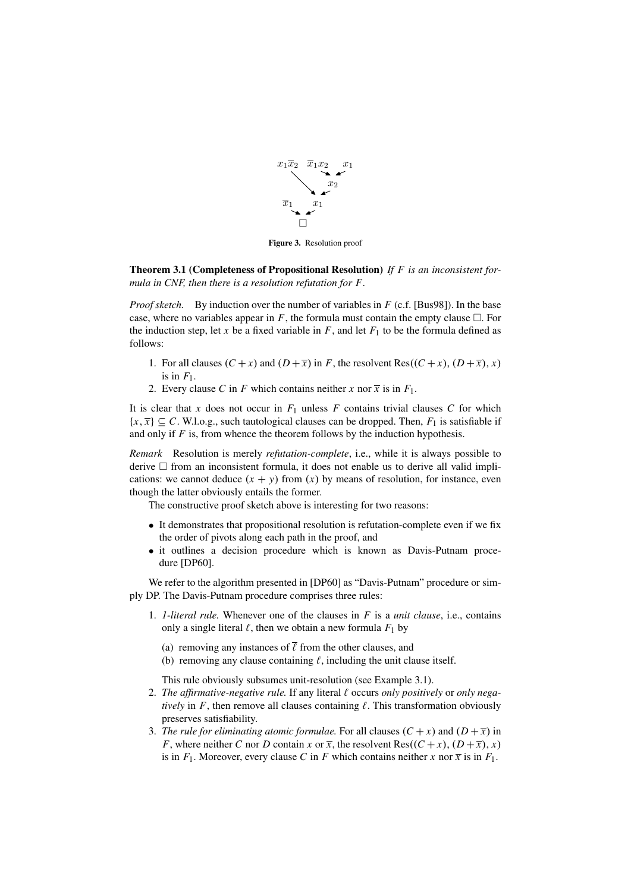Figure 3. Resolution proof

**Theorem 3.1 (Completeness of Propositional Resolution)** *If $F$ is an inconsistent formula in CNF, then there is a resolution refutation for $F$.*

*Proof sketch.* By induction over the number of variables in $F$ (c.f. [Bus98]). In the base case, where no variables appear in $F$, the formula must contain the empty clause $\square$. For the induction step, let $x$ be a fixed variable in $F$, and let $F_1$ to be the formula defined as follows:

1. For all clauses $(C + x)$ and $(D + \overline{x})$ in $F$, the resolvent $\mathrm{Res}((C + x), (D + \overline{x}), x)$ is in $F_1$.
2. Every clause $C$ in $F$ which contains neither $x$ nor $\overline{x}$ is in $F_1$.

It is clear that $x$ does not occur in $F_1$ unless $F$ contains trivial clauses $C$ for which $\{x, \overline{x}\} \subseteq C$. W.l.o.g., such tautological clauses can be dropped. Then, $F_1$ is satisfiable if and only if $F$ is, from whence the theorem follows by the induction hypothesis.

*Remark* Resolution is merely *refutation-complete*, i.e., while it is always possible to derive $\square$ from an inconsistent formula, it does not enable us to derive all valid implications: we cannot deduce $(x + y)$ from $(x)$ by means of resolution, for instance, even though the latter obviously entails the former.

The constructive proof sketch above is interesting for two reasons:

- It demonstrates that propositional resolution is refutation-complete even if we fix the order of pivots along each path in the proof, and
- it outlines a decision procedure which is known as Davis-Putnam procedure [DP60].

We refer to the algorithm presented in [DP60] as "Davis-Putnam" procedure or simply DP. The Davis-Putnam procedure comprises three rules:

1. *1-literal rule.* Whenever one of the clauses in $F$ is a *unit clause*, i.e., contains only a single literal $\ell$, then we obtain a new formula $F_1$ by
   (a) removing any instances of $\overline{\ell}$ from the other clauses, and
   (b) removing any clause containing $\ell$, including the unit clause itself.

   This rule obviously subsumes unit-resolution (see Example 3.1).
2. *The affirmative-negative rule.* If any literal $\ell$ occurs *only positively* or *only negatively* in $F$, then remove all clauses containing $\ell$. This transformation obviously preserves satisfiability.
3. *The rule for eliminating atomic formulae.* For all clauses $(C + x)$ and $(D + \overline{x})$ in $F$, where neither $C$ nor $D$ contain $x$ or $\overline{x}$, the resolvent $\mathrm{Res}((C + x), (D + \overline{x}), x)$ is in $F_1$. Moreover, every clause $C$ in $F$ which contains neither $x$ nor $\overline{x}$ is in $F_1$.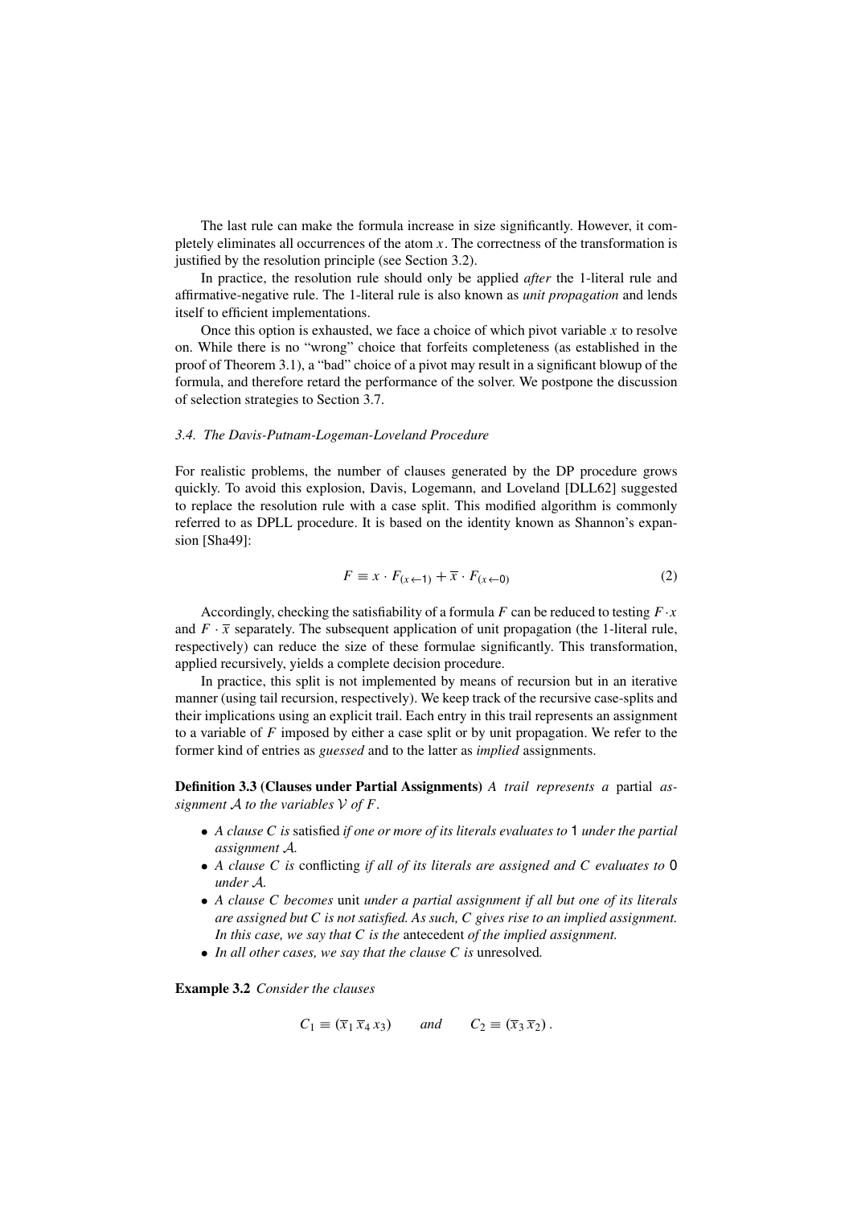The last rule can make the formula increase in size significantly. However, it completely eliminates all occurrences of the atom $x$. The correctness of the transformation is justified by the resolution principle (see Section 3.2).

In practice, the resolution rule should only be applied *after* the 1-literal rule and affirmative-negative rule. The 1-literal rule is also known as *unit propagation* and lends itself to efficient implementations.

Once this option is exhausted, we face a choice of which pivot variable $x$ to resolve on. While there is no "wrong" choice that forfeits completeness (as established in the proof of Theorem 3.1), a "bad" choice of a pivot may result in a significant blowup of the formula, and therefore retard the performance of the solver. We postpone the discussion of selection strategies to Section 3.7.

### *3.4. The Davis-Putnam-Logeman-Loveland Procedure*

For realistic problems, the number of clauses generated by the DP procedure grows quickly. To avoid this explosion, Davis, Logemann, and Loveland [DLL62] suggested to replace the resolution rule with a case split. This modified algorithm is commonly referred to as DPLL procedure. It is based on the identity known as Shannon's expansion [Sha49]:

$$F \equiv x \cdot F_{(x \leftarrow 1)} + \overline{x} \cdot F_{(x \leftarrow 0)} \tag{2}$$

Accordingly, checking the satisfiability of a formula $F$ can be reduced to testing $F \cdot x$ and $F \cdot \overline{x}$ separately. The subsequent application of unit propagation (the 1-literal rule, respectively) can reduce the size of these formulae significantly. This transformation, applied recursively, yields a complete decision procedure.

In practice, this split is not implemented by means of recursion but in an iterative manner (using tail recursion, respectively). We keep track of the recursive case-splits and their implications using an explicit trail. Each entry in this trail represents an assignment to a variable of $F$ imposed by either a case split or by unit propagation. We refer to the former kind of entries as *guessed* and to the latter as *implied* assignments.

**Definition 3.3 (Clauses under Partial Assignments)** *A trail represents a* partial *assignment $\mathcal{A}$ to the variables $\mathcal{V}$ of $F$.*

- *A clause $C$ is* satisfied *if one or more of its literals evaluates to* 1 *under the partial assignment $\mathcal{A}$.*
- *A clause $C$ is* conflicting *if all of its literals are assigned and $C$ evaluates to* 0 *under $\mathcal{A}$.*
- *A clause $C$ becomes* unit *under a partial assignment if all but one of its literals are assigned but $C$ is not satisfied. As such, $C$ gives rise to an implied assignment. In this case, we say that $C$ is the* antecedent *of the implied assignment.*
- *In all other cases, we say that the clause $C$ is* unresolved*.*

**Example 3.2** *Consider the clauses*

$$C_1 \equiv (\overline{x}_1\, \overline{x}_4\, x_3) \qquad \textit{and} \qquad C_2 \equiv (\overline{x}_3\, \overline{x}_2)\,.$$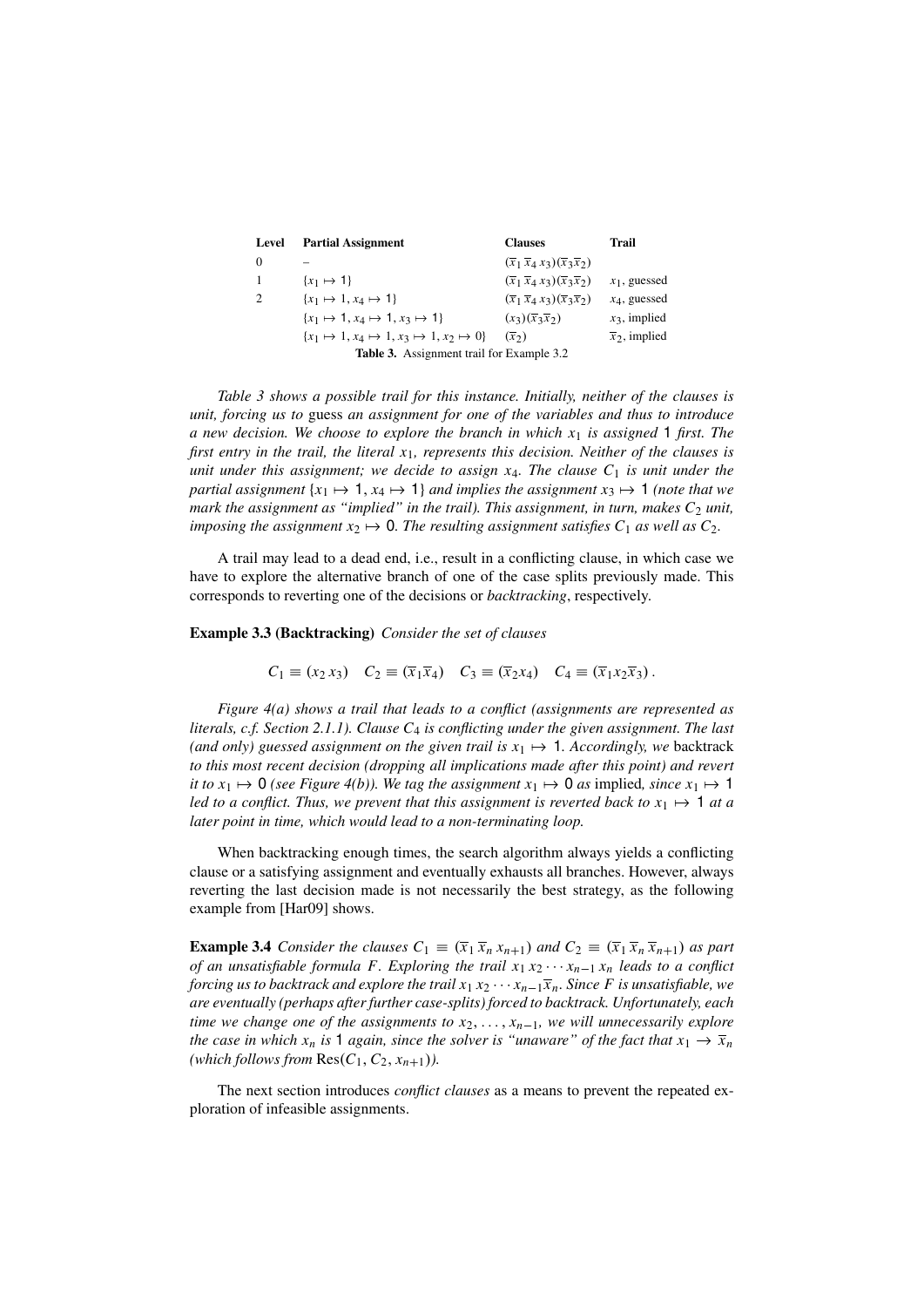| Level | Partial Assignment | Clauses | Trail |
|---|---|---|---|
| 0 | – | $(\overline{x}_1\,\overline{x}_4\,x_3)(\overline{x}_3\overline{x}_2)$ | |
| 1 | $\{x_1 \mapsto 1\}$ | $(\overline{x}_1\,\overline{x}_4\,x_3)(\overline{x}_3\overline{x}_2)$ | $x_1$, guessed |
| 2 | $\{x_1 \mapsto 1, x_4 \mapsto 1\}$ | $(\overline{x}_1\,\overline{x}_4\,x_3)(\overline{x}_3\overline{x}_2)$ | $x_4$, guessed |
| | $\{x_1 \mapsto 1, x_4 \mapsto 1, x_3 \mapsto 1\}$ | $(x_3)(\overline{x}_3\overline{x}_2)$ | $x_3$, implied |
| | $\{x_1 \mapsto 1, x_4 \mapsto 1, x_3 \mapsto 1, x_2 \mapsto 0\}$ | $(\overline{x}_2)$ | $\overline{x}_2$, implied |

**Table 3.** Assignment trail for Example 3.2

*Table 3 shows a possible trail for this instance. Initially, neither of the clauses is unit, forcing us to* guess *an assignment for one of the variables and thus to introduce a new decision. We choose to explore the branch in which $x_1$ is assigned 1 first. The first entry in the trail, the literal $x_1$, represents this decision. Neither of the clauses is unit under this assignment; we decide to assign $x_4$. The clause $C_1$ is unit under the partial assignment $\{x_1 \mapsto 1, x_4 \mapsto 1\}$ and implies the assignment $x_3 \mapsto 1$ (note that we mark the assignment as "implied" in the trail). This assignment, in turn, makes $C_2$ unit, imposing the assignment $x_2 \mapsto 0$. The resulting assignment satisfies $C_1$ as well as $C_2$.*

A trail may lead to a dead end, i.e., result in a conflicting clause, in which case we have to explore the alternative branch of one of the case splits previously made. This corresponds to reverting one of the decisions or *backtracking*, respectively.

**Example 3.3 (Backtracking)** *Consider the set of clauses*

$$C_1 \equiv (x_2\,x_3) \quad C_2 \equiv (\overline{x}_1\overline{x}_4) \quad C_3 \equiv (\overline{x}_2 x_4) \quad C_4 \equiv (\overline{x}_1 x_2 \overline{x}_3)\,.$$

*Figure 4(a) shows a trail that leads to a conflict (assignments are represented as literals, c.f. Section 2.1.1). Clause $C_4$ is conflicting under the given assignment. The last (and only) guessed assignment on the given trail is $x_1 \mapsto 1$. Accordingly, we* backtrack *to this most recent decision (dropping all implications made after this point) and revert it to $x_1 \mapsto 0$ (see Figure 4(b)). We tag the assignment $x_1 \mapsto 0$ as* implied*, since $x_1 \mapsto 1$ led to a conflict. Thus, we prevent that this assignment is reverted back to $x_1 \mapsto 1$ at a later point in time, which would lead to a non-terminating loop.*

When backtracking enough times, the search algorithm always yields a conflicting clause or a satisfying assignment and eventually exhausts all branches. However, always reverting the last decision made is not necessarily the best strategy, as the following example from [Har09] shows.

**Example 3.4** *Consider the clauses $C_1 \equiv (\overline{x}_1\,\overline{x}_n\,x_{n+1})$ and $C_2 \equiv (\overline{x}_1\,\overline{x}_n\,\overline{x}_{n+1})$ as part of an unsatisfiable formula $F$. Exploring the trail $x_1\,x_2 \cdots x_{n-1}\,x_n$ leads to a conflict forcing us to backtrack and explore the trail $x_1\,x_2 \cdots x_{n-1}\overline{x}_n$. Since $F$ is unsatisfiable, we are eventually (perhaps after further case-splits) forced to backtrack. Unfortunately, each time we change one of the assignments to $x_2, \ldots, x_{n-1}$, we will unnecessarily explore the case in which $x_n$ is 1 again, since the solver is "unaware" of the fact that $x_1 \rightarrow \overline{x}_n$ (which follows from $\mathrm{Res}(C_1, C_2, x_{n+1})$).*

The next section introduces *conflict clauses* as a means to prevent the repeated exploration of infeasible assignments.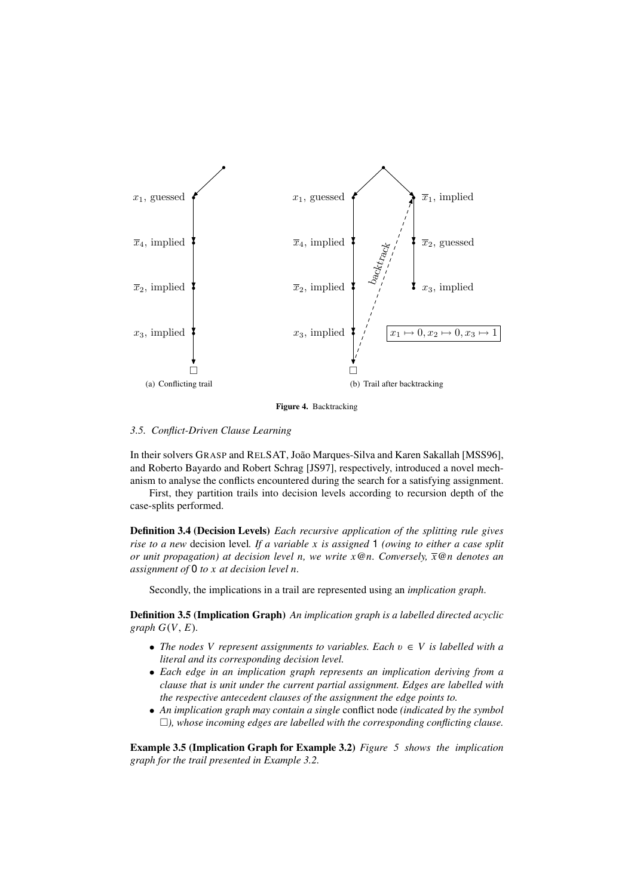(a) Conflicting trail

(b) Trail after backtracking

**Figure 4.** Backtracking

### *3.5. Conflict-Driven Clause Learning*

In their solvers GRASP and RELSAT, João Marques-Silva and Karen Sakallah [MSS96], and Roberto Bayardo and Robert Schrag [JS97], respectively, introduced a novel mechanism to analyse the conflicts encountered during the search for a satisfying assignment.

First, they partition trails into decision levels according to recursion depth of the case-splits performed.

**Definition 3.4 (Decision Levels)** *Each recursive application of the splitting rule gives rise to a new* decision level*. If a variable $x$ is assigned* 1 *(owing to either a case split or unit propagation) at decision level $n$, we write $x@n$. Conversely, $\overline{x}@n$ denotes an assignment of* 0 *to $x$ at decision level $n$.*

Secondly, the implications in a trail are represented using an *implication graph*.

**Definition 3.5 (Implication Graph)** *An implication graph is a labelled directed acyclic graph $G(V, E)$.*

- *The nodes $V$ represent assignments to variables. Each $v \in V$ is labelled with a literal and its corresponding decision level.*
- *Each edge in an implication graph represents an implication deriving from a clause that is unit under the current partial assignment. Edges are labelled with the respective antecedent clauses of the assignment the edge points to.*
- *An implication graph may contain a single* conflict node *(indicated by the symbol $\square$), whose incoming edges are labelled with the corresponding conflicting clause.*

**Example 3.5 (Implication Graph for Example 3.2)** *Figure 5 shows the implication graph for the trail presented in Example 3.2.*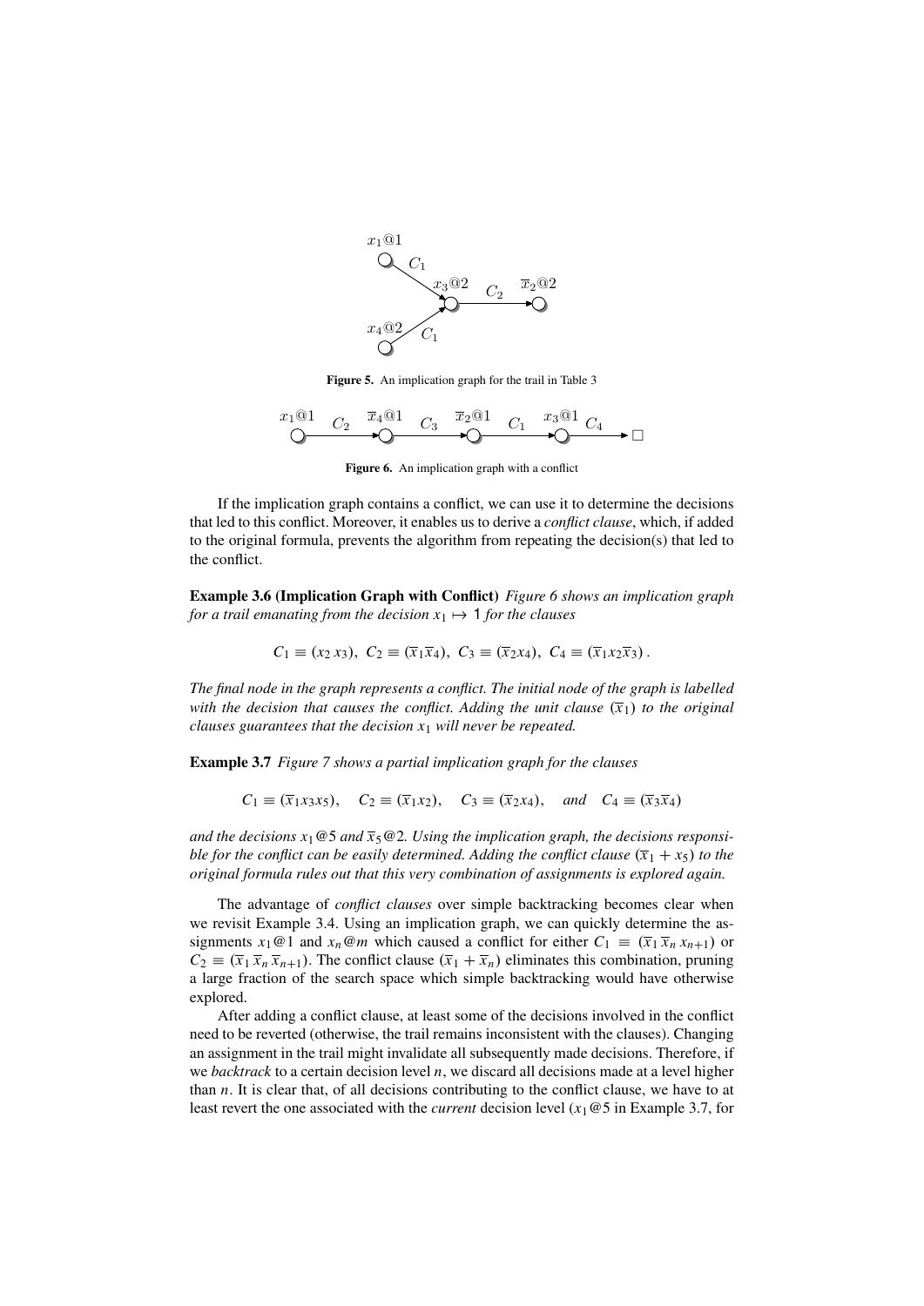Figure 5. An implication graph for the trail in Table 3

Figure 6. An implication graph with a conflict

If the implication graph contains a conflict, we can use it to determine the decisions that led to this conflict. Moreover, it enables us to derive a *conflict clause*, which, if added to the original formula, prevents the algorithm from repeating the decision(s) that led to the conflict.

**Example 3.6 (Implication Graph with Conflict)** *Figure 6 shows an implication graph for a trail emanating from the decision $x_1 \mapsto 1$ for the clauses*

$$C_1 \equiv (x_2\, x_3),\ C_2 \equiv (\overline{x}_1 \overline{x}_4),\ C_3 \equiv (\overline{x}_2 x_4),\ C_4 \equiv (\overline{x}_1 x_2 \overline{x}_3)\,.$$

*The final node in the graph represents a conflict. The initial node of the graph is labelled with the decision that causes the conflict. Adding the unit clause $(\overline{x}_1)$ to the original clauses guarantees that the decision $x_1$ will never be repeated.*

**Example 3.7** *Figure 7 shows a partial implication graph for the clauses*

$$C_1 \equiv (\overline{x}_1 x_3 x_5), \quad C_2 \equiv (\overline{x}_1 x_2), \quad C_3 \equiv (\overline{x}_2 x_4), \quad \textit{and} \quad C_4 \equiv (\overline{x}_3 \overline{x}_4)$$

*and the decisions $x_1@5$ and $\overline{x}_5@2$. Using the implication graph, the decisions responsible for the conflict can be easily determined. Adding the conflict clause $(\overline{x}_1 + x_5)$ to the original formula rules out that this very combination of assignments is explored again.*

The advantage of *conflict clauses* over simple backtracking becomes clear when we revisit Example 3.4. Using an implication graph, we can quickly determine the assignments $x_1@1$ and $x_n@m$ which caused a conflict for either $C_1 \equiv (\overline{x}_1\, \overline{x}_n\, x_{n+1})$ or $C_2 \equiv (\overline{x}_1\, \overline{x}_n\, \overline{x}_{n+1})$. The conflict clause $(\overline{x}_1 + \overline{x}_n)$ eliminates this combination, pruning a large fraction of the search space which simple backtracking would have otherwise explored.

After adding a conflict clause, at least some of the decisions involved in the conflict need to be reverted (otherwise, the trail remains inconsistent with the clauses). Changing an assignment in the trail might invalidate all subsequently made decisions. Therefore, if we *backtrack* to a certain decision level $n$, we discard all decisions made at a level higher than $n$. It is clear that, of all decisions contributing to the conflict clause, we have to at least revert the one associated with the *current* decision level ($x_1@5$ in Example 3.7, for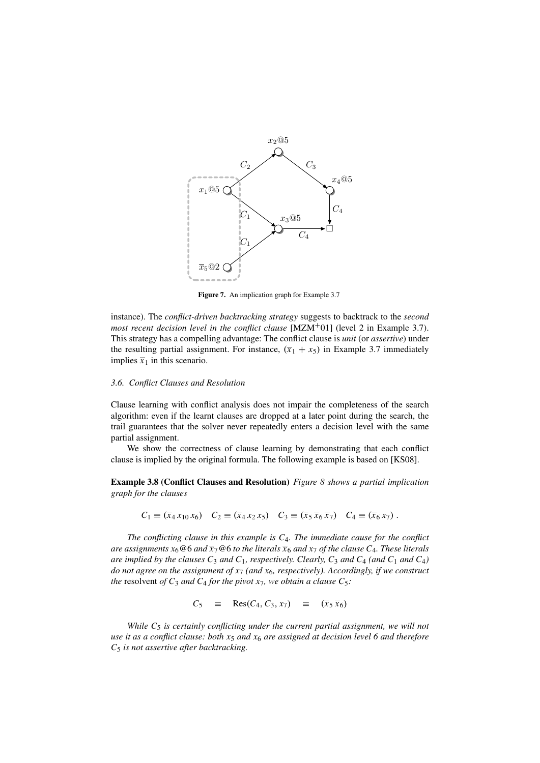**Figure 7.** An implication graph for Example 3.7

instance). The *conflict-driven backtracking strategy* suggests to backtrack to the *second most recent decision level in the conflict clause* [MZM+01] (level 2 in Example 3.7). This strategy has a compelling advantage: The conflict clause is *unit* (or *assertive*) under the resulting partial assignment. For instance, $(\overline{x}_1 + x_5)$ in Example 3.7 immediately implies $\overline{x}_1$ in this scenario.

### 3.6. Conflict Clauses and Resolution

Clause learning with conflict analysis does not impair the completeness of the search algorithm: even if the learnt clauses are dropped at a later point during the search, the trail guarantees that the solver never repeatedly enters a decision level with the same partial assignment.

We show the correctness of clause learning by demonstrating that each conflict clause is implied by the original formula. The following example is based on [KS08].

**Example 3.8 (Conflict Clauses and Resolution)** *Figure 8 shows a partial implication graph for the clauses*

$$C_1 \equiv (\overline{x}_4\, x_{10}\, x_6) \quad C_2 \equiv (\overline{x}_4\, x_2\, x_5) \quad C_3 \equiv (\overline{x}_5\, \overline{x}_6\, \overline{x}_7) \quad C_4 \equiv (\overline{x}_6\, x_7)\ .$$

*The conflicting clause in this example is $C_4$. The immediate cause for the conflict are assignments $x_6@6$ and $\overline{x}_7@6$ to the literals $\overline{x}_6$ and $x_7$ of the clause $C_4$. These literals are implied by the clauses $C_3$ and $C_1$, respectively. Clearly, $C_3$ and $C_4$ (and $C_1$ and $C_4$) do not agree on the assignment of $x_7$ (and $x_6$, respectively). Accordingly, if we construct the* resolvent *of $C_3$ and $C_4$ for the pivot $x_7$, we obtain a clause $C_5$:*

$$C_5 \quad \equiv \quad \text{Res}(C_4, C_3, x_7) \quad \equiv \quad (\overline{x}_5\, \overline{x}_6)$$

*While $C_5$ is certainly conflicting under the current partial assignment, we will not use it as a conflict clause: both $x_5$ and $x_6$ are assigned at decision level 6 and therefore $C_5$ is not assertive after backtracking.*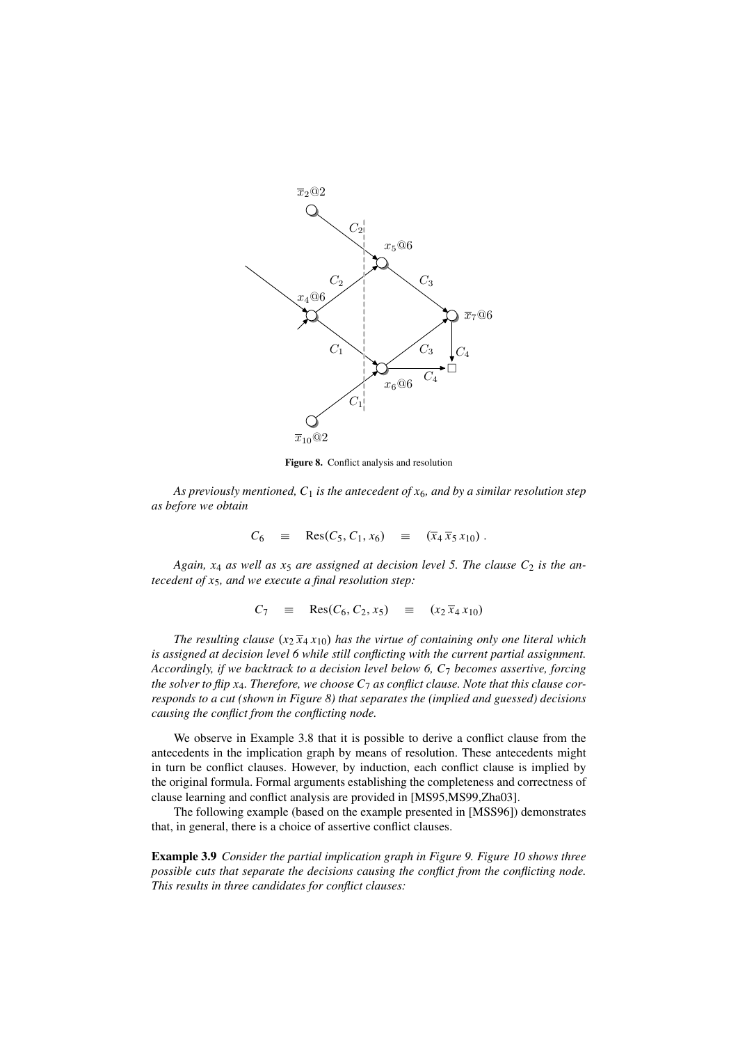**Figure 8.** Conflict analysis and resolution

*As previously mentioned, $C_1$ is the antecedent of $x_6$, and by a similar resolution step as before we obtain*

$$C_6 \quad \equiv \quad \text{Res}(C_5, C_1, x_6) \quad \equiv \quad (\overline{x}_4\, \overline{x}_5\, x_{10}) \ .$$

*Again, $x_4$ as well as $x_5$ are assigned at decision level 5. The clause $C_2$ is the antecedent of $x_5$, and we execute a final resolution step:*

$$C_7 \quad \equiv \quad \text{Res}(C_6, C_2, x_5) \quad \equiv \quad (x_2\, \overline{x}_4\, x_{10})$$

*The resulting clause $(x_2\, \overline{x}_4\, x_{10})$ has the virtue of containing only one literal which is assigned at decision level 6 while still conflicting with the current partial assignment. Accordingly, if we backtrack to a decision level below 6, $C_7$ becomes assertive, forcing the solver to flip $x_4$. Therefore, we choose $C_7$ as conflict clause. Note that this clause corresponds to a cut (shown in Figure 8) that separates the (implied and guessed) decisions causing the conflict from the conflicting node.*

We observe in Example 3.8 that it is possible to derive a conflict clause from the antecedents in the implication graph by means of resolution. These antecedents might in turn be conflict clauses. However, by induction, each conflict clause is implied by the original formula. Formal arguments establishing the completeness and correctness of clause learning and conflict analysis are provided in [MS95,MS99,Zha03].

The following example (based on the example presented in [MSS96]) demonstrates that, in general, there is a choice of assertive conflict clauses.

**Example 3.9** *Consider the partial implication graph in Figure 9. Figure 10 shows three possible cuts that separate the decisions causing the conflict from the conflicting node. This results in three candidates for conflict clauses:*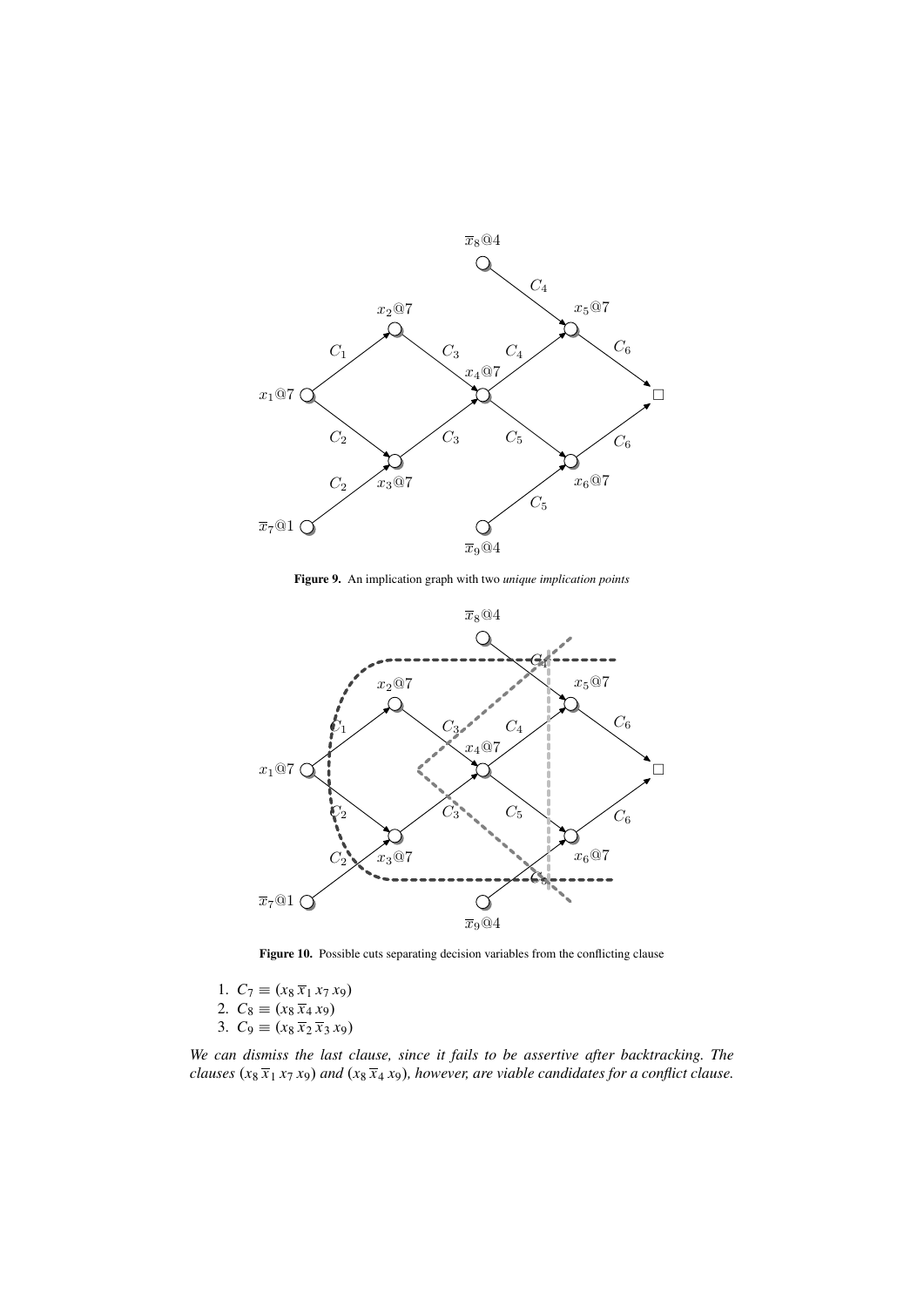**Figure 9.** An implication graph with two *unique implication points*

**Figure 10.** Possible cuts separating decision variables from the conflicting clause

1. $C_7 \equiv (x_8\, \overline{x}_1\, x_7\, x_9)$
2. $C_8 \equiv (x_8\, \overline{x}_4\, x_9)$
3. $C_9 \equiv (x_8\, \overline{x}_2\, \overline{x}_3\, x_9)$

*We can dismiss the last clause, since it fails to be assertive after backtracking. The clauses* $(x_8\, \overline{x}_1\, x_7\, x_9)$ *and* $(x_8\, \overline{x}_4\, x_9)$*, however, are viable candidates for a conflict clause.*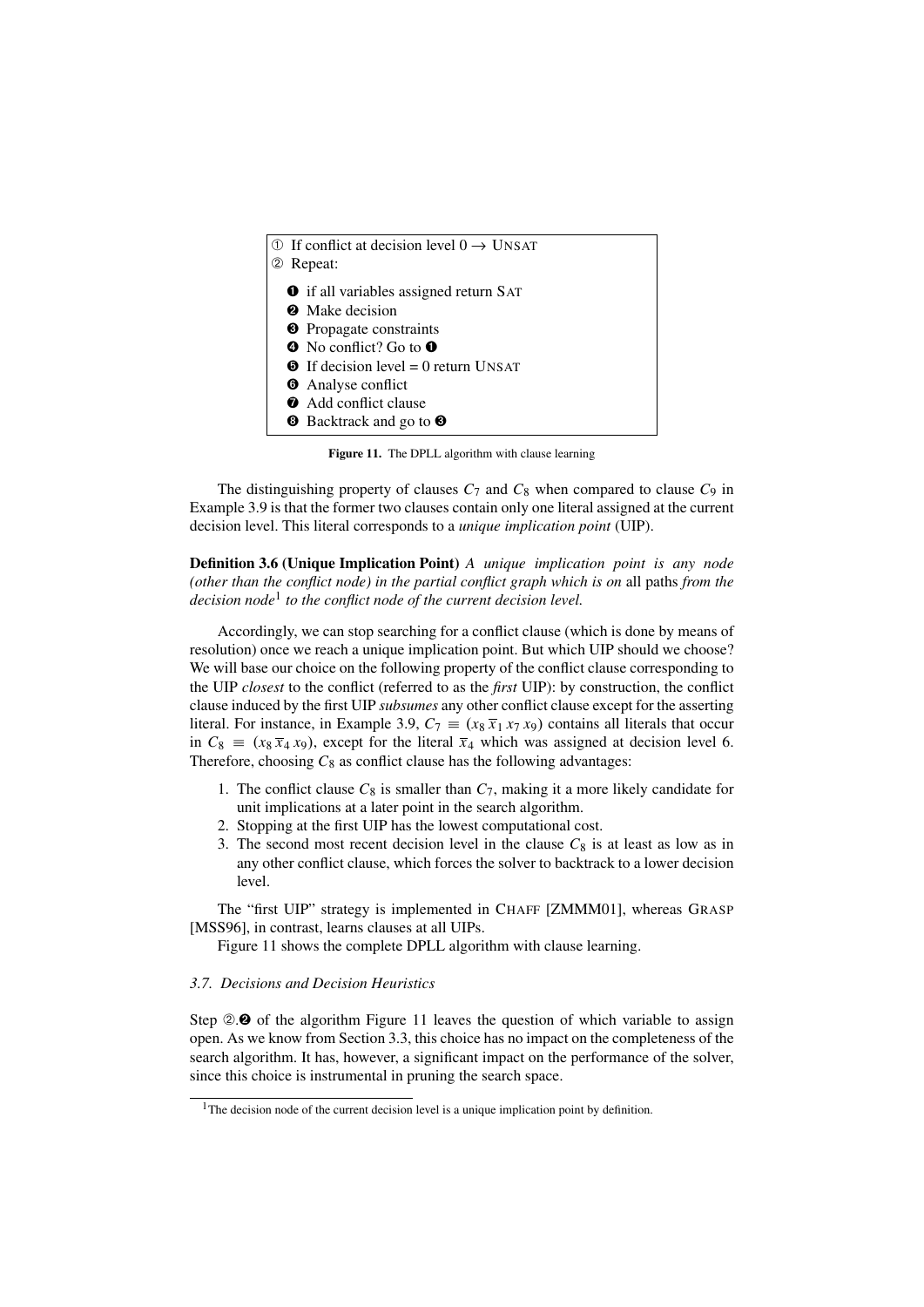① If conflict at decision level 0 → UNSAT
② Repeat:

- ❶ if all variables assigned return SAT
- ❷ Make decision
- ❸ Propagate constraints
- ❹ No conflict? Go to ❶
- ❺ If decision level = 0 return UNSAT
- ❻ Analyse conflict
- ❼ Add conflict clause
- ❽ Backtrack and go to ❸

**Figure 11.** The DPLL algorithm with clause learning

The distinguishing property of clauses $C_7$ and $C_8$ when compared to clause $C_9$ in Example 3.9 is that the former two clauses contain only one literal assigned at the current decision level. This literal corresponds to a *unique implication point* (UIP).

**Definition 3.6 (Unique Implication Point)** *A unique implication point is any node (other than the conflict node) in the partial conflict graph which is on* all paths *from the decision node*[1] *to the conflict node of the current decision level.*

Accordingly, we can stop searching for a conflict clause (which is done by means of resolution) once we reach a unique implication point. But which UIP should we choose? We will base our choice on the following property of the conflict clause corresponding to the UIP *closest* to the conflict (referred to as the *first* UIP): by construction, the conflict clause induced by the first UIP *subsumes* any other conflict clause except for the asserting literal. For instance, in Example 3.9, $C_7 \equiv (x_8\,\overline{x}_1\,x_7\,x_9)$ contains all literals that occur in $C_8 \equiv (x_8\,\overline{x}_4\,x_9)$, except for the literal $\overline{x}_4$ which was assigned at decision level 6. Therefore, choosing $C_8$ as conflict clause has the following advantages:

1. The conflict clause $C_8$ is smaller than $C_7$, making it a more likely candidate for unit implications at a later point in the search algorithm.
2. Stopping at the first UIP has the lowest computational cost.
3. The second most recent decision level in the clause $C_8$ is at least as low as in any other conflict clause, which forces the solver to backtrack to a lower decision level.

The "first UIP" strategy is implemented in CHAFF [ZMMM01], whereas GRASP [MSS96], in contrast, learns clauses at all UIPs.

Figure 11 shows the complete DPLL algorithm with clause learning.

### 3.7. Decisions and Decision Heuristics

Step ②.❷ of the algorithm Figure 11 leaves the question of which variable to assign open. As we know from Section 3.3, this choice has no impact on the completeness of the search algorithm. It has, however, a significant impact on the performance of the solver, since this choice is instrumental in pruning the search space.

[1] The decision node of the current decision level is a unique implication point by definition.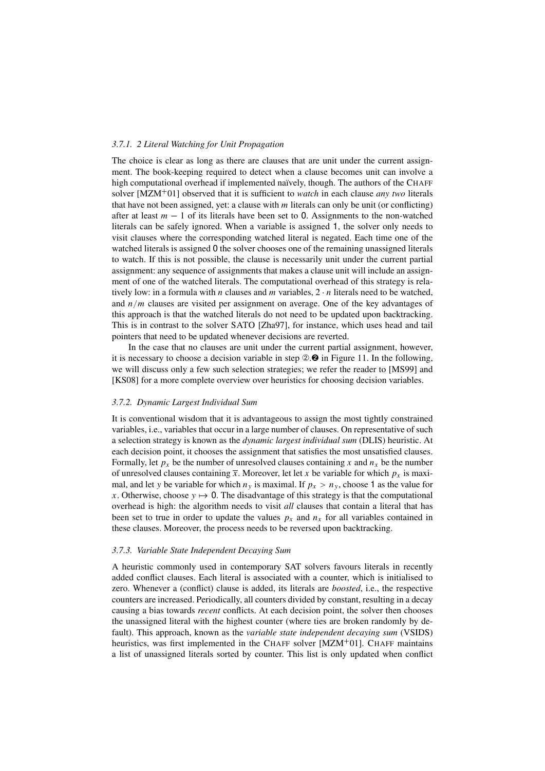### 3.7.1. 2 Literal Watching for Unit Propagation

The choice is clear as long as there are clauses that are unit under the current assignment. The book-keeping required to detect when a clause becomes unit can involve a high computational overhead if implemented naïvely, though. The authors of the CHAFF solver [MZM+01] observed that it is sufficient to *watch* in each clause *any two* literals that have not been assigned, yet: a clause with $m$ literals can only be unit (or conflicting) after at least $m - 1$ of its literals have been set to 0. Assignments to the non-watched literals can be safely ignored. When a variable is assigned 1, the solver only needs to visit clauses where the corresponding watched literal is negated. Each time one of the watched literals is assigned 0 the solver chooses one of the remaining unassigned literals to watch. If this is not possible, the clause is necessarily unit under the current partial assignment: any sequence of assignments that makes a clause unit will include an assignment of one of the watched literals. The computational overhead of this strategy is relatively low: in a formula with $n$ clauses and $m$ variables, $2 \cdot n$ literals need to be watched, and $n/m$ clauses are visited per assignment on average. One of the key advantages of this approach is that the watched literals do not need to be updated upon backtracking. This is in contrast to the solver SATO [Zha97], for instance, which uses head and tail pointers that need to be updated whenever decisions are reverted.

In the case that no clauses are unit under the current partial assignment, however, it is necessary to choose a decision variable in step ②.❷ in Figure 11. In the following, we will discuss only a few such selection strategies; we refer the reader to [MS99] and [KS08] for a more complete overview over heuristics for choosing decision variables.

### 3.7.2. Dynamic Largest Individual Sum

It is conventional wisdom that it is advantageous to assign the most tightly constrained variables, i.e., variables that occur in a large number of clauses. On representative of such a selection strategy is known as the *dynamic largest individual sum* (DLIS) heuristic. At each decision point, it chooses the assignment that satisfies the most unsatisfied clauses. Formally, let $p_x$ be the number of unresolved clauses containing $x$ and $n_x$ be the number of unresolved clauses containing $\overline{x}$. Moreover, let let $x$ be variable for which $p_x$ is maximal, and let $y$ be variable for which $n_y$ is maximal. If $p_x > n_y$, choose 1 as the value for $x$. Otherwise, choose $y \mapsto 0$. The disadvantage of this strategy is that the computational overhead is high: the algorithm needs to visit *all* clauses that contain a literal that has been set to true in order to update the values $p_x$ and $n_x$ for all variables contained in these clauses. Moreover, the process needs to be reversed upon backtracking.

### 3.7.3. Variable State Independent Decaying Sum

A heuristic commonly used in contemporary SAT solvers favours literals in recently added conflict clauses. Each literal is associated with a counter, which is initialised to zero. Whenever a (conflict) clause is added, its literals are *boosted*, i.e., the respective counters are increased. Periodically, all counters divided by constant, resulting in a decay causing a bias towards *recent* conflicts. At each decision point, the solver then chooses the unassigned literal with the highest counter (where ties are broken randomly by default). This approach, known as the *variable state independent decaying sum* (VSIDS) heuristics, was first implemented in the CHAFF solver [MZM+01]. CHAFF maintains a list of unassigned literals sorted by counter. This list is only updated when conflict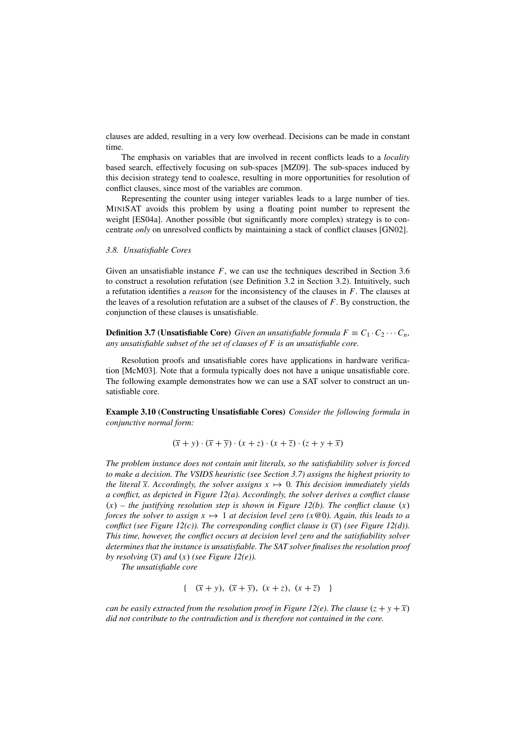clauses are added, resulting in a very low overhead. Decisions can be made in constant time.

The emphasis on variables that are involved in recent conflicts leads to a *locality* based search, effectively focusing on sub-spaces [MZ09]. The sub-spaces induced by this decision strategy tend to coalesce, resulting in more opportunities for resolution of conflict clauses, since most of the variables are common.

Representing the counter using integer variables leads to a large number of ties. MiniSAT avoids this problem by using a floating point number to represent the weight [ES04a]. Another possible (but significantly more complex) strategy is to concentrate *only* on unresolved conflicts by maintaining a stack of conflict clauses [GN02].

### *3.8. Unsatisfiable Cores*

Given an unsatisfiable instance $F$, we can use the techniques described in Section 3.6 to construct a resolution refutation (see Definition 3.2 in Section 3.2). Intuitively, such a refutation identifies a *reason* for the inconsistency of the clauses in $F$. The clauses at the leaves of a resolution refutation are a subset of the clauses of $F$. By construction, the conjunction of these clauses is unsatisfiable.

**Definition 3.7 (Unsatisfiable Core)** *Given an unsatisfiable formula $F \equiv C_1 \cdot C_2 \cdots C_n$, any unsatisfiable subset of the set of clauses of $F$ is an unsatisfiable core.*

Resolution proofs and unsatisfiable cores have applications in hardware verification [McM03]. Note that a formula typically does not have a unique unsatisfiable core. The following example demonstrates how we can use a SAT solver to construct an unsatisfiable core.

**Example 3.10 (Constructing Unsatisfiable Cores)** *Consider the following formula in conjunctive normal form:*

$$(\overline{x} + y) \cdot (\overline{x} + \overline{y}) \cdot (x + z) \cdot (x + \overline{z}) \cdot (z + y + \overline{x})$$

*The problem instance does not contain unit literals, so the satisfiability solver is forced to make a decision. The VSIDS heuristic (see Section 3.7) assigns the highest priority to the literal $\overline{x}$. Accordingly, the solver assigns $x \mapsto 0$. This decision immediately yields a conflict, as depicted in Figure 12(a). Accordingly, the solver derives a conflict clause $(x)$ – the justifying resolution step is shown in Figure 12(b). The conflict clause $(x)$ forces the solver to assign $x \mapsto 1$ at decision level zero ($x@0$). Again, this leads to a conflict (see Figure 12(c)). The corresponding conflict clause is $(\overline{x})$ (see Figure 12(d)). This time, however, the conflict occurs at decision level zero and the satisfiability solver determines that the instance is unsatisfiable. The SAT solver finalises the resolution proof by resolving $(\overline{x})$ and $(x)$ (see Figure 12(e)).*

*The unsatisfiable core*

$$\{ \quad (\overline{x} + y),\ (\overline{x} + \overline{y}),\ (x + z),\ (x + \overline{z}) \quad \}$$

*can be easily extracted from the resolution proof in Figure 12(e). The clause $(z + y + \overline{x})$ did not contribute to the contradiction and is therefore not contained in the core.*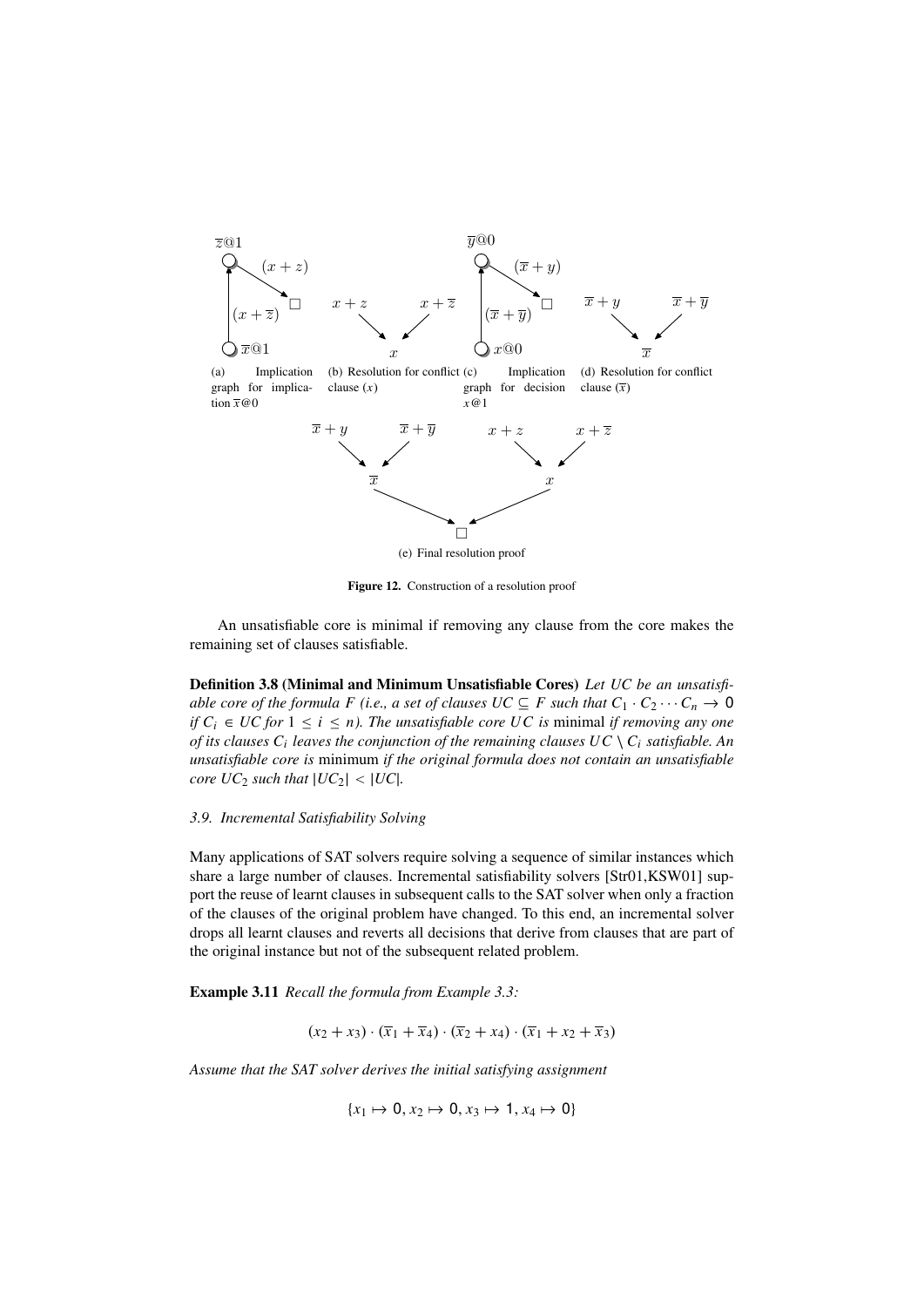Figure 12. Construction of a resolution proof

(a) Implication graph for implication $\overline{x}@0$ (b) Resolution for conflict clause $(x)$ (c) Implication graph for decision $x@1$ (d) Resolution for conflict clause $(\overline{x})$ (e) Final resolution proof

An unsatisfiable core is minimal if removing any clause from the core makes the remaining set of clauses satisfiable.

**Definition 3.8 (Minimal and Minimum Unsatisfiable Cores)** *Let UC be an unsatisfiable core of the formula F (i.e., a set of clauses $UC \subseteq F$ such that $C_1 \cdot C_2 \cdots C_n \rightarrow 0$ if $C_i \in UC$ for $1 \leq i \leq n$). The unsatisfiable core UC is* minimal *if removing any one of its clauses $C_i$ leaves the conjunction of the remaining clauses $UC \setminus C_i$ satisfiable. An unsatisfiable core is* minimum *if the original formula does not contain an unsatisfiable core $UC_2$ such that $|UC_2| < |UC|$.*

### 3.9. Incremental Satisfiability Solving

Many applications of SAT solvers require solving a sequence of similar instances which share a large number of clauses. Incremental satisfiability solvers [Str01,KSW01] support the reuse of learnt clauses in subsequent calls to the SAT solver when only a fraction of the clauses of the original problem have changed. To this end, an incremental solver drops all learnt clauses and reverts all decisions that derive from clauses that are part of the original instance but not of the subsequent related problem.

**Example 3.11** *Recall the formula from Example 3.3:*

$$(x_2 + x_3) \cdot (\overline{x}_1 + \overline{x}_4) \cdot (\overline{x}_2 + x_4) \cdot (\overline{x}_1 + x_2 + \overline{x}_3)$$

*Assume that the SAT solver derives the initial satisfying assignment*

$$\{x_1 \mapsto 0, x_2 \mapsto 0, x_3 \mapsto 1, x_4 \mapsto 0\}$$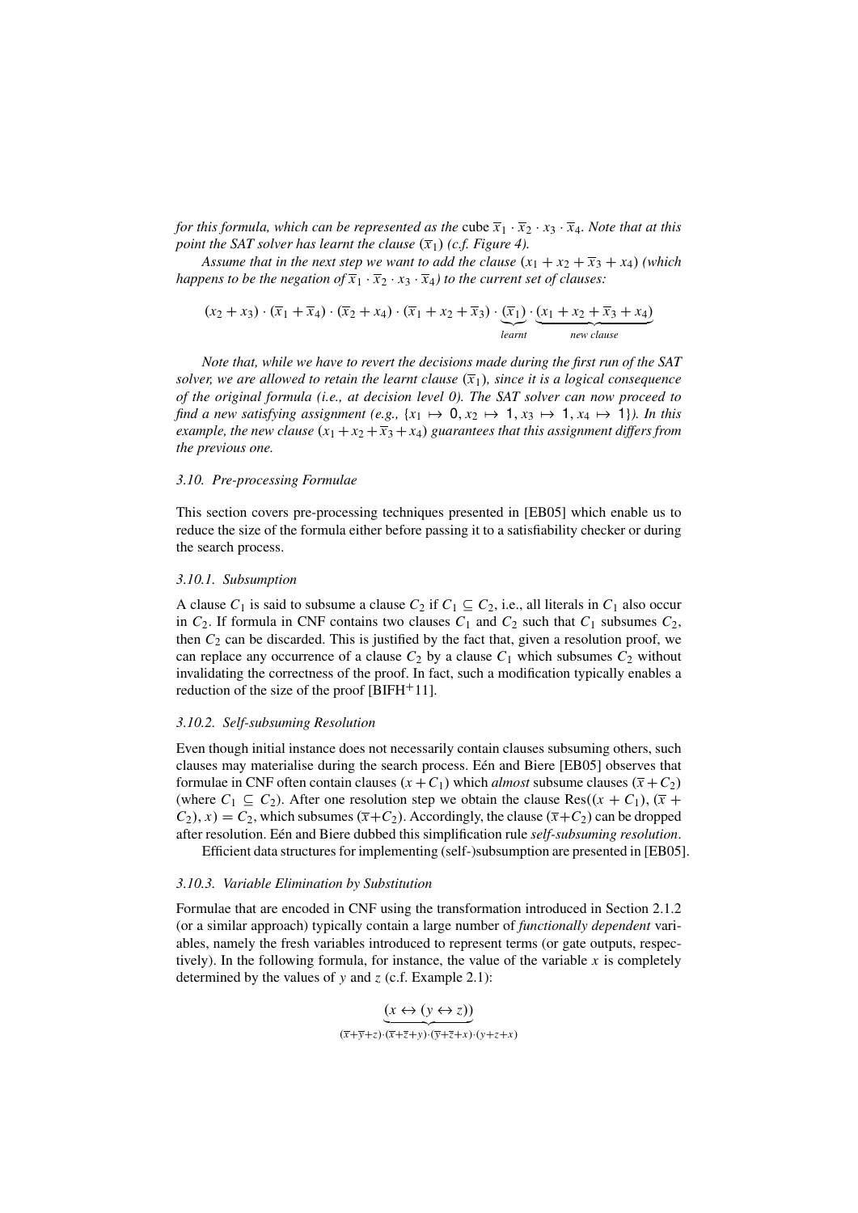*for this formula, which can be represented as the* cube $\overline{x}_1 \cdot \overline{x}_2 \cdot x_3 \cdot \overline{x}_4$. *Note that at this point the SAT solver has learnt the clause* $(\overline{x}_1)$ *(c.f. Figure 4).*

*Assume that in the next step we want to add the clause* $(x_1 + x_2 + \overline{x}_3 + x_4)$ *(which happens to be the negation of* $\overline{x}_1 \cdot \overline{x}_2 \cdot x_3 \cdot \overline{x}_4$*) to the current set of clauses:*

$$(x_2 + x_3) \cdot (\overline{x}_1 + \overline{x}_4) \cdot (\overline{x}_2 + x_4) \cdot (\overline{x}_1 + x_2 + \overline{x}_3) \cdot \underbrace{(\overline{x}_1)}_{\textit{learnt}} \cdot \underbrace{(x_1 + x_2 + \overline{x}_3 + x_4)}_{\textit{new clause}}$$

*Note that, while we have to revert the decisions made during the first run of the SAT solver, we are allowed to retain the learnt clause* $(\overline{x}_1)$*, since it is a logical consequence of the original formula (i.e., at decision level 0). The SAT solver can now proceed to find a new satisfying assignment (e.g.,* $\{x_1 \mapsto 0, x_2 \mapsto 1, x_3 \mapsto 1, x_4 \mapsto 1\}$*). In this example, the new clause* $(x_1 + x_2 + \overline{x}_3 + x_4)$ *guarantees that this assignment differs from the previous one.*

### 3.10. Pre-processing Formulae

This section covers pre-processing techniques presented in [EB05] which enable us to reduce the size of the formula either before passing it to a satisfiability checker or during the search process.

#### 3.10.1. Subsumption

A clause $C_1$ is said to subsume a clause $C_2$ if $C_1 \subseteq C_2$, i.e., all literals in $C_1$ also occur in $C_2$. If formula in CNF contains two clauses $C_1$ and $C_2$ such that $C_1$ subsumes $C_2$, then $C_2$ can be discarded. This is justified by the fact that, given a resolution proof, we can replace any occurrence of a clause $C_2$ by a clause $C_1$ which subsumes $C_2$ without invalidating the correctness of the proof. In fact, such a modification typically enables a reduction of the size of the proof [BIFH+11].

#### 3.10.2. Self-subsuming Resolution

Even though initial instance does not necessarily contain clauses subsuming others, such clauses may materialise during the search process. Eén and Biere [EB05] observes that formulae in CNF often contain clauses $(x + C_1)$ which *almost* subsume clauses $(\overline{x} + C_2)$ (where $C_1 \subseteq C_2$). After one resolution step we obtain the clause $\text{Res}((x + C_1), (\overline{x} + C_2), x) = C_2$, which subsumes $(\overline{x} + C_2)$. Accordingly, the clause $(\overline{x} + C_2)$ can be dropped after resolution. Eén and Biere dubbed this simplification rule *self-subsuming resolution*.

Efficient data structures for implementing (self-)subsumption are presented in [EB05].

#### 3.10.3. Variable Elimination by Substitution

Formulae that are encoded in CNF using the transformation introduced in Section 2.1.2 (or a similar approach) typically contain a large number of *functionally dependent* variables, namely the fresh variables introduced to represent terms (or gate outputs, respectively). In the following formula, for instance, the value of the variable $x$ is completely determined by the values of $y$ and $z$ (c.f. Example 2.1):

$$\underbrace{(x \leftrightarrow (y \leftrightarrow z))}_{(\overline{x}+\overline{y}+z)\cdot(\overline{x}+\overline{z}+y)\cdot(\overline{y}+\overline{z}+x)\cdot(y+z+x)}$$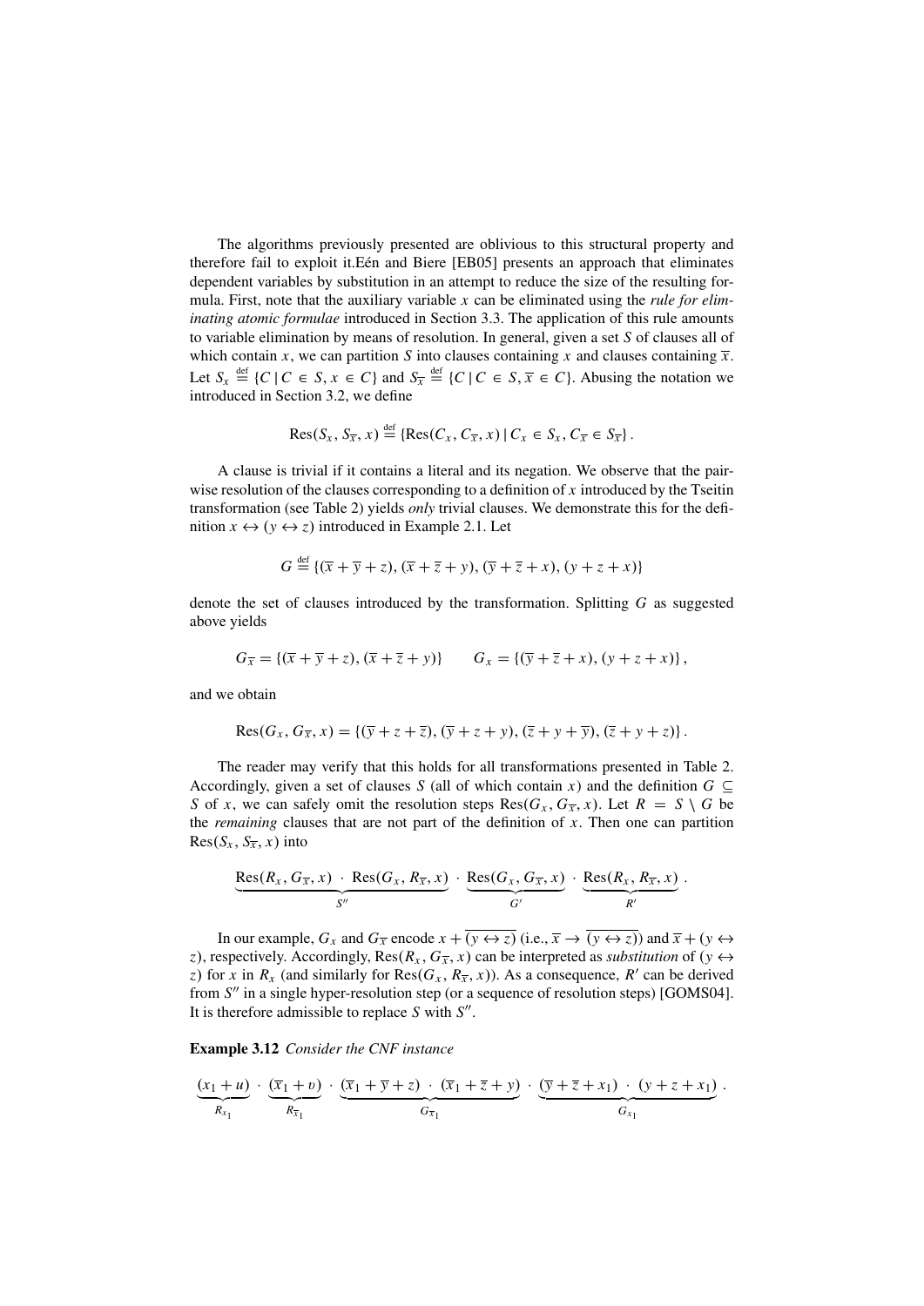The algorithms previously presented are oblivious to this structural property and therefore fail to exploit it.Eén and Biere [EB05] presents an approach that eliminates dependent variables by substitution in an attempt to reduce the size of the resulting formula. First, note that the auxiliary variable $x$ can be eliminated using the *rule for eliminating atomic formulae* introduced in Section 3.3. The application of this rule amounts to variable elimination by means of resolution. In general, given a set $S$ of clauses all of which contain $x$, we can partition $S$ into clauses containing $x$ and clauses containing $\overline{x}$. Let $S_x \stackrel{\text{def}}{=} \{C \mid C \in S, x \in C\}$ and $S_{\overline{x}} \stackrel{\text{def}}{=} \{C \mid C \in S, \overline{x} \in C\}$. Abusing the notation we introduced in Section 3.2, we define

$$\text{Res}(S_x, S_{\overline{x}}, x) \stackrel{\text{def}}{=} \{\text{Res}(C_x, C_{\overline{x}}, x) \mid C_x \in S_x, C_{\overline{x}} \in S_{\overline{x}}\}\,.$$

A clause is trivial if it contains a literal and its negation. We observe that the pairwise resolution of the clauses corresponding to a definition of $x$ introduced by the Tseitin transformation (see Table 2) yields *only* trivial clauses. We demonstrate this for the definition $x \leftrightarrow (y \leftrightarrow z)$ introduced in Example 2.1. Let

$$G \stackrel{\text{def}}{=} \{(\overline{x} + \overline{y} + z), (\overline{x} + \overline{z} + y), (\overline{y} + \overline{z} + x), (y + z + x)\}$$

denote the set of clauses introduced by the transformation. Splitting $G$ as suggested above yields

$$G_{\overline{x}} = \{(\overline{x} + \overline{y} + z), (\overline{x} + \overline{z} + y)\} \qquad G_x = \{(\overline{y} + \overline{z} + x), (y + z + x)\}\,,$$

and we obtain

$$\text{Res}(G_x, G_{\overline{x}}, x) = \{(\overline{y} + z + \overline{z}), (\overline{y} + z + y), (\overline{z} + y + \overline{y}), (\overline{z} + y + z)\}\,.$$

The reader may verify that this holds for all transformations presented in Table 2. Accordingly, given a set of clauses $S$ (all of which contain $x$) and the definition $G \subseteq S$ of $x$, we can safely omit the resolution steps $\text{Res}(G_x, G_{\overline{x}}, x)$. Let $R = S \setminus G$ be the *remaining* clauses that are not part of the definition of $x$. Then one can partition $\text{Res}(S_x, S_{\overline{x}}, x)$ into

$$\underbrace{\text{Res}(R_x, G_{\overline{x}}, x) \cdot \text{Res}(G_x, R_{\overline{x}}, x)}_{S''} \cdot \underbrace{\text{Res}(G_x, G_{\overline{x}}, x)}_{G'} \cdot \underbrace{\text{Res}(R_x, R_{\overline{x}}, x)}_{R'}\,.$$

In our example, $G_x$ and $G_{\overline{x}}$ encode $x + \overline{(y \leftrightarrow z)}$ (i.e., $\overline{x} \rightarrow \overline{(y \leftrightarrow z)}$) and $\overline{x} + (y \leftrightarrow z)$, respectively. Accordingly, $\text{Res}(R_x, G_{\overline{x}}, x)$ can be interpreted as *substitution* of $(y \leftrightarrow z)$ for $x$ in $R_x$ (and similarly for $\text{Res}(G_x, R_{\overline{x}}, x)$). As a consequence, $R'$ can be derived from $S''$ in a single hyper-resolution step (or a sequence of resolution steps) [GOMS04]. It is therefore admissible to replace $S$ with $S''$.

**Example 3.12** *Consider the CNF instance*

$$\underbrace{(x_1 + u)}_{R_{x_1}} \cdot \underbrace{(\overline{x}_1 + v)}_{R_{\overline{x}_1}} \cdot \underbrace{(\overline{x}_1 + \overline{y} + z) \cdot (\overline{x}_1 + \overline{z} + y)}_{G_{\overline{x}_1}} \cdot \underbrace{(\overline{y} + \overline{z} + x_1) \cdot (y + z + x_1)}_{G_{x_1}}\,.$$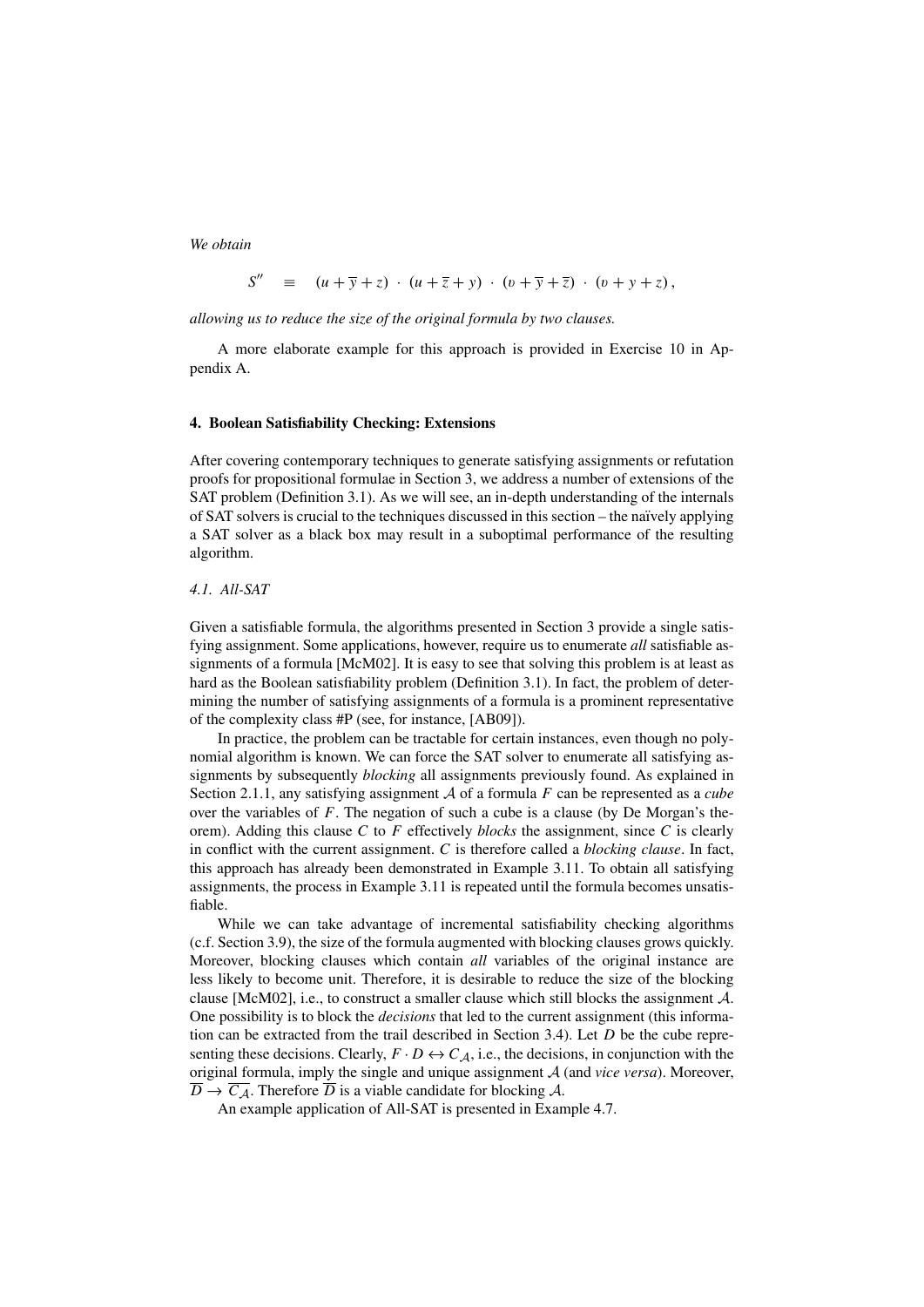*We obtain*

$$S'' \quad \equiv \quad (u + \overline{y} + z) \cdot (u + \overline{z} + y) \cdot (v + \overline{y} + \overline{z}) \cdot (v + y + z)\,,$$

*allowing us to reduce the size of the original formula by two clauses.*

A more elaborate example for this approach is provided in Exercise 10 in Appendix A.

## 4. Boolean Satisfiability Checking: Extensions

After covering contemporary techniques to generate satisfying assignments or refutation proofs for propositional formulae in Section 3, we address a number of extensions of the SAT problem (Definition 3.1). As we will see, an in-depth understanding of the internals of SAT solvers is crucial to the techniques discussed in this section – the naïvely applying a SAT solver as a black box may result in a suboptimal performance of the resulting algorithm.

### *4.1. All-SAT*

Given a satisfiable formula, the algorithms presented in Section 3 provide a single satisfying assignment. Some applications, however, require us to enumerate *all* satisfiable assignments of a formula [McM02]. It is easy to see that solving this problem is at least as hard as the Boolean satisfiability problem (Definition 3.1). In fact, the problem of determining the number of satisfying assignments of a formula is a prominent representative of the complexity class #P (see, for instance, [AB09]).

In practice, the problem can be tractable for certain instances, even though no polynomial algorithm is known. We can force the SAT solver to enumerate all satisfying assignments by subsequently *blocking* all assignments previously found. As explained in Section 2.1.1, any satisfying assignment $\mathcal{A}$ of a formula $F$ can be represented as a *cube* over the variables of $F$. The negation of such a cube is a clause (by De Morgan's theorem). Adding this clause $C$ to $F$ effectively *blocks* the assignment, since $C$ is clearly in conflict with the current assignment. $C$ is therefore called a *blocking clause*. In fact, this approach has already been demonstrated in Example 3.11. To obtain all satisfying assignments, the process in Example 3.11 is repeated until the formula becomes unsatisfiable.

While we can take advantage of incremental satisfiability checking algorithms (c.f. Section 3.9), the size of the formula augmented with blocking clauses grows quickly. Moreover, blocking clauses which contain *all* variables of the original instance are less likely to become unit. Therefore, it is desirable to reduce the size of the blocking clause [McM02], i.e., to construct a smaller clause which still blocks the assignment $\mathcal{A}$. One possibility is to block the *decisions* that led to the current assignment (this information can be extracted from the trail described in Section 3.4). Let $D$ be the cube representing these decisions. Clearly, $F \cdot D \leftrightarrow C_{\mathcal{A}}$, i.e., the decisions, in conjunction with the original formula, imply the single and unique assignment $\mathcal{A}$ (and *vice versa*). Moreover, $\overline{D} \rightarrow \overline{C_{\mathcal{A}}}$. Therefore $\overline{D}$ is a viable candidate for blocking $\mathcal{A}$.

An example application of All-SAT is presented in Example 4.7.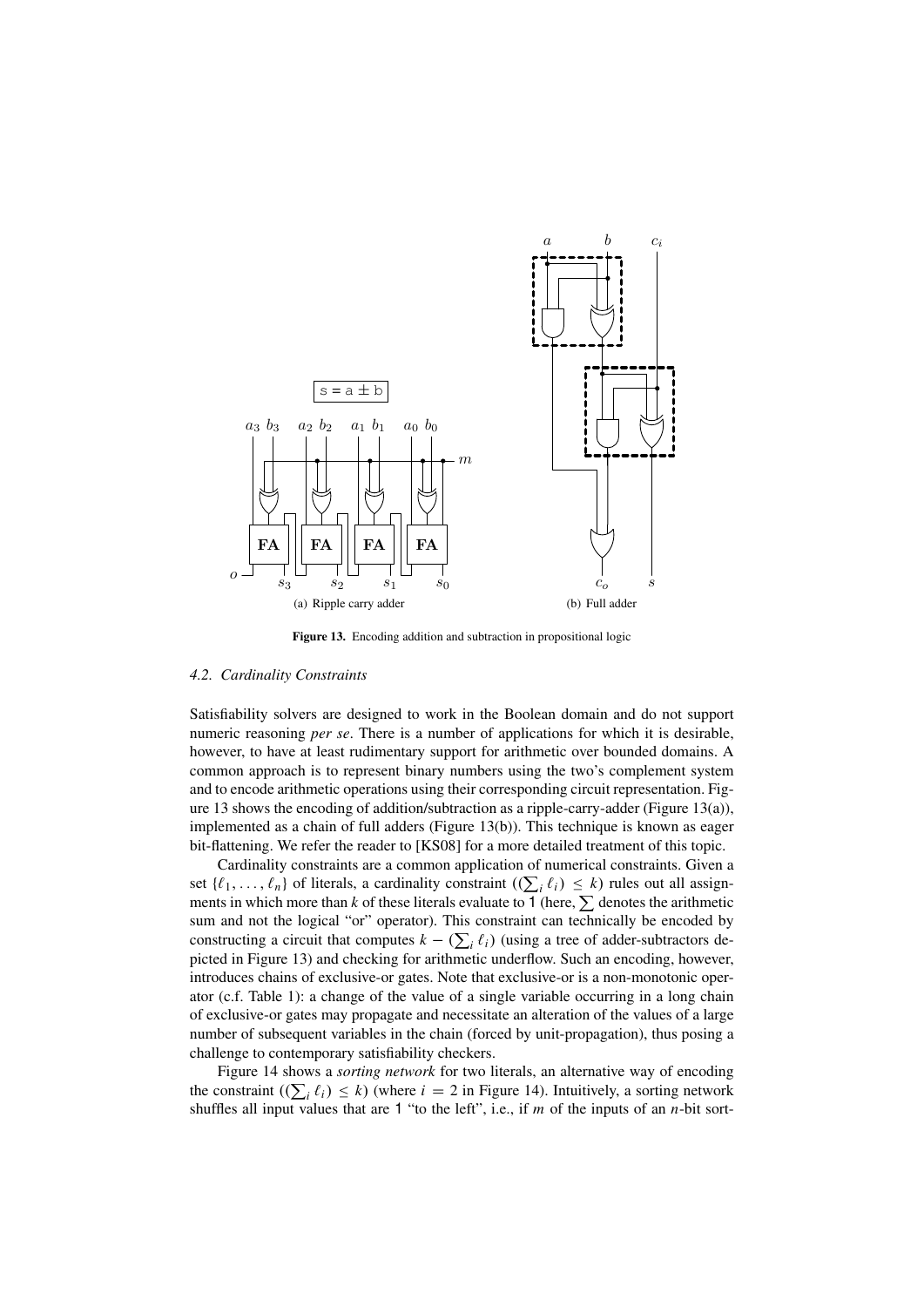(a) Ripple carry adder

(b) Full adder

**Figure 13.** Encoding addition and subtraction in propositional logic

### *4.2. Cardinality Constraints*

Satisfiability solvers are designed to work in the Boolean domain and do not support numeric reasoning *per se*. There is a number of applications for which it is desirable, however, to have at least rudimentary support for arithmetic over bounded domains. A common approach is to represent binary numbers using the two's complement system and to encode arithmetic operations using their corresponding circuit representation. Figure 13 shows the encoding of addition/subtraction as a ripple-carry-adder (Figure 13(a)), implemented as a chain of full adders (Figure 13(b)). This technique is known as eager bit-flattening. We refer the reader to [KS08] for a more detailed treatment of this topic.

Cardinality constraints are a common application of numerical constraints. Given a set $\{\ell_1, \ldots, \ell_n\}$ of literals, a cardinality constraint $((\sum_i \ell_i) \leq k)$ rules out all assignments in which more than $k$ of these literals evaluate to 1 (here, $\sum$ denotes the arithmetic sum and not the logical "or" operator). This constraint can technically be encoded by constructing a circuit that computes $k - (\sum_i \ell_i)$ (using a tree of adder-subtractors depicted in Figure 13) and checking for arithmetic underflow. Such an encoding, however, introduces chains of exclusive-or gates. Note that exclusive-or is a non-monotonic operator (c.f. Table 1): a change of the value of a single variable occurring in a long chain of exclusive-or gates may propagate and necessitate an alteration of the values of a large number of subsequent variables in the chain (forced by unit-propagation), thus posing a challenge to contemporary satisfiability checkers.

Figure 14 shows a *sorting network* for two literals, an alternative way of encoding the constraint $((\sum_i \ell_i) \leq k)$ (where $i = 2$ in Figure 14). Intuitively, a sorting network shuffles all input values that are 1 "to the left", i.e., if $m$ of the inputs of an $n$-bit sort-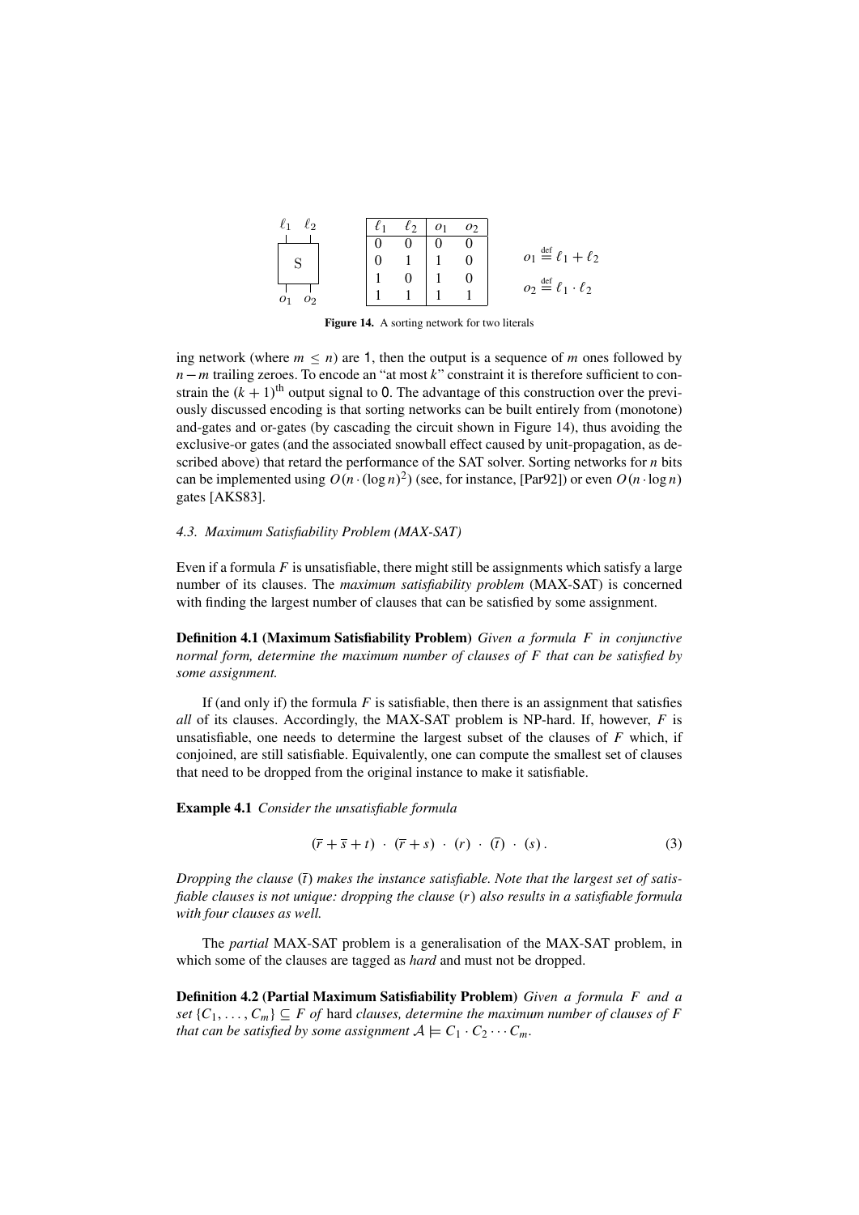| $\ell_1$ | $\ell_2$ | $o_1$ | $o_2$ |
|---|---|---|---|
| 0 | 0 | 0 | 0 |
| 0 | 1 | 1 | 0 |
| 1 | 0 | 1 | 0 |
| 1 | 1 | 1 | 1 |

$$o_1 \stackrel{\text{def}}{=} \ell_1 + \ell_2$$

$$o_2 \stackrel{\text{def}}{=} \ell_1 \cdot \ell_2$$

**Figure 14.** A sorting network for two literals

ing network (where $m \leq n$) are 1, then the output is a sequence of $m$ ones followed by $n - m$ trailing zeroes. To encode an "at most $k$" constraint it is therefore sufficient to constrain the $(k+1)^{\text{th}}$ output signal to 0. The advantage of this construction over the previously discussed encoding is that sorting networks can be built entirely from (monotone) and-gates and or-gates (by cascading the circuit shown in Figure 14), thus avoiding the exclusive-or gates (and the associated snowball effect caused by unit-propagation, as described above) that retard the performance of the SAT solver. Sorting networks for $n$ bits can be implemented using $O(n \cdot (\log n)^2)$ (see, for instance, [Par92]) or even $O(n \cdot \log n)$ gates [AKS83].

### 4.3. Maximum Satisfiability Problem (MAX-SAT)

Even if a formula $F$ is unsatisfiable, there might still be assignments which satisfy a large number of its clauses. The *maximum satisfiability problem* (MAX-SAT) is concerned with finding the largest number of clauses that can be satisfied by some assignment.

**Definition 4.1 (Maximum Satisfiability Problem)** *Given a formula $F$ in conjunctive normal form, determine the maximum number of clauses of $F$ that can be satisfied by some assignment.*

If (and only if) the formula $F$ is satisfiable, then there is an assignment that satisfies *all* of its clauses. Accordingly, the MAX-SAT problem is NP-hard. If, however, $F$ is unsatisfiable, one needs to determine the largest subset of the clauses of $F$ which, if conjoined, are still satisfiable. Equivalently, one can compute the smallest set of clauses that need to be dropped from the original instance to make it satisfiable.

**Example 4.1** *Consider the unsatisfiable formula*

$$(\overline{r} + \overline{s} + t) \cdot (\overline{r} + s) \cdot (r) \cdot (\overline{t}) \cdot (s)\,. \tag{3}$$

*Dropping the clause $(\overline{t})$ makes the instance satisfiable. Note that the largest set of satisfiable clauses is not unique: dropping the clause $(r)$ also results in a satisfiable formula with four clauses as well.*

The *partial* MAX-SAT problem is a generalisation of the MAX-SAT problem, in which some of the clauses are tagged as *hard* and must not be dropped.

**Definition 4.2 (Partial Maximum Satisfiability Problem)** *Given a formula $F$ and a set $\{C_1, \ldots, C_m\} \subseteq F$ of* hard *clauses, determine the maximum number of clauses of $F$ that can be satisfied by some assignment $\mathcal{A} \models C_1 \cdot C_2 \cdots C_m$.*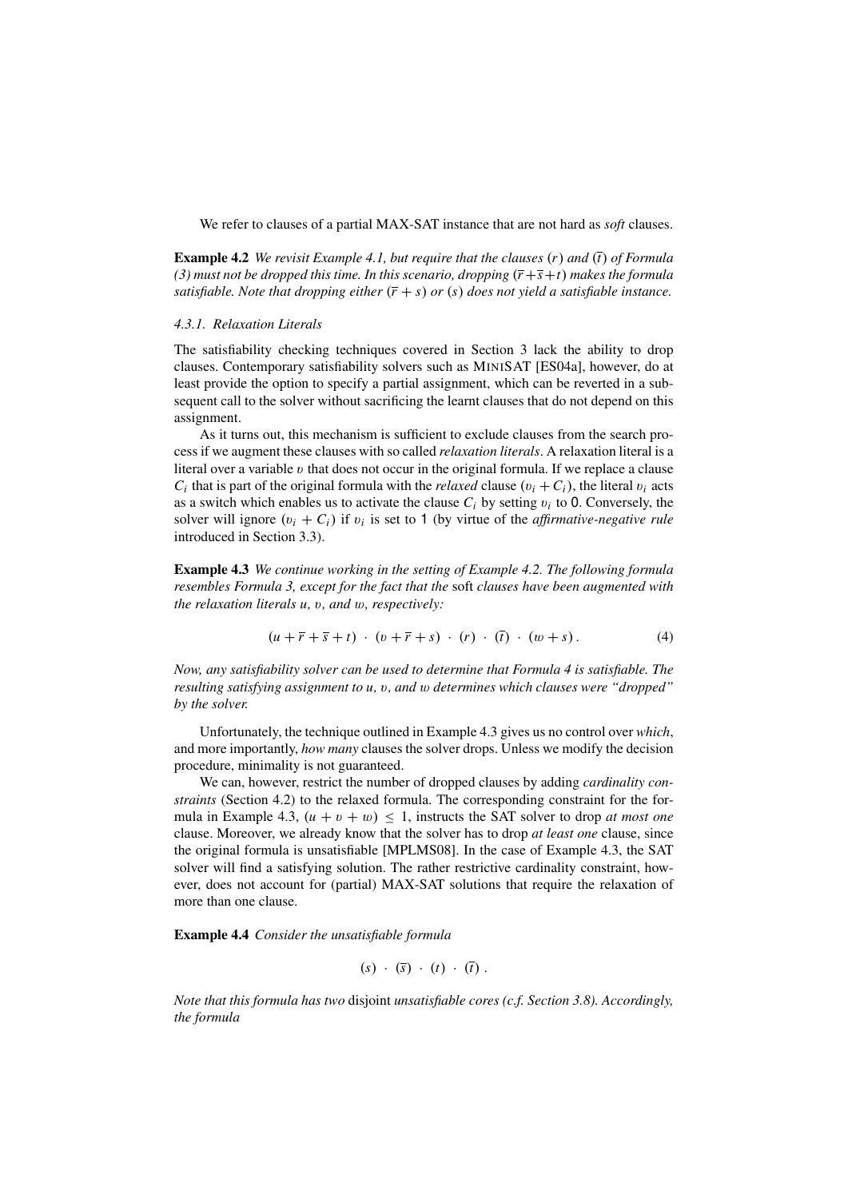We refer to clauses of a partial MAX-SAT instance that are not hard as *soft* clauses.

**Example 4.2** *We revisit Example 4.1, but require that the clauses $(r)$ and $(\overline{t})$ of Formula (3) must not be dropped this time. In this scenario, dropping $(\overline{r}+\overline{s}+t)$ makes the formula satisfiable. Note that dropping either $(\overline{r}+s)$ or $(s)$ does not yield a satisfiable instance.*

#### 4.3.1. Relaxation Literals

The satisfiability checking techniques covered in Section 3 lack the ability to drop clauses. Contemporary satisfiability solvers such as MiniSAT [ES04a], however, do at least provide the option to specify a partial assignment, which can be reverted in a subsequent call to the solver without sacrificing the learnt clauses that do not depend on this assignment.

As it turns out, this mechanism is sufficient to exclude clauses from the search process if we augment these clauses with so called *relaxation literals*. A relaxation literal is a literal over a variable $v$ that does not occur in the original formula. If we replace a clause $C_i$ that is part of the original formula with the *relaxed* clause $(v_i + C_i)$, the literal $v_i$ acts as a switch which enables us to activate the clause $C_i$ by setting $v_i$ to 0. Conversely, the solver will ignore $(v_i + C_i)$ if $v_i$ is set to 1 (by virtue of the *affirmative-negative rule* introduced in Section 3.3).

**Example 4.3** *We continue working in the setting of Example 4.2. The following formula resembles Formula 3, except for the fact that the* soft *clauses have been augmented with the relaxation literals $u$, $v$, and $w$, respectively:*

$$(u+\overline{r}+\overline{s}+t) \cdot (v+\overline{r}+s) \cdot (r) \cdot (\overline{t}) \cdot (w+s). \tag{4}$$

*Now, any satisfiability solver can be used to determine that Formula 4 is satisfiable. The resulting satisfying assignment to $u$, $v$, and $w$ determines which clauses were "dropped" by the solver.*

Unfortunately, the technique outlined in Example 4.3 gives us no control over *which*, and more importantly, *how many* clauses the solver drops. Unless we modify the decision procedure, minimality is not guaranteed.

We can, however, restrict the number of dropped clauses by adding *cardinality constraints* (Section 4.2) to the relaxed formula. The corresponding constraint for the formula in Example 4.3, $(u + v + w) \leq 1$, instructs the SAT solver to drop *at most one* clause. Moreover, we already know that the solver has to drop *at least one* clause, since the original formula is unsatisfiable [MPLMS08]. In the case of Example 4.3, the SAT solver will find a satisfying solution. The rather restrictive cardinality constraint, however, does not account for (partial) MAX-SAT solutions that require the relaxation of more than one clause.

**Example 4.4** *Consider the unsatisfiable formula*

$$(s) \cdot (\overline{s}) \cdot (t) \cdot (\overline{t}).$$

*Note that this formula has two* disjoint *unsatisfiable cores (c.f. Section 3.8). Accordingly, the formula*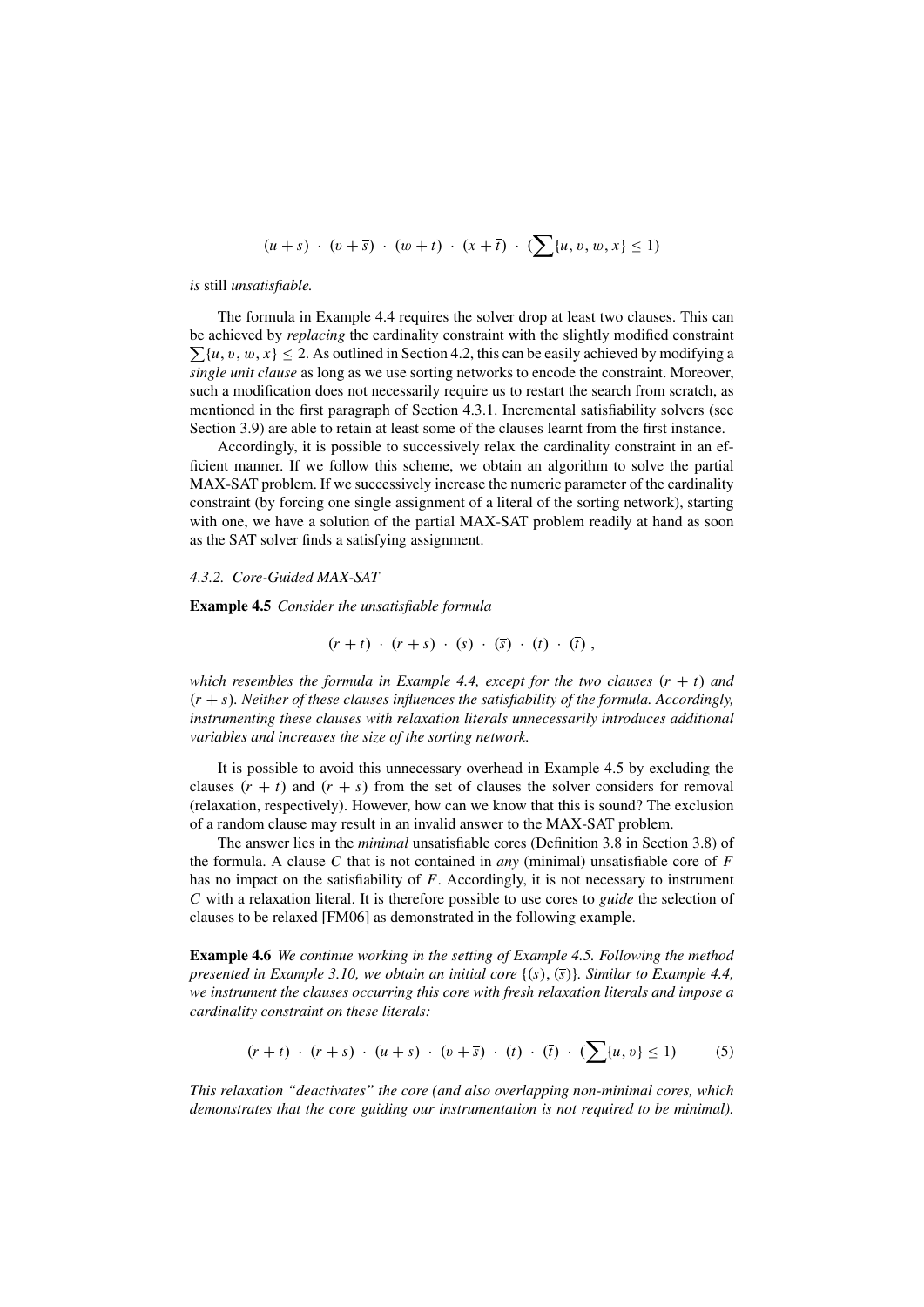$$(u + s) \cdot (v + \overline{s}) \cdot (w + t) \cdot (x + \overline{t}) \cdot (\textstyle\sum\{u, v, w, x\} \leq 1)$$

*is* still *unsatisfiable.*

The formula in Example 4.4 requires the solver drop at least two clauses. This can be achieved by *replacing* the cardinality constraint with the slightly modified constraint $\sum\{u, v, w, x\} \leq 2$. As outlined in Section 4.2, this can be easily achieved by modifying a *single unit clause* as long as we use sorting networks to encode the constraint. Moreover, such a modification does not necessarily require us to restart the search from scratch, as mentioned in the first paragraph of Section 4.3.1. Incremental satisfiability solvers (see Section 3.9) are able to retain at least some of the clauses learnt from the first instance.

Accordingly, it is possible to successively relax the cardinality constraint in an efficient manner. If we follow this scheme, we obtain an algorithm to solve the partial MAX-SAT problem. If we successively increase the numeric parameter of the cardinality constraint (by forcing one single assignment of a literal of the sorting network), starting with one, we have a solution of the partial MAX-SAT problem readily at hand as soon as the SAT solver finds a satisfying assignment.

#### 4.3.2. Core-Guided MAX-SAT

**Example 4.5** *Consider the unsatisfiable formula*

$$(r + t) \cdot (r + s) \cdot (s) \cdot (\overline{s}) \cdot (t) \cdot (\overline{t}),$$

*which resembles the formula in Example 4.4, except for the two clauses $(r + t)$ and $(r + s)$. Neither of these clauses influences the satisfiability of the formula. Accordingly, instrumenting these clauses with relaxation literals unnecessarily introduces additional variables and increases the size of the sorting network.*

It is possible to avoid this unnecessary overhead in Example 4.5 by excluding the clauses $(r + t)$ and $(r + s)$ from the set of clauses the solver considers for removal (relaxation, respectively). However, how can we know that this is sound? The exclusion of a random clause may result in an invalid answer to the MAX-SAT problem.

The answer lies in the *minimal* unsatisfiable cores (Definition 3.8 in Section 3.8) of the formula. A clause $C$ that is not contained in *any* (minimal) unsatisfiable core of $F$ has no impact on the satisfiability of $F$. Accordingly, it is not necessary to instrument $C$ with a relaxation literal. It is therefore possible to use cores to *guide* the selection of clauses to be relaxed [FM06] as demonstrated in the following example.

**Example 4.6** *We continue working in the setting of Example 4.5. Following the method presented in Example 3.10, we obtain an initial core $\{(s), (\overline{s})\}$. Similar to Example 4.4, we instrument the clauses occurring this core with fresh relaxation literals and impose a cardinality constraint on these literals:*

$$(r + t) \cdot (r + s) \cdot (u + s) \cdot (v + \overline{s}) \cdot (t) \cdot (\overline{t}) \cdot (\textstyle\sum\{u, v\} \leq 1) \qquad (5)$$

*This relaxation "deactivates" the core (and also overlapping non-minimal cores, which demonstrates that the core guiding our instrumentation is not required to be minimal).*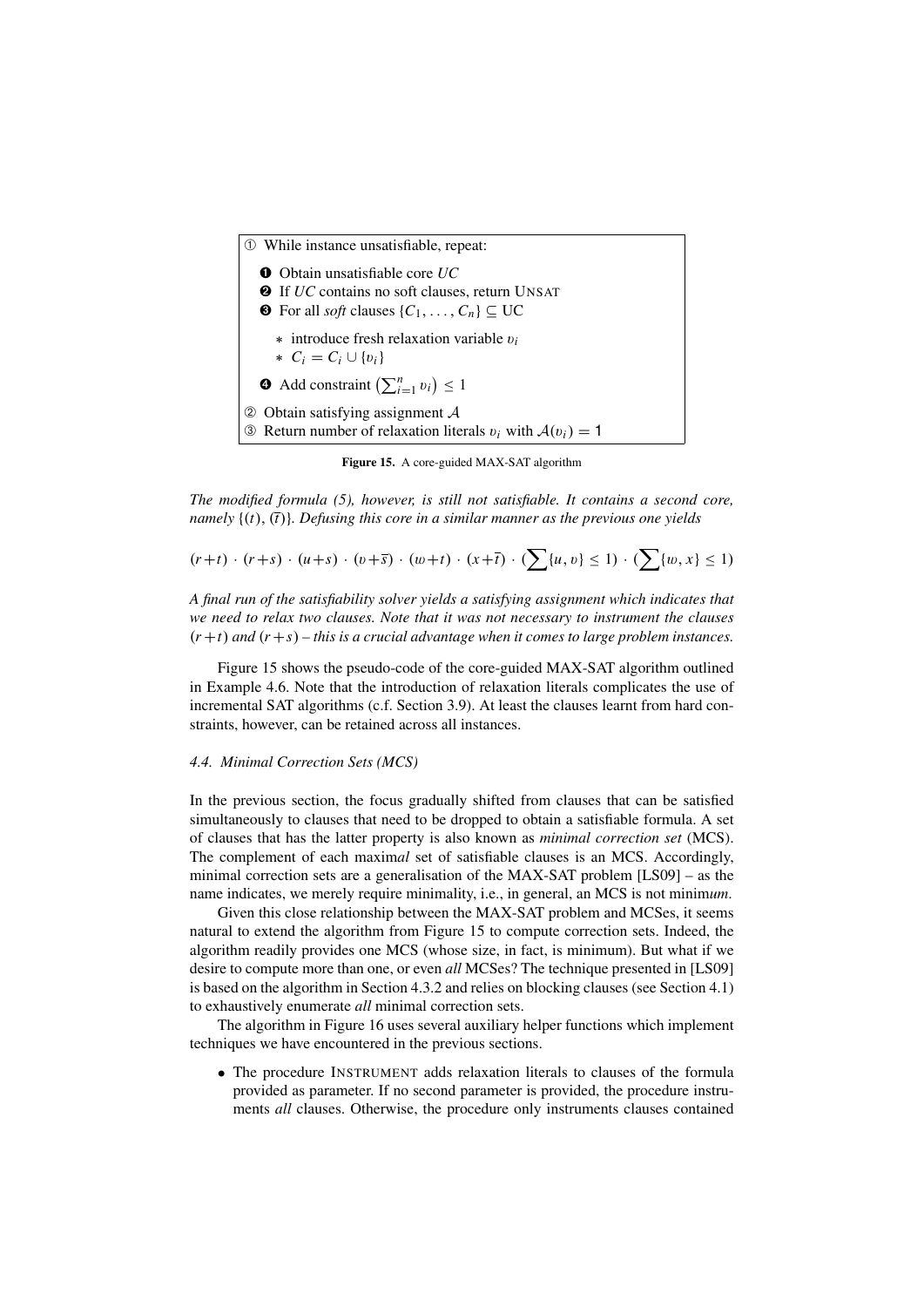① While instance unsatisfiable, repeat:

- ❶ Obtain unsatisfiable core *UC*
- ❷ If *UC* contains no soft clauses, return UNSAT
- ❸ For all *soft* clauses $\{C_1, \ldots, C_n\} \subseteq \mathrm{UC}$
  - ∗ introduce fresh relaxation variable $\upsilon_i$
  - ∗ $C_i = C_i \cup \{\upsilon_i\}$
- ❹ Add constraint $\left(\sum_{i=1}^{n} \upsilon_i\right) \leq 1$

② Obtain satisfying assignment $\mathcal{A}$

③ Return number of relaxation literals $\upsilon_i$ with $\mathcal{A}(\upsilon_i) = 1$

**Figure 15.** A core-guided MAX-SAT algorithm

*The modified formula (5), however, is still not satisfiable. It contains a second core, namely* $\{(t), (\overline{t})\}$. *Defusing this core in a similar manner as the previous one yields*

$$(r+t) \cdot (r+s) \cdot (u+s) \cdot (\upsilon+\overline{s}) \cdot (w+t) \cdot (x+\overline{t}) \cdot (\textstyle\sum\{u,\upsilon\} \leq 1) \cdot (\textstyle\sum\{w,x\} \leq 1)$$

*A final run of the satisfiability solver yields a satisfying assignment which indicates that we need to relax two clauses. Note that it was not necessary to instrument the clauses* $(r+t)$ *and* $(r+s)$ *– this is a crucial advantage when it comes to large problem instances.*

Figure 15 shows the pseudo-code of the core-guided MAX-SAT algorithm outlined in Example 4.6. Note that the introduction of relaxation literals complicates the use of incremental SAT algorithms (c.f. Section 3.9). At least the clauses learnt from hard constraints, however, can be retained across all instances.

### 4.4. Minimal Correction Sets (MCS)

In the previous section, the focus gradually shifted from clauses that can be satisfied simultaneously to clauses that need to be dropped to obtain a satisfiable formula. A set of clauses that has the latter property is also known as *minimal correction set* (MCS). The complement of each maxim*al* set of satisfiable clauses is an MCS. Accordingly, minimal correction sets are a generalisation of the MAX-SAT problem [LS09] – as the name indicates, we merely require minimality, i.e., in general, an MCS is not minim*um*.

Given this close relationship between the MAX-SAT problem and MCSes, it seems natural to extend the algorithm from Figure 15 to compute correction sets. Indeed, the algorithm readily provides one MCS (whose size, in fact, is minimum). But what if we desire to compute more than one, or even *all* MCSes? The technique presented in [LS09] is based on the algorithm in Section 4.3.2 and relies on blocking clauses (see Section 4.1) to exhaustively enumerate *all* minimal correction sets.

The algorithm in Figure 16 uses several auxiliary helper functions which implement techniques we have encountered in the previous sections.

- The procedure INSTRUMENT adds relaxation literals to clauses of the formula provided as parameter. If no second parameter is provided, the procedure instruments *all* clauses. Otherwise, the procedure only instruments clauses contained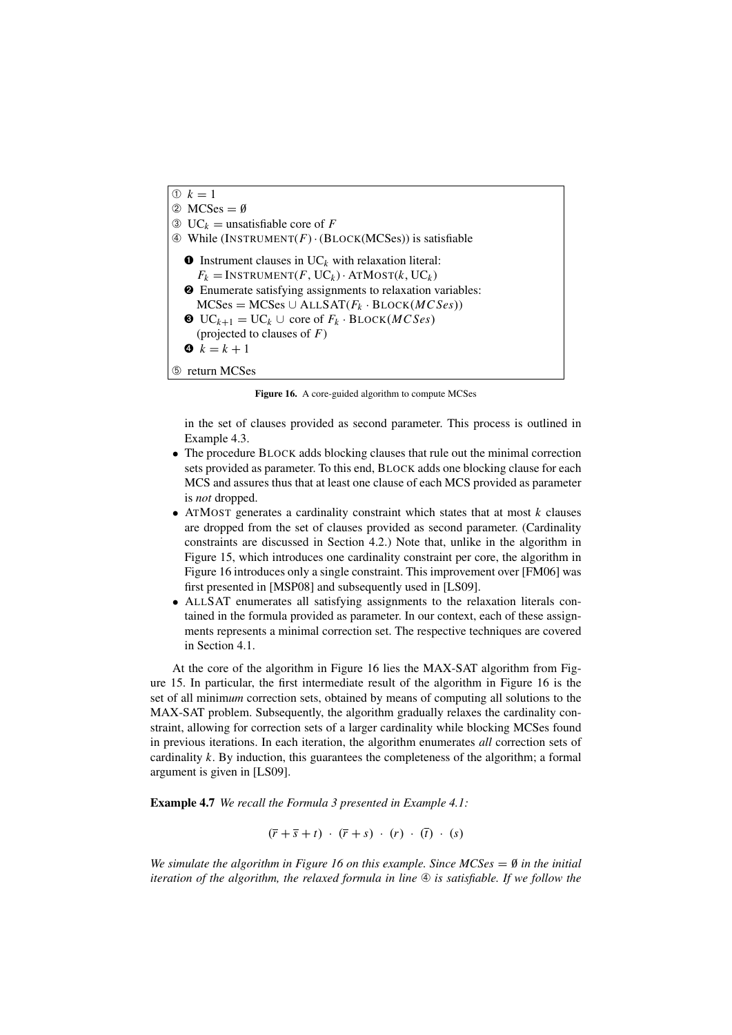① $k = 1$
② MCSes $= \emptyset$
③ $\text{UC}_k$ = unsatisfiable core of $F$
④ While ($\text{INSTRUMENT}(F) \cdot (\text{BLOCK}(\text{MCSes}))$ is satisfiable

❶ Instrument clauses in $\text{UC}_k$ with relaxation literal:
$F_k = \text{INSTRUMENT}(F, \text{UC}_k) \cdot \text{ATMOST}(k, \text{UC}_k)$
❷ Enumerate satisfying assignments to relaxation variables:
$\text{MCSes} = \text{MCSes} \cup \text{ALLSAT}(F_k \cdot \text{BLOCK}(MCSes))$
❸ $\text{UC}_{k+1} = \text{UC}_k \cup$ core of $F_k \cdot \text{BLOCK}(MCSes)$
(projected to clauses of $F$)
❹ $k = k + 1$

⑤ return MCSes

**Figure 16.** A core-guided algorithm to compute MCSes

in the set of clauses provided as second parameter. This process is outlined in Example 4.3.

- The procedure BLOCK adds blocking clauses that rule out the minimal correction sets provided as parameter. To this end, BLOCK adds one blocking clause for each MCS and assures thus that at least one clause of each MCS provided as parameter is *not* dropped.
- ATMOST generates a cardinality constraint which states that at most $k$ clauses are dropped from the set of clauses provided as second parameter. (Cardinality constraints are discussed in Section 4.2.) Note that, unlike in the algorithm in Figure 15, which introduces one cardinality constraint per core, the algorithm in Figure 16 introduces only a single constraint. This improvement over [FM06] was first presented in [MSP08] and subsequently used in [LS09].
- ALLSAT enumerates all satisfying assignments to the relaxation literals contained in the formula provided as parameter. In our context, each of these assignments represents a minimal correction set. The respective techniques are covered in Section 4.1.

At the core of the algorithm in Figure 16 lies the MAX-SAT algorithm from Figure 15. In particular, the first intermediate result of the algorithm in Figure 16 is the set of all minim*um* correction sets, obtained by means of computing all solutions to the MAX-SAT problem. Subsequently, the algorithm gradually relaxes the cardinality constraint, allowing for correction sets of a larger cardinality while blocking MCSes found in previous iterations. In each iteration, the algorithm enumerates *all* correction sets of cardinality $k$. By induction, this guarantees the completeness of the algorithm; a formal argument is given in [LS09].

**Example 4.7** *We recall the Formula 3 presented in Example 4.1:*

$$(\overline{r} + \overline{s} + t) \;\cdot\; (\overline{r} + s) \;\cdot\; (r) \;\cdot\; (\overline{t}) \;\cdot\; (s)$$

*We simulate the algorithm in Figure 16 on this example. Since MCSes $= \emptyset$ in the initial iteration of the algorithm, the relaxed formula in line ④ is satisfiable. If we follow the*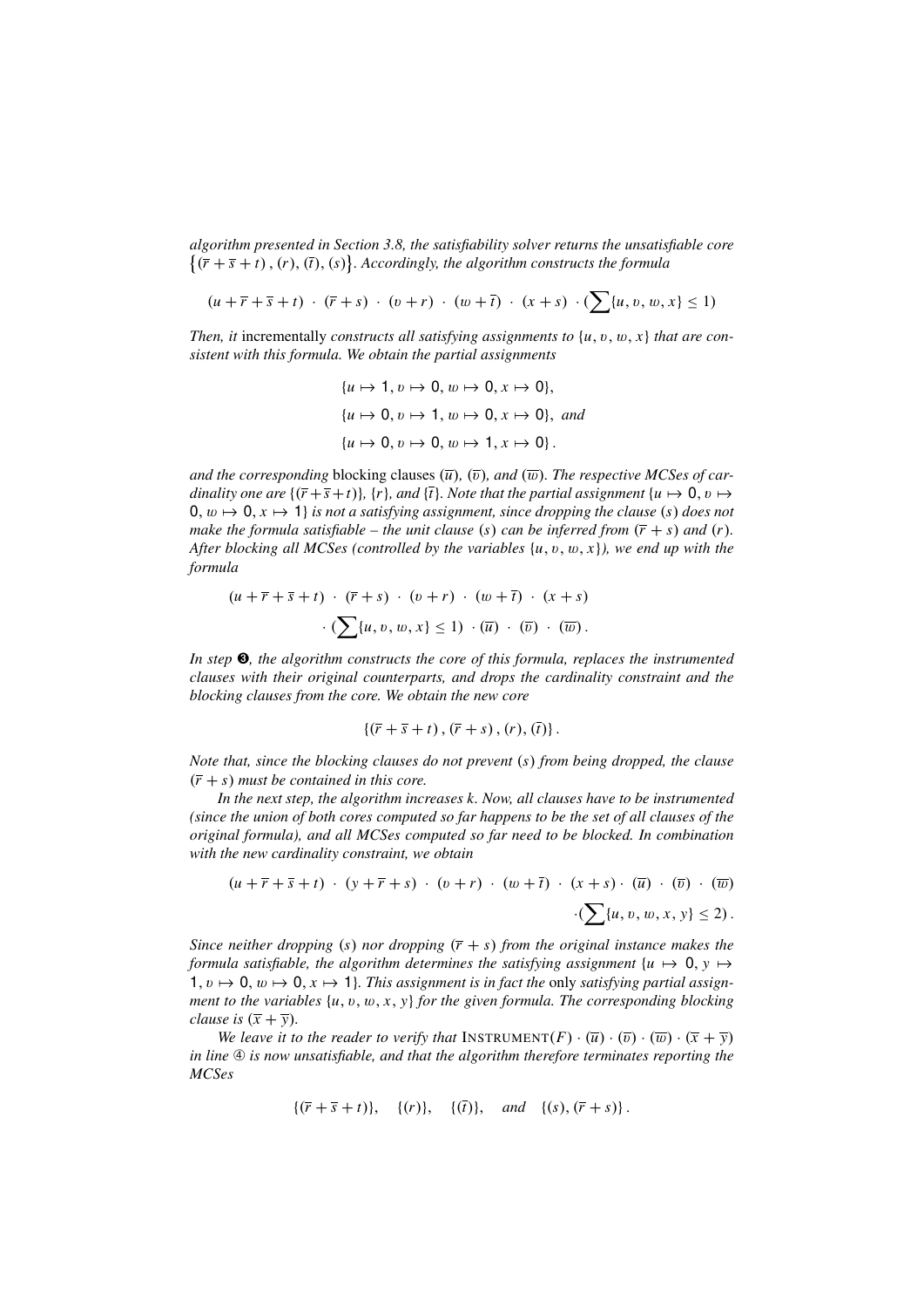*algorithm presented in Section 3.8, the satisfiability solver returns the unsatisfiable core* $\{(\overline{r}+\overline{s}+t), (r), (\overline{t}), (s)\}$. *Accordingly, the algorithm constructs the formula*

$$(u+\overline{r}+\overline{s}+t) \cdot (\overline{r}+s) \cdot (v+r) \cdot (w+\overline{t}) \cdot (x+s) \cdot (\sum\{u,v,w,x\} \leq 1)$$

*Then, it* incrementally *constructs all satisfying assignments to* $\{u,v,w,x\}$ *that are consistent with this formula. We obtain the partial assignments*

$$\{u \mapsto 1, v \mapsto 0, w \mapsto 0, x \mapsto 0\},$$
$$\{u \mapsto 0, v \mapsto 1, w \mapsto 0, x \mapsto 0\},\ \textit{and}$$
$$\{u \mapsto 0, v \mapsto 0, w \mapsto 1, x \mapsto 0\}.$$

*and the corresponding* blocking clauses $(\overline{u})$*,* $(\overline{v})$*, and* $(\overline{w})$*. The respective MCSes of cardinality one are* $\{(\overline{r}+\overline{s}+t)\}$*,* $\{r\}$*, and* $\{\overline{t}\}$*. Note that the partial assignment* $\{u \mapsto 0, v \mapsto 0, w \mapsto 0, x \mapsto 1\}$ *is not a satisfying assignment, since dropping the clause* $(s)$ *does not make the formula satisfiable – the unit clause* $(s)$ *can be inferred from* $(\overline{r}+s)$ *and* $(r)$*. After blocking all MCSes (controlled by the variables* $\{u,v,w,x\}$*), we end up with the formula*

$$(u+\overline{r}+\overline{s}+t) \cdot (\overline{r}+s) \cdot (v+r) \cdot (w+\overline{t}) \cdot (x+s) \cdot (\sum\{u,v,w,x\} \leq 1) \cdot (\overline{u}) \cdot (\overline{v}) \cdot (\overline{w}).$$

*In step ❸, the algorithm constructs the core of this formula, replaces the instrumented clauses with their original counterparts, and drops the cardinality constraint and the blocking clauses from the core. We obtain the new core*

$$\{(\overline{r}+\overline{s}+t), (\overline{r}+s), (r), (\overline{t})\}.$$

*Note that, since the blocking clauses do not prevent* $(s)$ *from being dropped, the clause* $(\overline{r}+s)$ *must be contained in this core.*

*In the next step, the algorithm increases* $k$*. Now, all clauses have to be instrumented (since the union of both cores computed so far happens to be the set of all clauses of the original formula), and all MCSes computed so far need to be blocked. In combination with the new cardinality constraint, we obtain*

$$(u+\overline{r}+\overline{s}+t) \cdot (y+\overline{r}+s) \cdot (v+r) \cdot (w+\overline{t}) \cdot (x+s) \cdot (\overline{u}) \cdot (\overline{v}) \cdot (\overline{w}) \cdot (\sum\{u,v,w,x,y\} \leq 2).$$

*Since neither dropping* $(s)$ *nor dropping* $(\overline{r}+s)$ *from the original instance makes the formula satisfiable, the algorithm determines the satisfying assignment* $\{u \mapsto 0, y \mapsto 1, v \mapsto 0, w \mapsto 0, x \mapsto 1\}$*. This assignment is in fact the* only *satisfying partial assignment to the variables* $\{u,v,w,x,y\}$ *for the given formula. The corresponding blocking clause is* $(\overline{x}+\overline{y})$*.*

*We leave it to the reader to verify that* INSTRUMENT$(F) \cdot (\overline{u}) \cdot (\overline{v}) \cdot (\overline{w}) \cdot (\overline{x}+\overline{y})$ *in line ④ is now unsatisfiable, and that the algorithm therefore terminates reporting the MCSes*

$$\{(\overline{r}+\overline{s}+t)\}, \quad \{(r)\}, \quad \{(\overline{t})\}, \quad \textit{and} \quad \{(s), (\overline{r}+s)\}.$$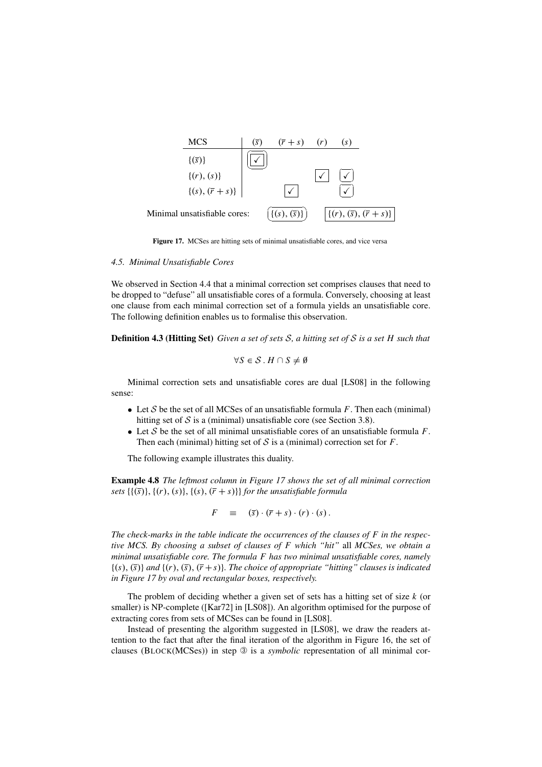| MCS | $(\overline{s})$ | $(\overline{r}+s)$ | $(r)$ | $(s)$ |
|---|---|---|---|---|
| $\{(\overline{s})\}$ | ✓ | | | |
| $\{(r), (s)\}$ | | | ✓ | ✓ |
| $\{(s), (\overline{r}+s)\}$ | | ✓ | | ✓ |

Minimal unsatisfiable cores: $\{(s), (\overline{s})\}$ $\{(r), (\overline{s}), (\overline{r}+s)\}$

**Figure 17.** MCSes are hitting sets of minimal unsatisfiable cores, and vice versa

### *4.5. Minimal Unsatisfiable Cores*

We observed in Section 4.4 that a minimal correction set comprises clauses that need to be dropped to "defuse" all unsatisfiable cores of a formula. Conversely, choosing at least one clause from each minimal correction set of a formula yields an unsatisfiable core. The following definition enables us to formalise this observation.

**Definition 4.3 (Hitting Set)** *Given a set of sets $\mathcal{S}$, a hitting set of $\mathcal{S}$ is a set $H$ such that*

$$\forall S \in \mathcal{S} \,.\, H \cap S \neq \emptyset$$

Minimal correction sets and unsatisfiable cores are dual [LS08] in the following sense:

- Let $\mathcal{S}$ be the set of all MCSes of an unsatisfiable formula $F$. Then each (minimal) hitting set of $\mathcal{S}$ is a (minimal) unsatisfiable core (see Section 3.8).
- Let $\mathcal{S}$ be the set of all minimal unsatisfiable cores of an unsatisfiable formula $F$. Then each (minimal) hitting set of $\mathcal{S}$ is a (minimal) correction set for $F$.

The following example illustrates this duality.

**Example 4.8** *The leftmost column in Figure 17 shows the set of all minimal correction sets $\{\{(\overline{s})\}, \{(r), (s)\}, \{(s), (\overline{r}+s)\}\}$ for the unsatisfiable formula*

$$F \quad \equiv \quad (\overline{s}) \cdot (\overline{r}+s) \cdot (r) \cdot (s) \,.$$

*The check-marks in the table indicate the occurrences of the clauses of $F$ in the respective MCS. By choosing a subset of clauses of $F$ which "hit"* all *MCSes, we obtain a minimal unsatisfiable core. The formula $F$ has two minimal unsatisfiable cores, namely $\{(s), (\overline{s})\}$ and $\{(r), (\overline{s}), (\overline{r}+s)\}$. The choice of appropriate "hitting" clauses is indicated in Figure 17 by oval and rectangular boxes, respectively.*

The problem of deciding whether a given set of sets has a hitting set of size $k$ (or smaller) is NP-complete ([Kar72] in [LS08]). An algorithm optimised for the purpose of extracting cores from sets of MCSes can be found in [LS08].

Instead of presenting the algorithm suggested in [LS08], we draw the readers attention to the fact that after the final iteration of the algorithm in Figure 16, the set of clauses (BLOCK(MCSes)) in step ③ is a *symbolic* representation of all minimal cor-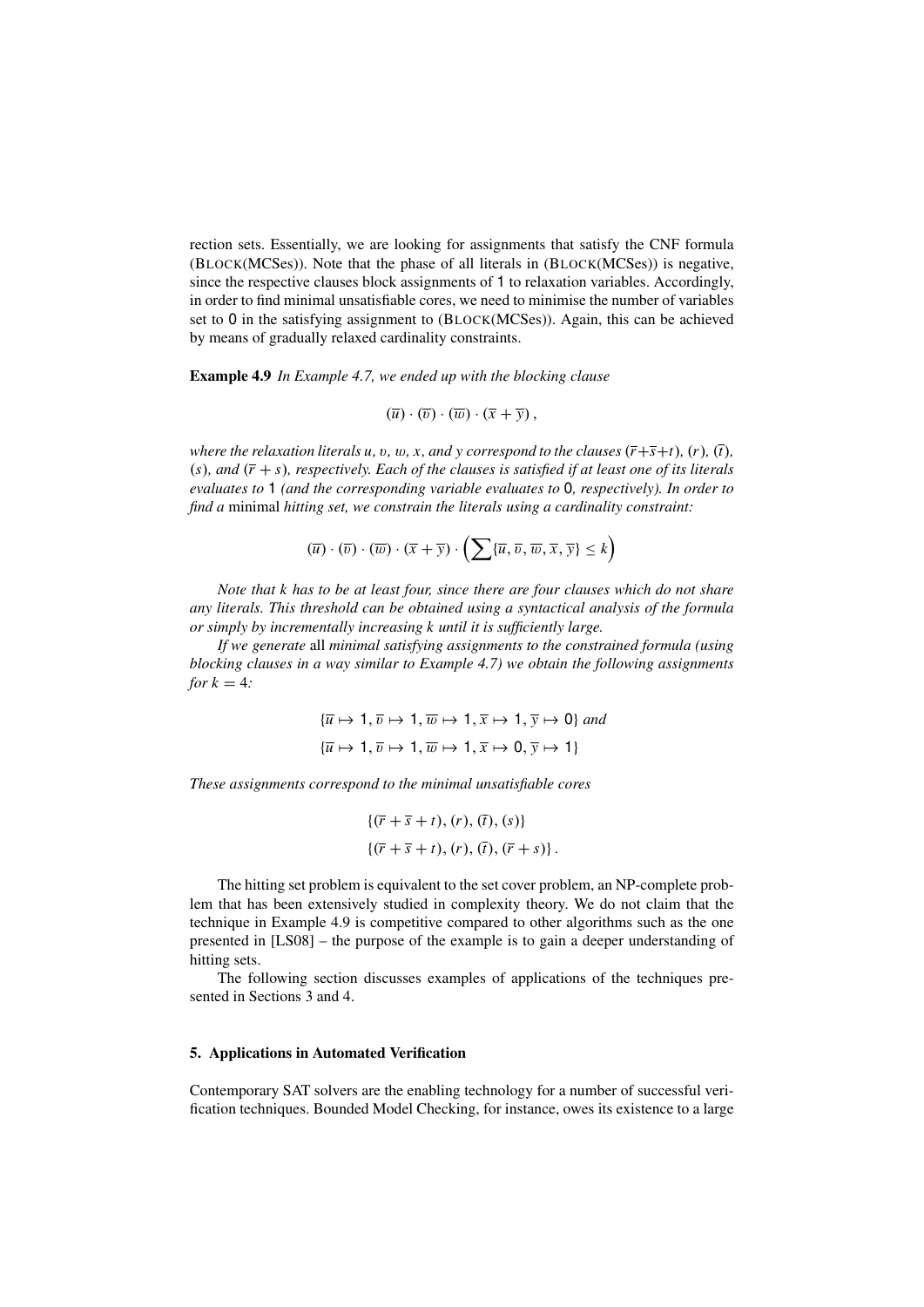rection sets. Essentially, we are looking for assignments that satisfy the CNF formula (BLOCK(MCSes)). Note that the phase of all literals in (BLOCK(MCSes)) is negative, since the respective clauses block assignments of 1 to relaxation variables. Accordingly, in order to find minimal unsatisfiable cores, we need to minimise the number of variables set to 0 in the satisfying assignment to (BLOCK(MCSes)). Again, this can be achieved by means of gradually relaxed cardinality constraints.

**Example 4.9** *In Example 4.7, we ended up with the blocking clause*

$$(\overline{u}) \cdot (\overline{v}) \cdot (\overline{w}) \cdot (\overline{x} + \overline{y}),$$

*where the relaxation literals $u$, $v$, $w$, $x$, and $y$ correspond to the clauses $(\overline{r}+\overline{s}+t)$, $(r)$, $(\overline{t})$, $(s)$, and $(\overline{r}+s)$, respectively. Each of the clauses is satisfied if at least one of its literals evaluates to 1 (and the corresponding variable evaluates to 0, respectively). In order to find a* minimal *hitting set, we constrain the literals using a cardinality constraint:*

$$(\overline{u}) \cdot (\overline{v}) \cdot (\overline{w}) \cdot (\overline{x} + \overline{y}) \cdot \left(\sum\{\overline{u}, \overline{v}, \overline{w}, \overline{x}, \overline{y}\} \leq k\right)$$

*Note that $k$ has to be at least four, since there are four clauses which do not share any literals. This threshold can be obtained using a syntactical analysis of the formula or simply by incrementally increasing $k$ until it is sufficiently large.*

*If we generate* all *minimal satisfying assignments to the constrained formula (using blocking clauses in a way similar to Example 4.7) we obtain the following assignments for $k = 4$:*

$$\{\overline{u} \mapsto 1, \overline{v} \mapsto 1, \overline{w} \mapsto 1, \overline{x} \mapsto 1, \overline{y} \mapsto 0\} \text{ and}$$
$$\{\overline{u} \mapsto 1, \overline{v} \mapsto 1, \overline{w} \mapsto 1, \overline{x} \mapsto 0, \overline{y} \mapsto 1\}$$

*These assignments correspond to the minimal unsatisfiable cores*

$$\{(\overline{r} + \overline{s} + t), (r), (\overline{t}), (s)\}$$
$$\{(\overline{r} + \overline{s} + t), (r), (\overline{t}), (\overline{r} + s)\}.$$

The hitting set problem is equivalent to the set cover problem, an NP-complete problem that has been extensively studied in complexity theory. We do not claim that the technique in Example 4.9 is competitive compared to other algorithms such as the one presented in [LS08] – the purpose of the example is to gain a deeper understanding of hitting sets.

The following section discusses examples of applications of the techniques presented in Sections 3 and 4.

## 5. Applications in Automated Verification

Contemporary SAT solvers are the enabling technology for a number of successful verification techniques. Bounded Model Checking, for instance, owes its existence to a large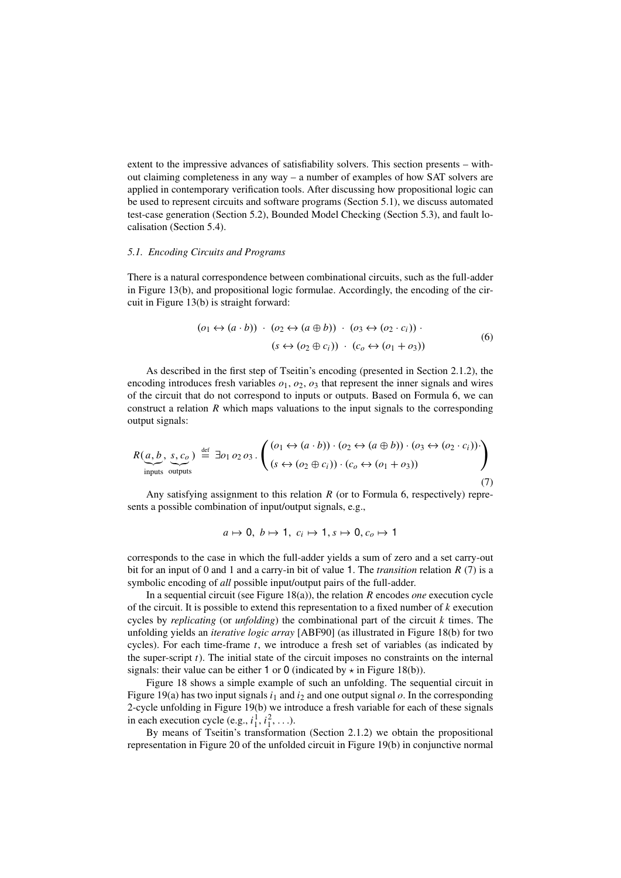extent to the impressive advances of satisfiability solvers. This section presents – without claiming completeness in any way – a number of examples of how SAT solvers are applied in contemporary verification tools. After discussing how propositional logic can be used to represent circuits and software programs (Section 5.1), we discuss automated test-case generation (Section 5.2), Bounded Model Checking (Section 5.3), and fault localisation (Section 5.4).

### *5.1. Encoding Circuits and Programs*

There is a natural correspondence between combinational circuits, such as the full-adder in Figure 13(b), and propositional logic formulae. Accordingly, the encoding of the circuit in Figure 13(b) is straight forward:

$$
\begin{aligned}
(o_1 \leftrightarrow (a \cdot b)) \;\cdot\; (o_2 \leftrightarrow (a \oplus b)) \;\cdot\; (o_3 \leftrightarrow (o_2 \cdot c_i)) \;\cdot \\
(s \leftrightarrow (o_2 \oplus c_i)) \;\cdot\; (c_o \leftrightarrow (o_1 + o_3))
\end{aligned}
\tag{6}
$$

As described in the first step of Tseitin's encoding (presented in Section 2.1.2), the encoding introduces fresh variables $o_1$, $o_2$, $o_3$ that represent the inner signals and wires of the circuit that do not correspond to inputs or outputs. Based on Formula 6, we can construct a relation $R$ which maps valuations to the input signals to the corresponding output signals:

$$
R(\underbrace{a,b}_{\text{inputs}},\ \underbrace{s,c_o}_{\text{outputs}}) \stackrel{\text{def}}{=} \exists o_1\, o_2\, o_3 \,.\, \begin{pmatrix} (o_1 \leftrightarrow (a \cdot b)) \cdot (o_2 \leftrightarrow (a \oplus b)) \cdot (o_3 \leftrightarrow (o_2 \cdot c_i)) \cdot \\ (s \leftrightarrow (o_2 \oplus c_i)) \cdot (c_o \leftrightarrow (o_1 + o_3)) \end{pmatrix}
\tag{7}
$$

Any satisfying assignment to this relation $R$ (or to Formula 6, respectively) represents a possible combination of input/output signals, e.g.,

$$
a \mapsto 0,\ b \mapsto 1,\ c_i \mapsto 1, s \mapsto 0, c_o \mapsto 1
$$

corresponds to the case in which the full-adder yields a sum of zero and a set carry-out bit for an input of 0 and 1 and a carry-in bit of value 1. The *transition* relation $R$ (7) is a symbolic encoding of *all* possible input/output pairs of the full-adder.

In a sequential circuit (see Figure 18(a)), the relation $R$ encodes *one* execution cycle of the circuit. It is possible to extend this representation to a fixed number of $k$ execution cycles by *replicating* (or *unfolding*) the combinational part of the circuit $k$ times. The unfolding yields an *iterative logic array* [ABF90] (as illustrated in Figure 18(b) for two cycles). For each time-frame $t$, we introduce a fresh set of variables (as indicated by the super-script $t$). The initial state of the circuit imposes no constraints on the internal signals: their value can be either 1 or 0 (indicated by $\star$ in Figure 18(b)).

Figure 18 shows a simple example of such an unfolding. The sequential circuit in Figure 19(a) has two input signals $i_1$ and $i_2$ and one output signal $o$. In the corresponding 2-cycle unfolding in Figure 19(b) we introduce a fresh variable for each of these signals in each execution cycle (e.g., $i_1^1, i_1^2, \ldots$).

By means of Tseitin's transformation (Section 2.1.2) we obtain the propositional representation in Figure 20 of the unfolded circuit in Figure 19(b) in conjunctive normal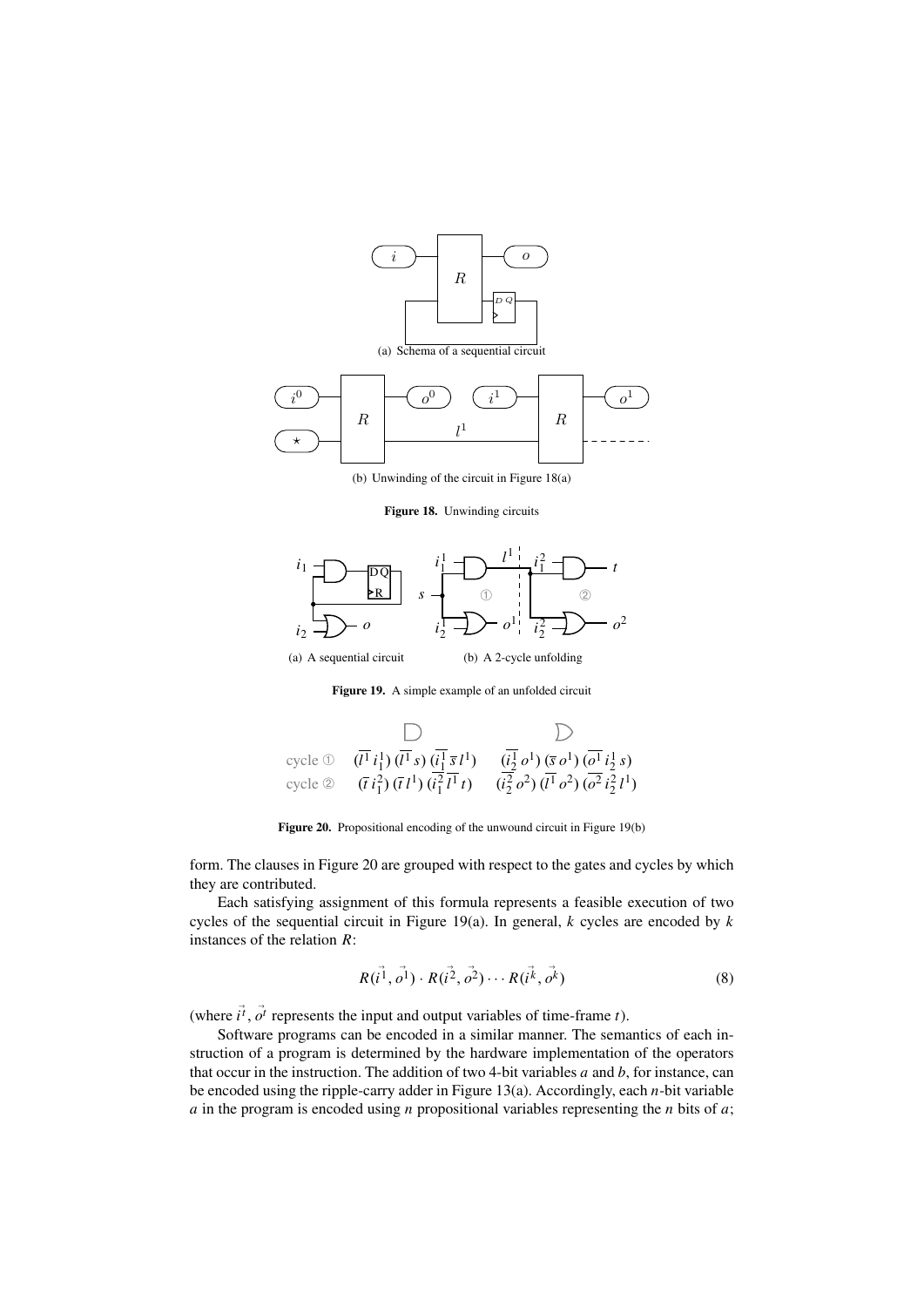(a) Schema of a sequential circuit

(b) Unwinding of the circuit in Figure 18(a)

**Figure 18.** Unwinding circuits

(a) A sequential circuit

(b) A 2-cycle unfolding

**Figure 19.** A simple example of an unfolded circuit

| | AND | OR |
|---|---|---|
| cycle ① | $(\overline{l^1}\, i_1^1)\,(\overline{l^1}\, s)\,(\overline{i_1^1}\, \overline{s}\, l^1)$ | $(\overline{i_2^1}\, o^1)\,(\overline{s}\, o^1)\,(\overline{o^1}\, i_2^1\, s)$ |
| cycle ② | $(\overline{t}\, i_1^2)\,(\overline{t}\, l^1)\,(\overline{i_1^2}\, \overline{l^1}\, t)$ | $(\overline{i_2^2}\, o^2)\,(\overline{l^1}\, o^2)\,(\overline{o^2}\, i_2^2\, l^1)$ |

**Figure 20.** Propositional encoding of the unwound circuit in Figure 19(b)

form. The clauses in Figure 20 are grouped with respect to the gates and cycles by which they are contributed.

Each satisfying assignment of this formula represents a feasible execution of two cycles of the sequential circuit in Figure 19(a). In general, $k$ cycles are encoded by $k$ instances of the relation $R$:

$$R(\vec{i^1}, \vec{o^1}) \cdot R(\vec{i^2}, \vec{o^2}) \cdots R(\vec{i^k}, \vec{o^k}) \tag{8}$$

(where $\vec{i^t}$, $\vec{o^t}$ represents the input and output variables of time-frame $t$).

Software programs can be encoded in a similar manner. The semantics of each instruction of a program is determined by the hardware implementation of the operators that occur in the instruction. The addition of two 4-bit variables $a$ and $b$, for instance, can be encoded using the ripple-carry adder in Figure 13(a). Accordingly, each $n$-bit variable $a$ in the program is encoded using $n$ propositional variables representing the $n$ bits of $a$;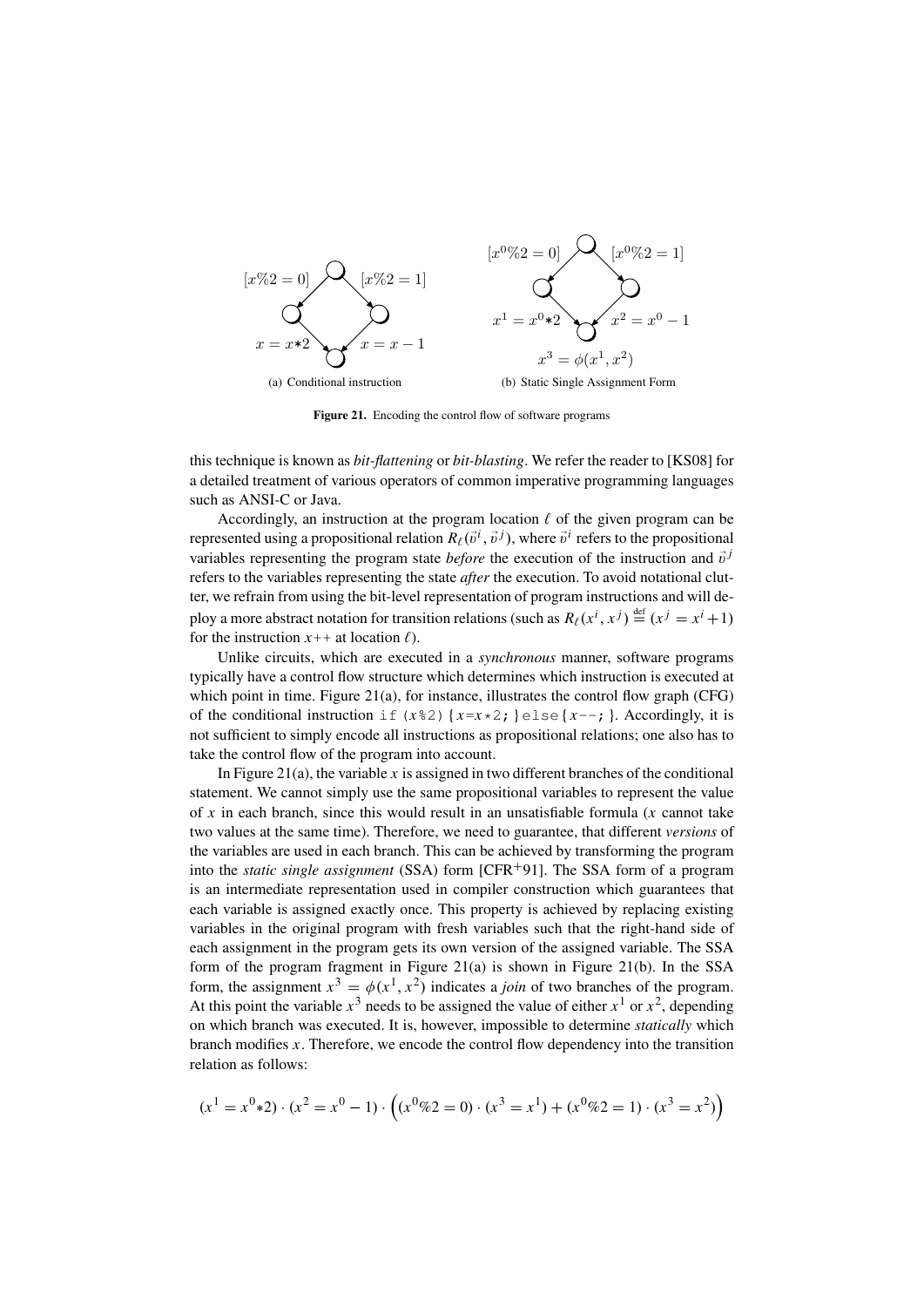(a) Conditional instruction

(b) Static Single Assignment Form

**Figure 21.** Encoding the control flow of software programs

this technique is known as *bit-flattening* or *bit-blasting*. We refer the reader to [KS08] for a detailed treatment of various operators of common imperative programming languages such as ANSI-C or Java.

Accordingly, an instruction at the program location $\ell$ of the given program can be represented using a propositional relation $R_\ell(\vec{v}^i, \vec{v}^j)$, where $\vec{v}^i$ refers to the propositional variables representing the program state *before* the execution of the instruction and $\vec{v}^j$ refers to the variables representing the state *after* the execution. To avoid notational clutter, we refrain from using the bit-level representation of program instructions and will deploy a more abstract notation for transition relations (such as $R_\ell(x^i, x^j) \stackrel{\text{def}}{=} (x^j = x^i + 1)$ for the instruction $x$++ at location $\ell$).

Unlike circuits, which are executed in a *synchronous* manner, software programs typically have a control flow structure which determines which instruction is executed at which point in time. Figure 21(a), for instance, illustrates the control flow graph (CFG) of the conditional instruction `if (x%2){x=x*2;}else{x--;}`. Accordingly, it is not sufficient to simply encode all instructions as propositional relations; one also has to take the control flow of the program into account.

In Figure 21(a), the variable $x$ is assigned in two different branches of the conditional statement. We cannot simply use the same propositional variables to represent the value of $x$ in each branch, since this would result in an unsatisfiable formula ($x$ cannot take two values at the same time). Therefore, we need to guarantee, that different *versions* of the variables are used in each branch. This can be achieved by transforming the program into the *static single assignment* (SSA) form [CFR+91]. The SSA form of a program is an intermediate representation used in compiler construction which guarantees that each variable is assigned exactly once. This property is achieved by replacing existing variables in the original program with fresh variables such that the right-hand side of each assignment in the program gets its own version of the assigned variable. The SSA form of the program fragment in Figure 21(a) is shown in Figure 21(b). In the SSA form, the assignment $x^3 = \phi(x^1, x^2)$ indicates a *join* of two branches of the program. At this point the variable $x^3$ needs to be assigned the value of either $x^1$ or $x^2$, depending on which branch was executed. It is, however, impossible to determine *statically* which branch modifies $x$. Therefore, we encode the control flow dependency into the transition relation as follows:

$$(x^1 = x^0 * 2) \cdot (x^2 = x^0 - 1) \cdot \Big( (x^0 \% 2 = 0) \cdot (x^3 = x^1) + (x^0 \% 2 = 1) \cdot (x^3 = x^2) \Big)$$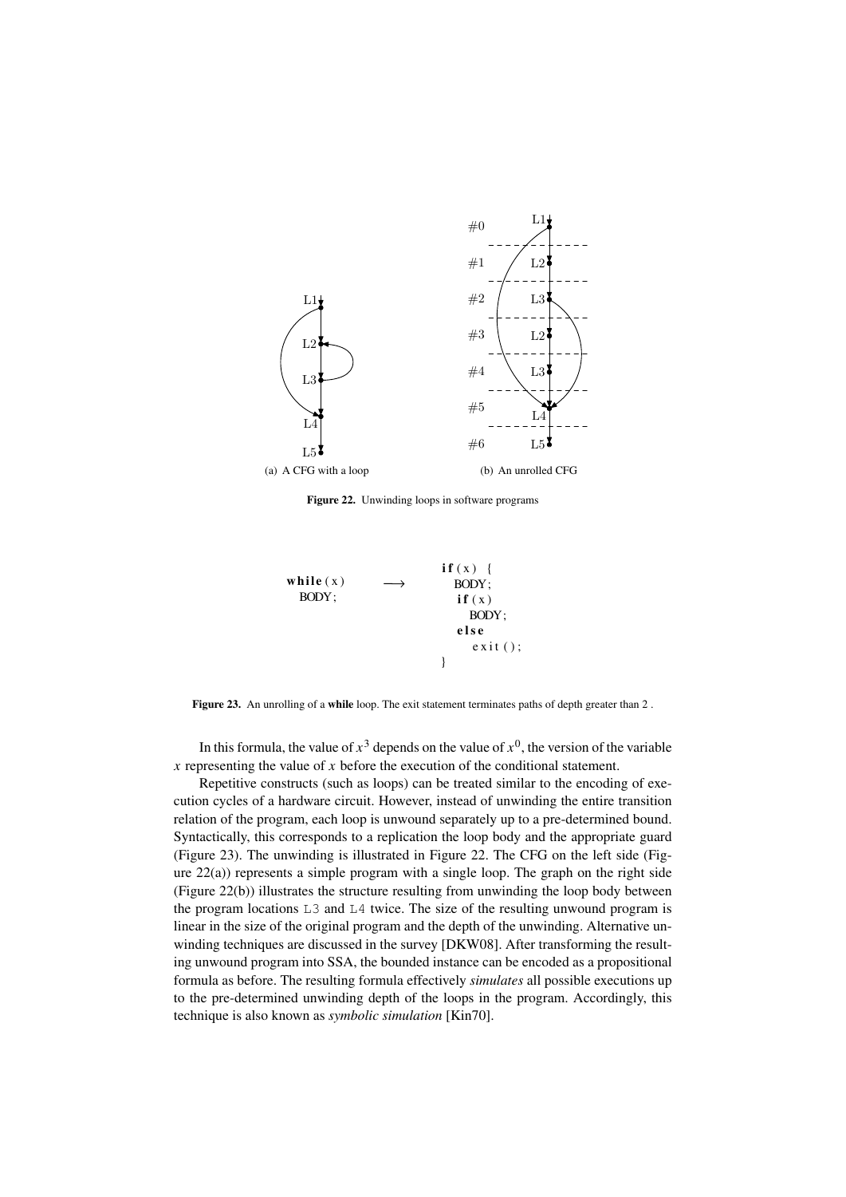(a) A CFG with a loop

(b) An unrolled CFG

**Figure 22.** Unwinding loops in software programs

```
while(x)        ⟶     if(x) {
  BODY;                  BODY;
                         if(x)
                           BODY;
                         else
                           exit();
                       }
```

**Figure 23.** An unrolling of a **while** loop. The exit statement terminates paths of depth greater than 2 .

In this formula, the value of $x^3$ depends on the value of $x^0$, the version of the variable $x$ representing the value of $x$ before the execution of the conditional statement.

Repetitive constructs (such as loops) can be treated similar to the encoding of execution cycles of a hardware circuit. However, instead of unwinding the entire transition relation of the program, each loop is unwound separately up to a pre-determined bound. Syntactically, this corresponds to a replication the loop body and the appropriate guard (Figure 23). The unwinding is illustrated in Figure 22. The CFG on the left side (Figure 22(a)) represents a simple program with a single loop. The graph on the right side (Figure 22(b)) illustrates the structure resulting from unwinding the loop body between the program locations L3 and L4 twice. The size of the resulting unwound program is linear in the size of the original program and the depth of the unwinding. Alternative unwinding techniques are discussed in the survey [DKW08]. After transforming the resulting unwound program into SSA, the bounded instance can be encoded as a propositional formula as before. The resulting formula effectively *simulates* all possible executions up to the pre-determined unwinding depth of the loops in the program. Accordingly, this technique is also known as *symbolic simulation* [Kin70].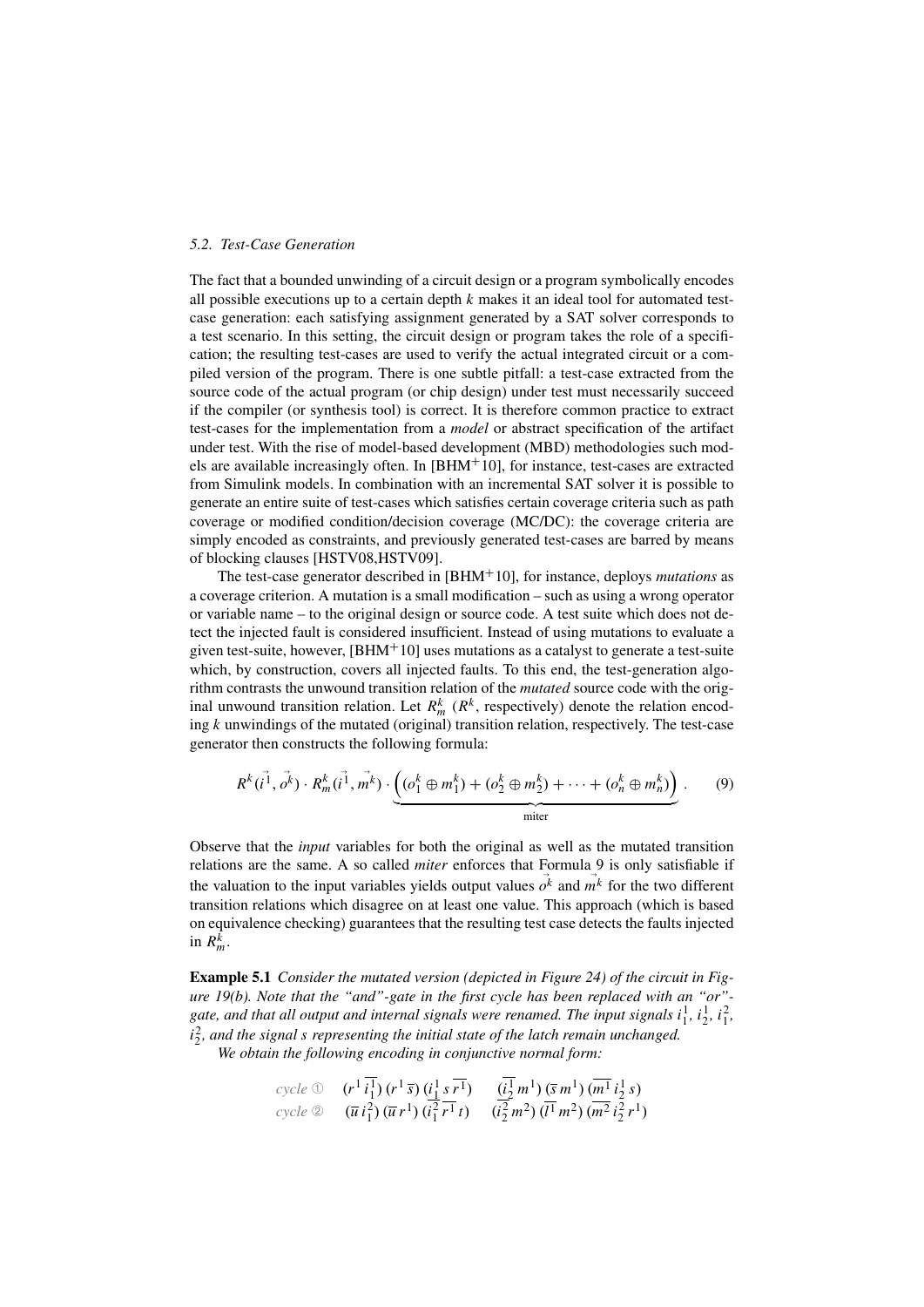### 5.2. Test-Case Generation

The fact that a bounded unwinding of a circuit design or a program symbolically encodes all possible executions up to a certain depth $k$ makes it an ideal tool for automated test-case generation: each satisfying assignment generated by a SAT solver corresponds to a test scenario. In this setting, the circuit design or program takes the role of a specification; the resulting test-cases are used to verify the actual integrated circuit or a compiled version of the program. There is one subtle pitfall: a test-case extracted from the source code of the actual program (or chip design) under test must necessarily succeed if the compiler (or synthesis tool) is correct. It is therefore common practice to extract test-cases for the implementation from a *model* or abstract specification of the artifact under test. With the rise of model-based development (MBD) methodologies such models are available increasingly often. In [BHM$^+$10], for instance, test-cases are extracted from Simulink models. In combination with an incremental SAT solver it is possible to generate an entire suite of test-cases which satisfies certain coverage criteria such as path coverage or modified condition/decision coverage (MC/DC): the coverage criteria are simply encoded as constraints, and previously generated test-cases are barred by means of blocking clauses [HSTV08,HSTV09].

The test-case generator described in [BHM$^+$10], for instance, deploys *mutations* as a coverage criterion. A mutation is a small modification – such as using a wrong operator or variable name – to the original design or source code. A test suite which does not detect the injected fault is considered insufficient. Instead of using mutations to evaluate a given test-suite, however, [BHM$^+$10] uses mutations as a catalyst to generate a test-suite which, by construction, covers all injected faults. To this end, the test-generation algorithm contrasts the unwound transition relation of the *mutated* source code with the original unwound transition relation. Let $R^k_m$ ($R^k$, respectively) denote the relation encoding $k$ unwindings of the mutated (original) transition relation, respectively. The test-case generator then constructs the following formula:

$$R^k(\vec{i^1}, \vec{o^k}) \cdot R^k_m(\vec{i^1}, \vec{m^k}) \cdot \underbrace{\Big((o^k_1 \oplus m^k_1) + (o^k_2 \oplus m^k_2) + \cdots + (o^k_n \oplus m^k_n)\Big)}_{\text{miter}} . \qquad (9)$$

Observe that the *input* variables for both the original as well as the mutated transition relations are the same. A so called *miter* enforces that Formula 9 is only satisfiable if the valuation to the input variables yields output values $\vec{o^k}$ and $\vec{m^k}$ for the two different transition relations which disagree on at least one value. This approach (which is based on equivalence checking) guarantees that the resulting test case detects the faults injected in $R^k_m$.

**Example 5.1** *Consider the mutated version (depicted in Figure 24) of the circuit in Figure 19(b). Note that the "and"-gate in the first cycle has been replaced with an "or"-gate, and that all output and internal signals were renamed. The input signals $i^1_1$, $i^1_2$, $i^2_1$, $i^2_2$, and the signal $s$ representing the initial state of the latch remain unchanged.*

*We obtain the following encoding in conjunctive normal form:*

$$\begin{array}{lll}
\textit{cycle ①} & (r^1\,\overline{i^1_1})\,(r^1\,\overline{s})\,(i^1_1\,s\,\overline{r^1}) & (\overline{i^1_2}\,m^1)\,(\overline{s}\,m^1)\,(\overline{m^1}\,i^1_2\,s) \\
\textit{cycle ②} & (\overline{u}\,i^2_1)\,(\overline{u}\,r^1)\,(\overline{i^2_1}\,\overline{r^1}\,t) & (\overline{i^2_2}\,m^2)\,(\overline{l^1}\,m^2)\,(\overline{m^2}\,i^2_2\,r^1)
\end{array}$$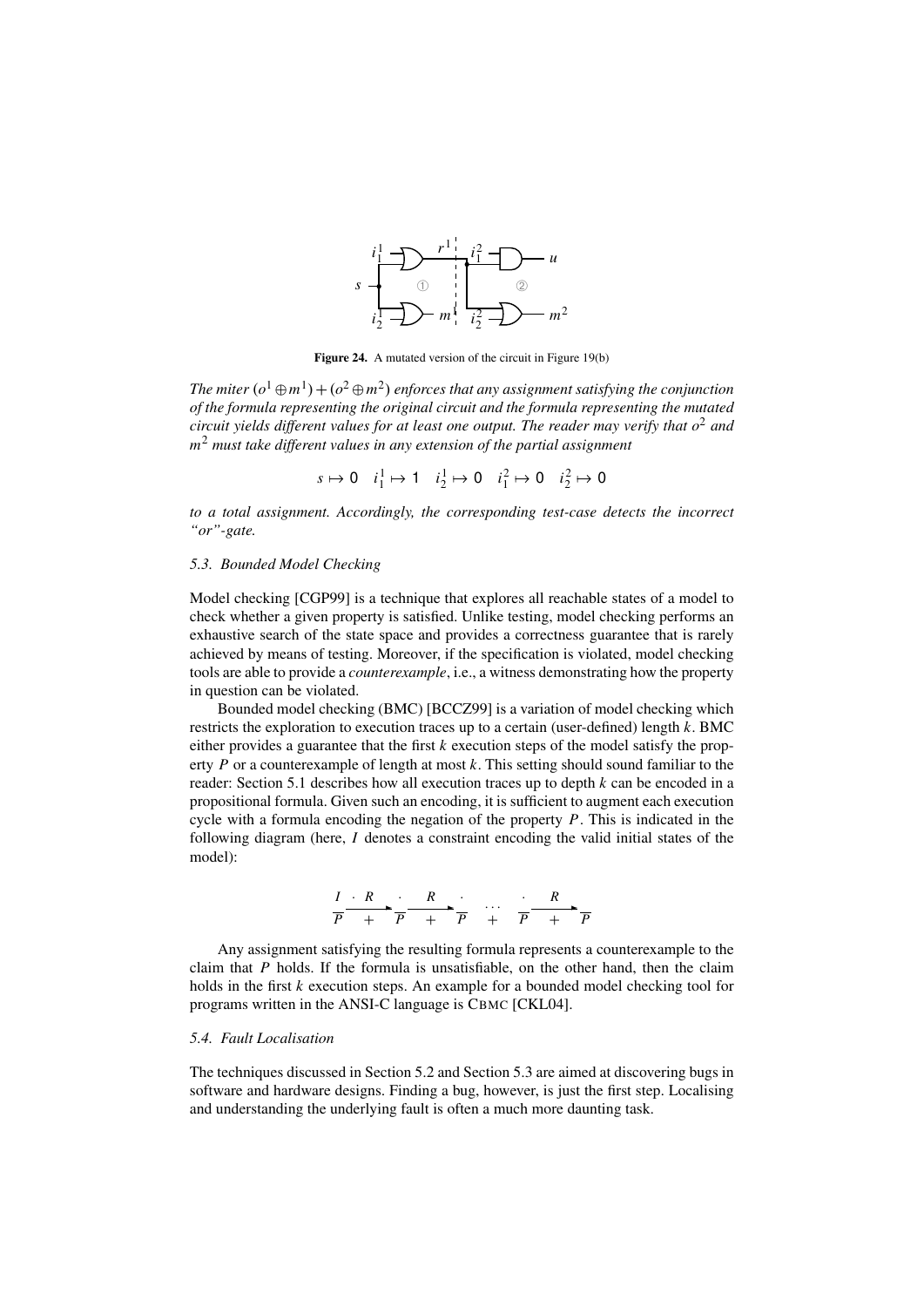**Figure 24.** A mutated version of the circuit in Figure 19(b)

*The miter* $(o^1 \oplus m^1) + (o^2 \oplus m^2)$ *enforces that any assignment satisfying the conjunction of the formula representing the original circuit and the formula representing the mutated circuit yields different values for at least one output. The reader may verify that* $o^2$ *and* $m^2$ *must take different values in any extension of the partial assignment*

$$s \mapsto 0 \quad i_1^1 \mapsto 1 \quad i_2^1 \mapsto 0 \quad i_1^2 \mapsto 0 \quad i_2^2 \mapsto 0$$

*to a total assignment. Accordingly, the corresponding test-case detects the incorrect "or"-gate.*

### 5.3. Bounded Model Checking

Model checking [CGP99] is a technique that explores all reachable states of a model to check whether a given property is satisfied. Unlike testing, model checking performs an exhaustive search of the state space and provides a correctness guarantee that is rarely achieved by means of testing. Moreover, if the specification is violated, model checking tools are able to provide a *counterexample*, i.e., a witness demonstrating how the property in question can be violated.

Bounded model checking (BMC) [BCCZ99] is a variation of model checking which restricts the exploration to execution traces up to a certain (user-defined) length $k$. BMC either provides a guarantee that the first $k$ execution steps of the model satisfy the property $P$ or a counterexample of length at most $k$. This setting should sound familiar to the reader: Section 5.1 describes how all execution traces up to depth $k$ can be encoded in a propositional formula. Given such an encoding, it is sufficient to augment each execution cycle with a formula encoding the negation of the property $P$. This is indicated in the following diagram (here, $I$ denotes a constraint encoding the valid initial states of the model):

$$\frac{I}{\overline{P}} \cdot \xrightarrow{R} \frac{\cdot}{+\ \overline{P}} \xrightarrow{R} \frac{\cdot}{+\ \overline{P}} \quad \frac{\cdots}{+} \quad \frac{\cdot}{\overline{P}} \xrightarrow{R} \frac{}{+\ \overline{P}}$$

Any assignment satisfying the resulting formula represents a counterexample to the claim that $P$ holds. If the formula is unsatisfiable, on the other hand, then the claim holds in the first $k$ execution steps. An example for a bounded model checking tool for programs written in the ANSI-C language is CBMC [CKL04].

### 5.4. Fault Localisation

The techniques discussed in Section 5.2 and Section 5.3 are aimed at discovering bugs in software and hardware designs. Finding a bug, however, is just the first step. Localising and understanding the underlying fault is often a much more daunting task.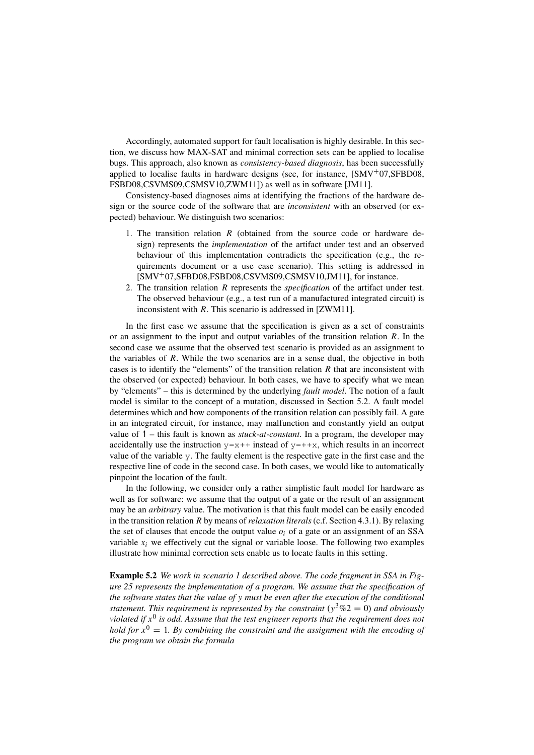Accordingly, automated support for fault localisation is highly desirable. In this section, we discuss how MAX-SAT and minimal correction sets can be applied to localise bugs. This approach, also known as *consistency-based diagnosis*, has been successfully applied to localise faults in hardware designs (see, for instance, [SMV+07,SFBD08, FSBD08,CSVMS09,CSMSV10,ZWM11]) as well as in software [JM11].

Consistency-based diagnoses aims at identifying the fractions of the hardware design or the source code of the software that are *inconsistent* with an observed (or expected) behaviour. We distinguish two scenarios:

1. The transition relation $R$ (obtained from the source code or hardware design) represents the *implementation* of the artifact under test and an observed behaviour of this implementation contradicts the specification (e.g., the requirements document or a use case scenario). This setting is addressed in [SMV+07,SFBD08,FSBD08,CSVMS09,CSMSV10,JM11], for instance.
2. The transition relation $R$ represents the *specification* of the artifact under test. The observed behaviour (e.g., a test run of a manufactured integrated circuit) is inconsistent with $R$. This scenario is addressed in [ZWM11].

In the first case we assume that the specification is given as a set of constraints or an assignment to the input and output variables of the transition relation $R$. In the second case we assume that the observed test scenario is provided as an assignment to the variables of $R$. While the two scenarios are in a sense dual, the objective in both cases is to identify the "elements" of the transition relation $R$ that are inconsistent with the observed (or expected) behaviour. In both cases, we have to specify what we mean by "elements" – this is determined by the underlying *fault model*. The notion of a fault model is similar to the concept of a mutation, discussed in Section 5.2. A fault model determines which and how components of the transition relation can possibly fail. A gate in an integrated circuit, for instance, may malfunction and constantly yield an output value of 1 – this fault is known as *stuck-at-constant*. In a program, the developer may accidentally use the instruction `y=x++` instead of `y=++x`, which results in an incorrect value of the variable `y`. The faulty element is the respective gate in the first case and the respective line of code in the second case. In both cases, we would like to automatically pinpoint the location of the fault.

In the following, we consider only a rather simplistic fault model for hardware as well as for software: we assume that the output of a gate or the result of an assignment may be an *arbitrary* value. The motivation is that this fault model can be easily encoded in the transition relation $R$ by means of *relaxation literals* (c.f. Section 4.3.1). By relaxing the set of clauses that encode the output value $o_i$ of a gate or an assignment of an SSA variable $x_i$ we effectively cut the signal or variable loose. The following two examples illustrate how minimal correction sets enable us to locate faults in this setting.

**Example 5.2** *We work in scenario 1 described above. The code fragment in SSA in Figure 25 represents the implementation of a program. We assume that the specification of the software states that the value of y must be even after the execution of the conditional statement. This requirement is represented by the constraint* $(y^3 \% 2 = 0)$ *and obviously violated if* $x^0$ *is odd. Assume that the test engineer reports that the requirement does not hold for* $x^0 = 1$*. By combining the constraint and the assignment with the encoding of the program we obtain the formula*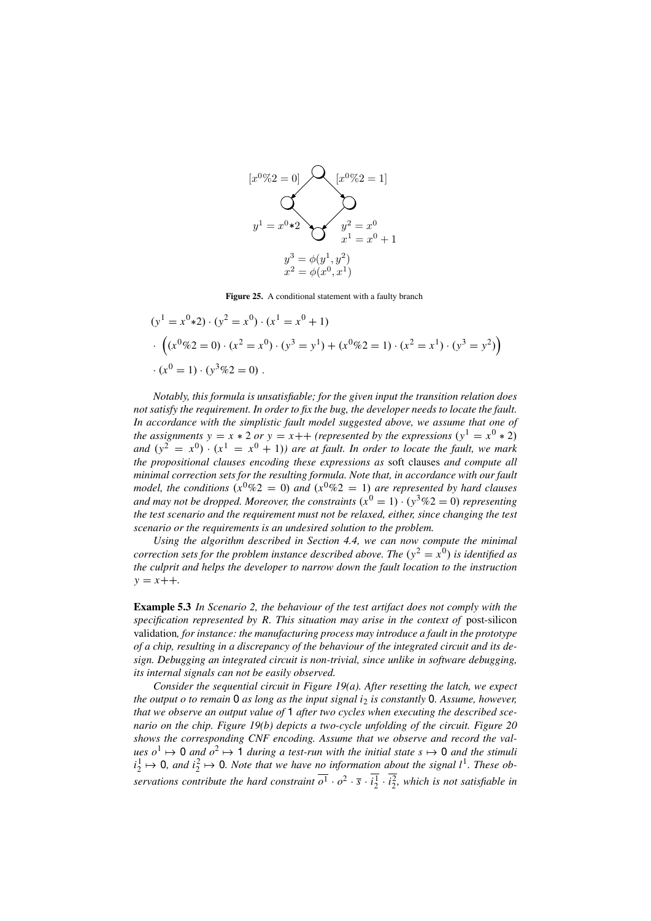$[x^0\%2 = 0]$ $[x^0\%2 = 1]$

$y^1 = x^0{*}2$ $y^2 = x^0$ $x^1 = x^0 + 1$

$y^3 = \phi(y^1, y^2)$
$x^2 = \phi(x^0, x^1)$

**Figure 25.** A conditional statement with a faulty branch

$$
\begin{aligned}
&(y^1 = x^0{*}2) \cdot (y^2 = x^0) \cdot (x^1 = x^0 + 1) \\
&\cdot \Big((x^0\%2 = 0) \cdot (x^2 = x^0) \cdot (y^3 = y^1) + (x^0\%2 = 1) \cdot (x^2 = x^1) \cdot (y^3 = y^2)\Big) \\
&\cdot (x^0 = 1) \cdot (y^3\%2 = 0)\ .
\end{aligned}
$$

*Notably, this formula is unsatisfiable; for the given input the transition relation does not satisfy the requirement. In order to fix the bug, the developer needs to locate the fault. In accordance with the simplistic fault model suggested above, we assume that one of the assignments $y = x * 2$ or $y = x{+}{+}$ (represented by the expressions $(y^1 = x^0 * 2)$ and $(y^2 = x^0) \cdot (x^1 = x^0 + 1)$) are at fault. In order to locate the fault, we mark the propositional clauses encoding these expressions as* soft clauses *and compute all minimal correction sets for the resulting formula. Note that, in accordance with our fault model, the conditions $(x^0\%2 = 0)$ and $(x^0\%2 = 1)$ are represented by hard clauses and may not be dropped. Moreover, the constraints $(x^0 = 1) \cdot (y^3\%2 = 0)$ representing the test scenario and the requirement must not be relaxed, either, since changing the test scenario or the requirements is an undesired solution to the problem.*

*Using the algorithm described in Section 4.4, we can now compute the minimal correction sets for the problem instance described above. The $(y^2 = x^0)$ is identified as the culprit and helps the developer to narrow down the fault location to the instruction $y = x{+}{+}$.*

**Example 5.3** *In Scenario 2, the behaviour of the test artifact does not comply with the specification represented by R. This situation may arise in the context of* post-silicon validation*, for instance: the manufacturing process may introduce a fault in the prototype of a chip, resulting in a discrepancy of the behaviour of the integrated circuit and its design. Debugging an integrated circuit is non-trivial, since unlike in software debugging, its internal signals can not be easily observed.*

*Consider the sequential circuit in Figure 19(a). After resetting the latch, we expect the output $o$ to remain* 0 *as long as the input signal $i_2$ is constantly* 0*. Assume, however, that we observe an output value of* 1 *after two cycles when executing the described scenario on the chip. Figure 19(b) depicts a two-cycle unfolding of the circuit. Figure 20 shows the corresponding CNF encoding. Assume that we observe and record the values $o^1 \mapsto 0$ and $o^2 \mapsto 1$ during a test-run with the initial state $s \mapsto 0$ and the stimuli $i_2^1 \mapsto 0$, and $i_2^2 \mapsto 0$. Note that we have no information about the signal $l^1$. These observations contribute the hard constraint $\overline{o^1} \cdot o^2 \cdot \overline{s} \cdot \overline{i_2^1} \cdot \overline{i_2^2}$, which is not satisfiable in*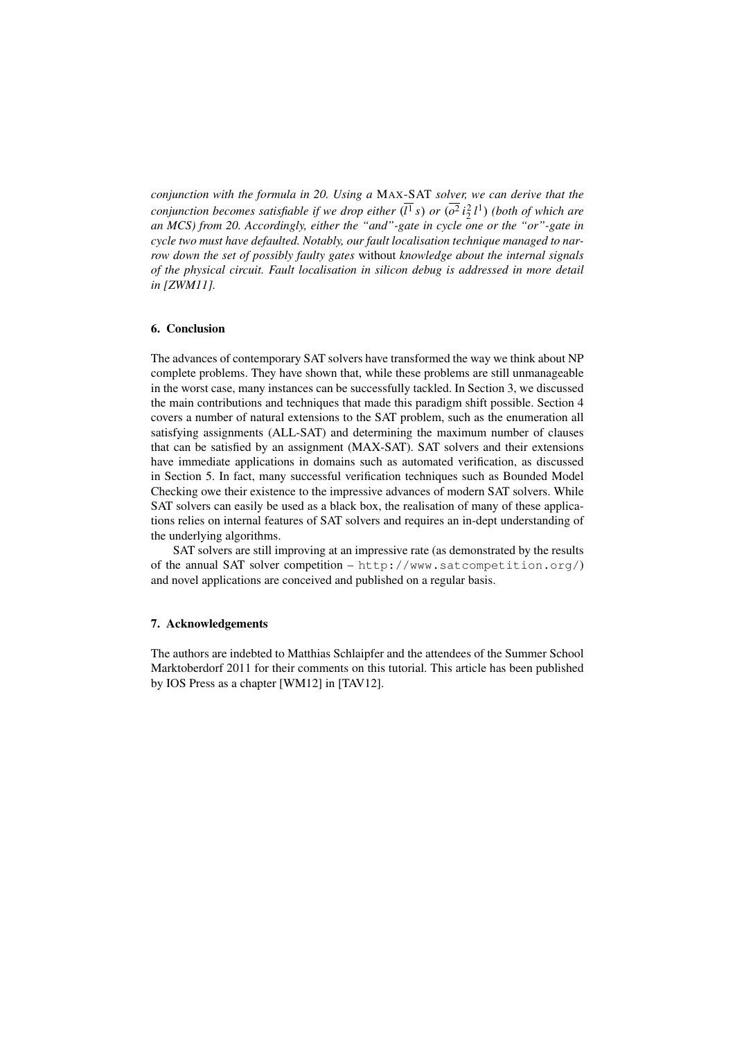*conjunction with the formula in 20. Using a* MAX-SAT *solver, we can derive that the conjunction becomes satisfiable if we drop either* $(\overline{l^1}\, s)$ *or* $(\overline{o^2}\, i_2^2\, l^1)$ *(both of which are an MCS) from 20. Accordingly, either the "and"-gate in cycle one or the "or"-gate in cycle two must have defaulted. Notably, our fault localisation technique managed to narrow down the set of possibly faulty gates* without *knowledge about the internal signals of the physical circuit. Fault localisation in silicon debug is addressed in more detail in [ZWM11].*

## 6. Conclusion

The advances of contemporary SAT solvers have transformed the way we think about NP complete problems. They have shown that, while these problems are still unmanageable in the worst case, many instances can be successfully tackled. In Section 3, we discussed the main contributions and techniques that made this paradigm shift possible. Section 4 covers a number of natural extensions to the SAT problem, such as the enumeration all satisfying assignments (ALL-SAT) and determining the maximum number of clauses that can be satisfied by an assignment (MAX-SAT). SAT solvers and their extensions have immediate applications in domains such as automated verification, as discussed in Section 5. In fact, many successful verification techniques such as Bounded Model Checking owe their existence to the impressive advances of modern SAT solvers. While SAT solvers can easily be used as a black box, the realisation of many of these applications relies on internal features of SAT solvers and requires an in-dept understanding of the underlying algorithms.

SAT solvers are still improving at an impressive rate (as demonstrated by the results of the annual SAT solver competition – `http://www.satcompetition.org/`) and novel applications are conceived and published on a regular basis.

## 7. Acknowledgements

The authors are indebted to Matthias Schlaipfer and the attendees of the Summer School Marktoberdorf 2011 for their comments on this tutorial. This article has been published by IOS Press as a chapter [WM12] in [TAV12].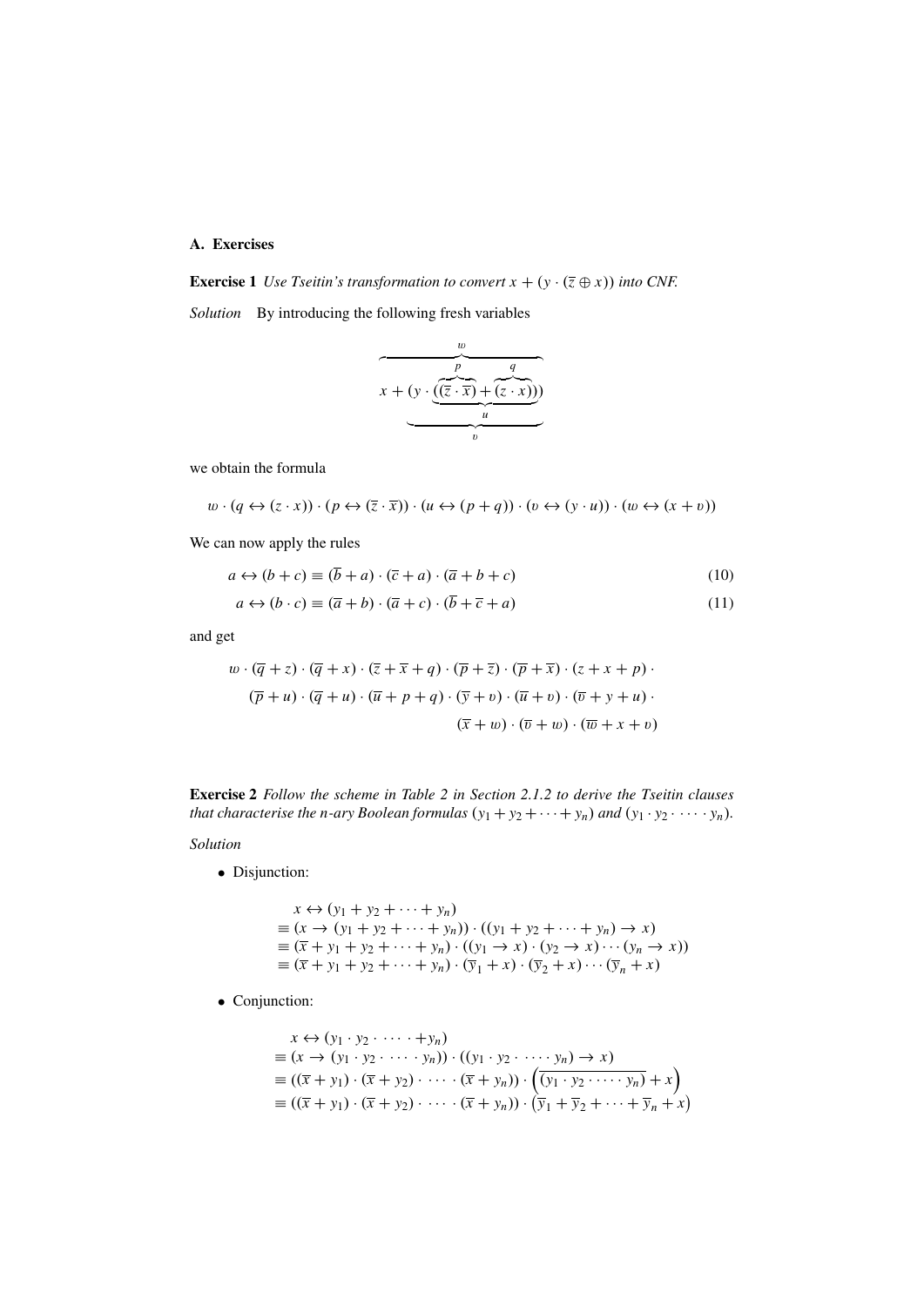### A. Exercises

**Exercise 1** *Use Tseitin's transformation to convert $x + (y \cdot (\overline{z} \oplus x))$ into CNF.*

*Solution* By introducing the following fresh variables

$$\overbrace{x + (y \cdot \underbrace{(\overbrace{(\overline{z} \cdot \overline{x})}^{p} + \overbrace{(z \cdot x)}^{q})}_{u})}^{w}\!\!\!\!\!\!\!\!\!\!\!\!\!\!\!\!\!\!\!\!\!\!\!\!\!\!\!\!\!\!\!\!\!\!\!\!\!\!\!\!\!\!\!\!\!\!\!\!\!\!\!\!\!\!\!\!\!\!\!\!\!\!\!\!\!\!\!\!\!\!\!\!\!\!\!\!\!\!\!\!\!\!\!\!\!\!\!\!\!\!\!\!\!\!\!\!\!\!\!\!\!\!\!\!\!\!\!\!\!\!\!\!\underbrace{\phantom{(y \cdot ((\overline{z} \cdot \overline{x}) + (z \cdot x)))}}_{v}$$

we obtain the formula

$$w \cdot (q \leftrightarrow (z \cdot x)) \cdot (p \leftrightarrow (\overline{z} \cdot \overline{x})) \cdot (u \leftrightarrow (p + q)) \cdot (v \leftrightarrow (y \cdot u)) \cdot (w \leftrightarrow (x + v))$$

We can now apply the rules

$$a \leftrightarrow (b + c) \equiv (\overline{b} + a) \cdot (\overline{c} + a) \cdot (\overline{a} + b + c) \tag{10}$$

$$a \leftrightarrow (b \cdot c) \equiv (\overline{a} + b) \cdot (\overline{a} + c) \cdot (\overline{b} + \overline{c} + a) \tag{11}$$

and get

$$\begin{aligned}
&w \cdot (\overline{q} + z) \cdot (\overline{q} + x) \cdot (\overline{z} + \overline{x} + q) \cdot (\overline{p} + \overline{z}) \cdot (\overline{p} + \overline{x}) \cdot (z + x + p) \cdot \\
&\quad (\overline{p} + u) \cdot (\overline{q} + u) \cdot (\overline{u} + p + q) \cdot (\overline{y} + v) \cdot (\overline{u} + v) \cdot (\overline{v} + y + u) \cdot \\
&\qquad\qquad\qquad\qquad\qquad\qquad (\overline{x} + w) \cdot (\overline{v} + w) \cdot (\overline{w} + x + v)
\end{aligned}$$

**Exercise 2** *Follow the scheme in Table 2 in Section 2.1.2 to derive the Tseitin clauses that characterise the n-ary Boolean formulas $(y_1 + y_2 + \cdots + y_n)$ and $(y_1 \cdot y_2 \cdot \cdots \cdot y_n)$.*

*Solution*

- Disjunction:

$$\begin{aligned}
&x \leftrightarrow (y_1 + y_2 + \cdots + y_n) \\
&\equiv (x \rightarrow (y_1 + y_2 + \cdots + y_n)) \cdot ((y_1 + y_2 + \cdots + y_n) \rightarrow x) \\
&\equiv (\overline{x} + y_1 + y_2 + \cdots + y_n) \cdot ((y_1 \rightarrow x) \cdot (y_2 \rightarrow x) \cdots (y_n \rightarrow x)) \\
&\equiv (\overline{x} + y_1 + y_2 + \cdots + y_n) \cdot (\overline{y}_1 + x) \cdot (\overline{y}_2 + x) \cdots (\overline{y}_n + x)
\end{aligned}$$

- Conjunction:

$$\begin{aligned}
&x \leftrightarrow (y_1 \cdot y_2 \cdot \cdots \cdot +y_n) \\
&\equiv (x \rightarrow (y_1 \cdot y_2 \cdot \cdots \cdot y_n)) \cdot ((y_1 \cdot y_2 \cdot \cdots \cdot y_n) \rightarrow x) \\
&\equiv ((\overline{x} + y_1) \cdot (\overline{x} + y_2) \cdot \cdots \cdot (\overline{x} + y_n)) \cdot \left(\overline{(y_1 \cdot y_2 \cdot \cdots \cdot y_n)} + x\right) \\
&\equiv ((\overline{x} + y_1) \cdot (\overline{x} + y_2) \cdot \cdots \cdot (\overline{x} + y_n)) \cdot \left(\overline{y}_1 + \overline{y}_2 + \cdots + \overline{y}_n + x\right)
\end{aligned}$$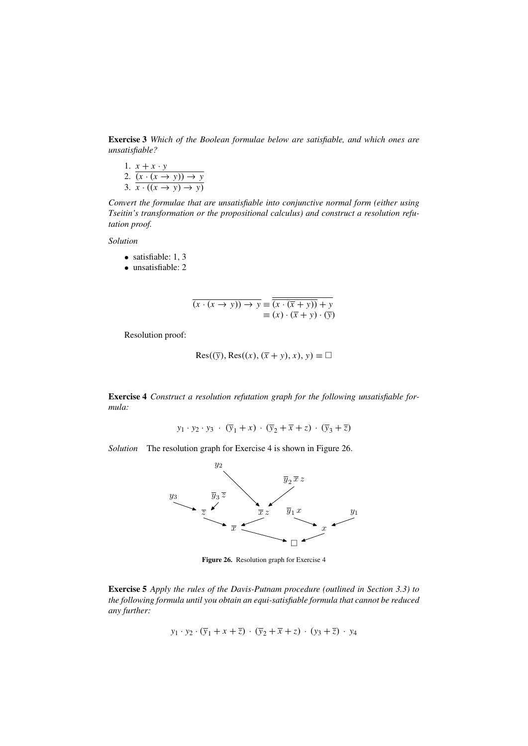**Exercise 3** *Which of the Boolean formulae below are satisfiable, and which ones are unsatisfiable?*

1. $\overline{x + x \cdot y}$
2. $\overline{(x \cdot (x \rightarrow y)) \rightarrow y}$
3. $\overline{x \cdot ((x \rightarrow y) \rightarrow y)}$

*Convert the formulae that are unsatisfiable into conjunctive normal form (either using Tseitin's transformation or the propositional calculus) and construct a resolution refutation proof.*

*Solution*

- satisfiable: 1, 3
- unsatisfiable: 2

$$
\begin{aligned}
\overline{(x \cdot (x \rightarrow y)) \rightarrow y} &\equiv \overline{\overline{(x \cdot (\overline{x} + y))} + y} \\
&\equiv (x) \cdot (\overline{x} + y) \cdot (\overline{y})
\end{aligned}
$$

Resolution proof:

$$
\text{Res}((\overline{y}), \text{Res}((x), (\overline{x} + y), x), y) \equiv \square
$$

**Exercise 4** *Construct a resolution refutation graph for the following unsatisfiable formula:*

$$
y_1 \cdot y_2 \cdot y_3 \;\cdot\; (\overline{y}_1 + x) \;\cdot\; (\overline{y}_2 + \overline{x} + z) \;\cdot\; (\overline{y}_3 + \overline{z})
$$

*Solution* The resolution graph for Exercise 4 is shown in Figure 26.

**Figure 26.** Resolution graph for Exercise 4

**Exercise 5** *Apply the rules of the Davis-Putnam procedure (outlined in Section 3.3) to the following formula until you obtain an equi-satisfiable formula that cannot be reduced any further:*

$$
y_1 \cdot y_2 \cdot (\overline{y}_1 + x + \overline{z}) \;\cdot\; (\overline{y}_2 + \overline{x} + z) \;\cdot\; (y_3 + \overline{z}) \;\cdot\; y_4
$$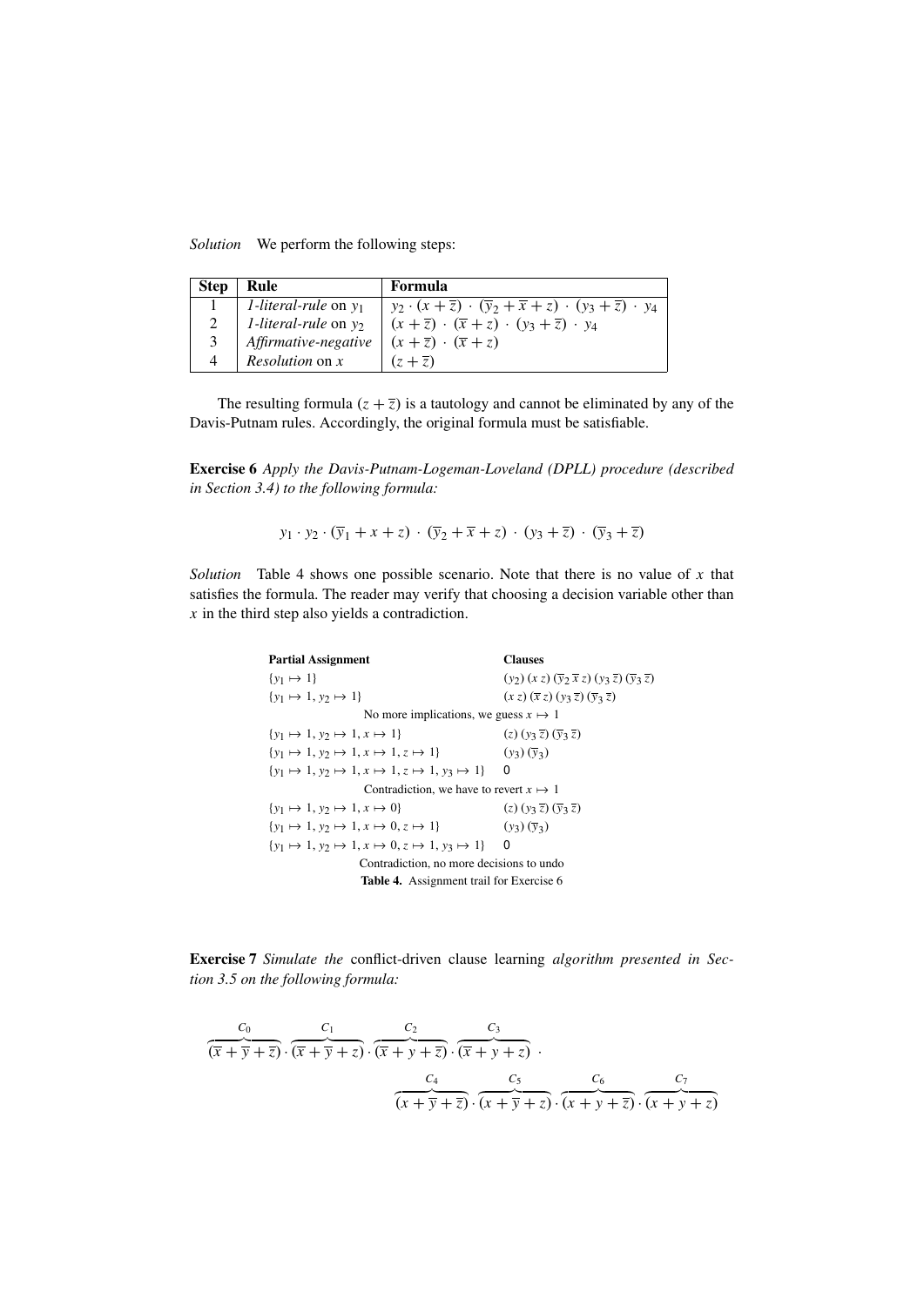*Solution* We perform the following steps:

| Step | Rule | Formula |
|---|---|---|
| 1 | *1-literal-rule* on $y_1$ | $y_2 \cdot (x + \overline{z}) \cdot (\overline{y}_2 + \overline{x} + z) \cdot (y_3 + \overline{z}) \cdot y_4$ |
| 2 | *1-literal-rule* on $y_2$ | $(x + \overline{z}) \cdot (\overline{x} + z) \cdot (y_3 + \overline{z}) \cdot y_4$ |
| 3 | *Affirmative-negative* | $(x + \overline{z}) \cdot (\overline{x} + z)$ |
| 4 | *Resolution* on $x$ | $(z + \overline{z})$ |

The resulting formula $(z + \overline{z})$ is a tautology and cannot be eliminated by any of the Davis-Putnam rules. Accordingly, the original formula must be satisfiable.

**Exercise 6** *Apply the Davis-Putnam-Logeman-Loveland (DPLL) procedure (described in Section 3.4) to the following formula:*

$$y_1 \cdot y_2 \cdot (\overline{y}_1 + x + z) \cdot (\overline{y}_2 + \overline{x} + z) \cdot (y_3 + \overline{z}) \cdot (\overline{y}_3 + \overline{z})$$

*Solution* Table 4 shows one possible scenario. Note that there is no value of $x$ that satisfies the formula. The reader may verify that choosing a decision variable other than $x$ in the third step also yields a contradiction.

| **Partial Assignment** | **Clauses** |
|---|---|
| $\{y_1 \mapsto 1\}$ | $(y_2)\,(x\,z)\,(\overline{y}_2\,\overline{x}\,z)\,(y_3\,\overline{z})\,(\overline{y}_3\,\overline{z})$ |
| $\{y_1 \mapsto 1, y_2 \mapsto 1\}$ | $(x\,z)\,(\overline{x}\,z)\,(y_3\,\overline{z})\,(\overline{y}_3\,\overline{z})$ |
| No more implications, we guess $x \mapsto 1$ | |
| $\{y_1 \mapsto 1, y_2 \mapsto 1, x \mapsto 1\}$ | $(z)\,(y_3\,\overline{z})\,(\overline{y}_3\,\overline{z})$ |
| $\{y_1 \mapsto 1, y_2 \mapsto 1, x \mapsto 1, z \mapsto 1\}$ | $(y_3)\,(\overline{y}_3)$ |
| $\{y_1 \mapsto 1, y_2 \mapsto 1, x \mapsto 1, z \mapsto 1, y_3 \mapsto 1\}$ | 0 |
| Contradiction, we have to revert $x \mapsto 1$ | |
| $\{y_1 \mapsto 1, y_2 \mapsto 1, x \mapsto 0\}$ | $(z)\,(y_3\,\overline{z})\,(\overline{y}_3\,\overline{z})$ |
| $\{y_1 \mapsto 1, y_2 \mapsto 1, x \mapsto 0, z \mapsto 1\}$ | $(y_3)\,(\overline{y}_3)$ |
| $\{y_1 \mapsto 1, y_2 \mapsto 1, x \mapsto 0, z \mapsto 1, y_3 \mapsto 1\}$ | 0 |
| Contradiction, no more decisions to undo | |

**Table 4.** Assignment trail for Exercise 6

**Exercise 7** *Simulate the* conflict-driven clause learning *algorithm presented in Section 3.5 on the following formula:*

$$\overbrace{(\overline{x} + \overline{y} + \overline{z})}^{C_0} \cdot \overbrace{(\overline{x} + \overline{y} + z)}^{C_1} \cdot \overbrace{(\overline{x} + y + \overline{z})}^{C_2} \cdot \overbrace{(\overline{x} + y + z)}^{C_3} \cdot$$

$$\overbrace{(x + \overline{y} + \overline{z})}^{C_4} \cdot \overbrace{(x + \overline{y} + z)}^{C_5} \cdot \overbrace{(x + y + \overline{z})}^{C_6} \cdot \overbrace{(x + y + z)}^{C_7}$$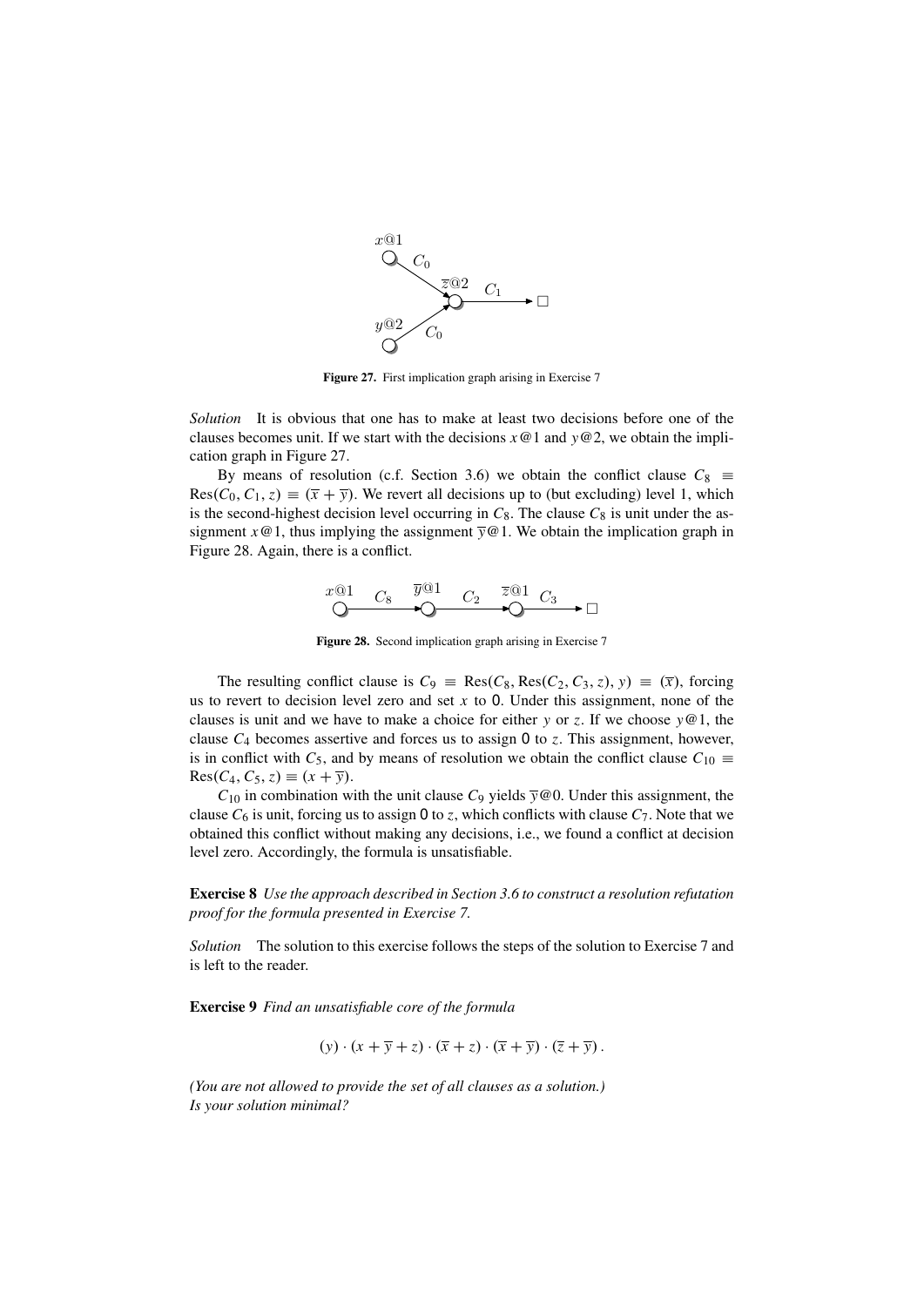Figure 27. First implication graph arising in Exercise 7

*Solution* It is obvious that one has to make at least two decisions before one of the clauses becomes unit. If we start with the decisions $x@1$ and $y@2$, we obtain the implication graph in Figure 27.

By means of resolution (c.f. Section 3.6) we obtain the conflict clause $C_8 \equiv \text{Res}(C_0, C_1, z) \equiv (\overline{x} + \overline{y})$. We revert all decisions up to (but excluding) level 1, which is the second-highest decision level occurring in $C_8$. The clause $C_8$ is unit under the assignment $x@1$, thus implying the assignment $\overline{y}@1$. We obtain the implication graph in Figure 28. Again, there is a conflict.

Figure 28. Second implication graph arising in Exercise 7

The resulting conflict clause is $C_9 \equiv \text{Res}(C_8, \text{Res}(C_2, C_3, z), y) \equiv (\overline{x})$, forcing us to revert to decision level zero and set $x$ to $0$. Under this assignment, none of the clauses is unit and we have to make a choice for either $y$ or $z$. If we choose $y@1$, the clause $C_4$ becomes assertive and forces us to assign $0$ to $z$. This assignment, however, is in conflict with $C_5$, and by means of resolution we obtain the conflict clause $C_{10} \equiv \text{Res}(C_4, C_5, z) \equiv (x + \overline{y})$.

$C_{10}$ in combination with the unit clause $C_9$ yields $\overline{y}@0$. Under this assignment, the clause $C_6$ is unit, forcing us to assign $0$ to $z$, which conflicts with clause $C_7$. Note that we obtained this conflict without making any decisions, i.e., we found a conflict at decision level zero. Accordingly, the formula is unsatisfiable.

**Exercise 8** *Use the approach described in Section 3.6 to construct a resolution refutation proof for the formula presented in Exercise 7.*

*Solution* The solution to this exercise follows the steps of the solution to Exercise 7 and is left to the reader.

**Exercise 9** *Find an unsatisfiable core of the formula*

$$(y) \cdot (x + \overline{y} + z) \cdot (\overline{x} + z) \cdot (\overline{x} + \overline{y}) \cdot (\overline{z} + \overline{y}) \,.$$

*(You are not allowed to provide the set of all clauses as a solution.)*
*Is your solution minimal?*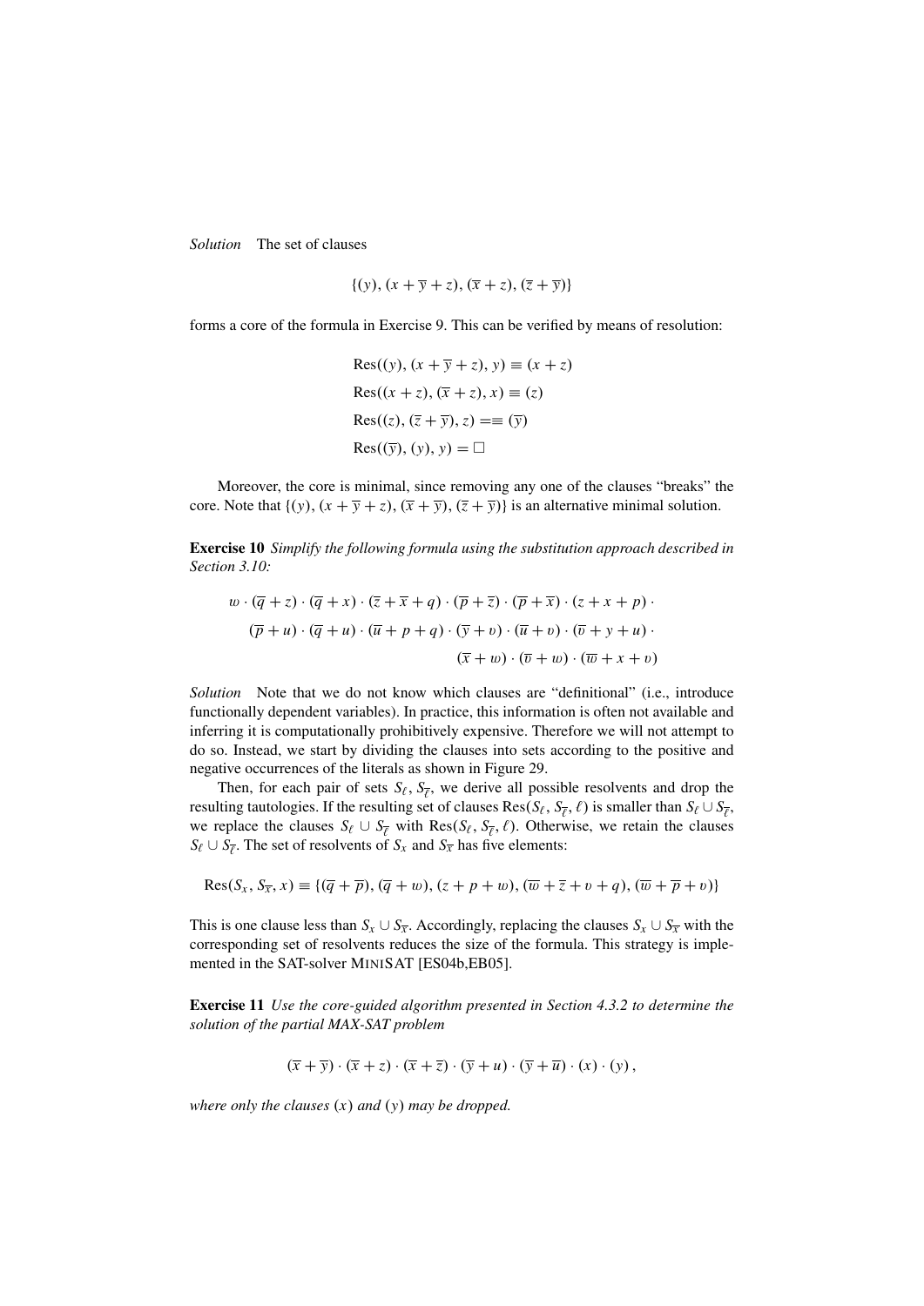*Solution* The set of clauses

$$\{(y), (x + \overline{y} + z), (\overline{x} + z), (\overline{z} + \overline{y})\}$$

forms a core of the formula in Exercise 9. This can be verified by means of resolution:

$$\begin{aligned}
&\text{Res}((y), (x + \overline{y} + z), y) \equiv (x + z)\\
&\text{Res}((x + z), (\overline{x} + z), x) \equiv (z)\\
&\text{Res}((z), (\overline{z} + \overline{y}), z) == (\overline{y})\\
&\text{Res}((\overline{y}), (y), y) = \Box
\end{aligned}$$

Moreover, the core is minimal, since removing any one of the clauses "breaks" the core. Note that $\{(y), (x + \overline{y} + z), (\overline{x} + \overline{y}), (\overline{z} + \overline{y})\}$ is an alternative minimal solution.

**Exercise 10** *Simplify the following formula using the substitution approach described in Section 3.10:*

$$\begin{aligned}
w \cdot (\overline{q} + z) \cdot (\overline{q} + x) \cdot (\overline{z} + \overline{x} + q) \cdot (\overline{p} + \overline{z}) \cdot (\overline{p} + \overline{x}) \cdot (z + x + p) \cdot \\
(\overline{p} + u) \cdot (\overline{q} + u) \cdot (\overline{u} + p + q) \cdot (\overline{y} + v) \cdot (\overline{u} + v) \cdot (\overline{v} + y + u) \cdot \\
(\overline{x} + w) \cdot (\overline{v} + w) \cdot (\overline{w} + x + v)
\end{aligned}$$

*Solution* Note that we do not know which clauses are "definitional" (i.e., introduce functionally dependent variables). In practice, this information is often not available and inferring it is computationally prohibitively expensive. Therefore we will not attempt to do so. Instead, we start by dividing the clauses into sets according to the positive and negative occurrences of the literals as shown in Figure 29.

Then, for each pair of sets $S_\ell$, $S_{\overline{\ell}}$, we derive all possible resolvents and drop the resulting tautologies. If the resulting set of clauses $\text{Res}(S_\ell, S_{\overline{\ell}}, \ell)$ is smaller than $S_\ell \cup S_{\overline{\ell}}$, we replace the clauses $S_\ell \cup S_{\overline{\ell}}$ with $\text{Res}(S_\ell, S_{\overline{\ell}}, \ell)$. Otherwise, we retain the clauses $S_\ell \cup S_{\overline{\ell}}$. The set of resolvents of $S_x$ and $S_{\overline{x}}$ has five elements:

$$\text{Res}(S_x, S_{\overline{x}}, x) \equiv \{(\overline{q} + \overline{p}), (\overline{q} + w), (z + p + w), (\overline{w} + \overline{z} + v + q), (\overline{w} + \overline{p} + v)\}$$

This is one clause less than $S_x \cup S_{\overline{x}}$. Accordingly, replacing the clauses $S_x \cup S_{\overline{x}}$ with the corresponding set of resolvents reduces the size of the formula. This strategy is implemented in the SAT-solver MiniSAT [ES04b,EB05].

**Exercise 11** *Use the core-guided algorithm presented in Section 4.3.2 to determine the solution of the partial MAX-SAT problem*

$$(\overline{x} + \overline{y}) \cdot (\overline{x} + z) \cdot (\overline{x} + \overline{z}) \cdot (\overline{y} + u) \cdot (\overline{y} + \overline{u}) \cdot (x) \cdot (y)\,,$$

*where only the clauses* $(x)$ *and* $(y)$ *may be dropped.*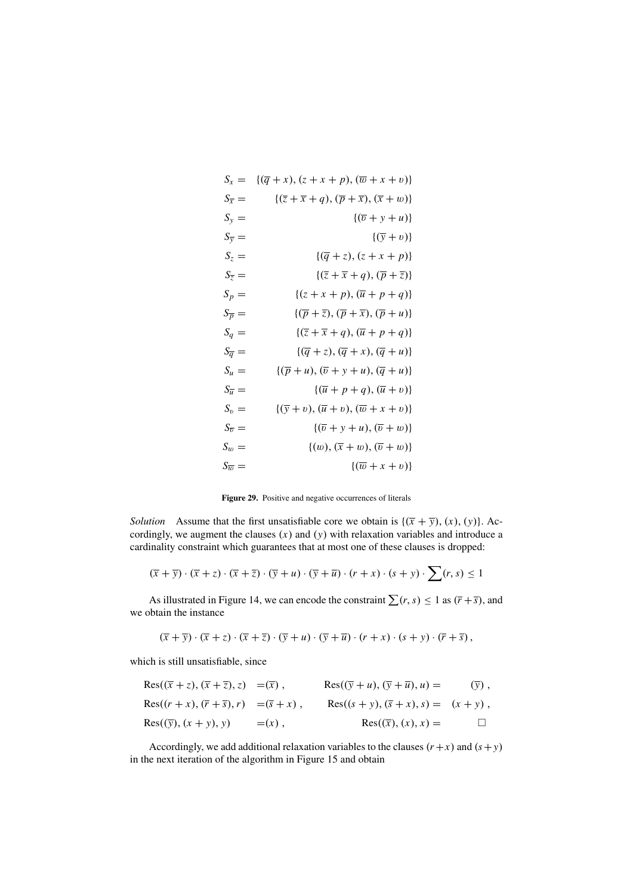$$
\begin{aligned}
S_x &= \{(\overline{q} + x), (z + x + p), (\overline{w} + x + v)\} \\
S_{\overline{x}} &= \{(\overline{z} + \overline{x} + q), (\overline{p} + \overline{x}), (\overline{x} + w)\} \\
S_y &= \{(\overline{v} + y + u)\} \\
S_{\overline{y}} &= \{(\overline{y} + v)\} \\
S_z &= \{(\overline{q} + z), (z + x + p)\} \\
S_{\overline{z}} &= \{(\overline{z} + \overline{x} + q), (\overline{p} + \overline{z})\} \\
S_p &= \{(z + x + p), (\overline{u} + p + q)\} \\
S_{\overline{p}} &= \{(\overline{p} + \overline{z}), (\overline{p} + \overline{x}), (\overline{p} + u)\} \\
S_q &= \{(\overline{z} + \overline{x} + q), (\overline{u} + p + q)\} \\
S_{\overline{q}} &= \{(\overline{q} + z), (\overline{q} + x), (\overline{q} + u)\} \\
S_u &= \{(\overline{p} + u), (\overline{v} + y + u), (\overline{q} + u)\} \\
S_{\overline{u}} &= \{(\overline{u} + p + q), (\overline{u} + v)\} \\
S_v &= \{(\overline{y} + v), (\overline{u} + v), (\overline{w} + x + v)\} \\
S_{\overline{v}} &= \{(\overline{v} + y + u), (\overline{v} + w)\} \\
S_w &= \{(w), (\overline{x} + w), (\overline{v} + w)\} \\
S_{\overline{w}} &= \{(\overline{w} + x + v)\}
\end{aligned}
$$

**Figure 29.** Positive and negative occurrences of literals

*Solution* Assume that the first unsatisfiable core we obtain is $\{(\overline{x} + \overline{y}), (x), (y)\}$. Accordingly, we augment the clauses $(x)$ and $(y)$ with relaxation variables and introduce a cardinality constraint which guarantees that at most one of these clauses is dropped:

$$
(\overline{x} + \overline{y}) \cdot (\overline{x} + z) \cdot (\overline{x} + \overline{z}) \cdot (\overline{y} + u) \cdot (\overline{y} + \overline{u}) \cdot (r + x) \cdot (s + y) \cdot \sum(r, s) \leq 1
$$

As illustrated in Figure 14, we can encode the constraint $\sum(r, s) \leq 1$ as $(\overline{r} + \overline{s})$, and we obtain the instance

$$
(\overline{x} + \overline{y}) \cdot (\overline{x} + z) \cdot (\overline{x} + \overline{z}) \cdot (\overline{y} + u) \cdot (\overline{y} + \overline{u}) \cdot (r + x) \cdot (s + y) \cdot (\overline{r} + \overline{s}),
$$

which is still unsatisfiable, since

$$
\begin{aligned}
&\mathrm{Res}((\overline{x} + z), (\overline{x} + \overline{z}), z) = (\overline{x}), && \mathrm{Res}((\overline{y} + u), (\overline{y} + \overline{u}), u) = (\overline{y}), \\
&\mathrm{Res}((r + x), (\overline{r} + \overline{s}), r) = (\overline{s} + x), && \mathrm{Res}((s + y), (\overline{s} + x), s) = (x + y), \\
&\mathrm{Res}((\overline{y}), (x + y), y) = (x), && \mathrm{Res}((\overline{x}), (x), x) = \square
\end{aligned}
$$

Accordingly, we add additional relaxation variables to the clauses $(r + x)$ and $(s + y)$ in the next iteration of the algorithm in Figure 15 and obtain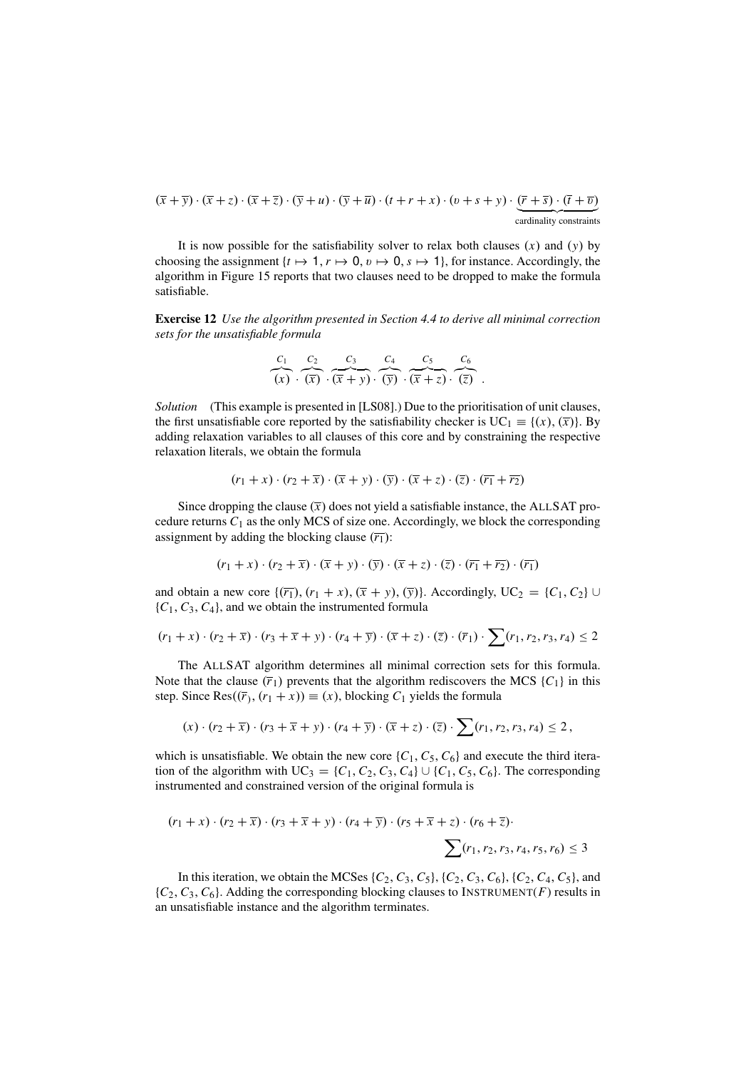$$(\overline{x}+\overline{y})\cdot(\overline{x}+z)\cdot(\overline{x}+\overline{z})\cdot(\overline{y}+u)\cdot(\overline{y}+\overline{u})\cdot(t+r+x)\cdot(v+s+y)\cdot\underbrace{(\overline{r}+\overline{s})\cdot(\overline{t}+\overline{v})}_{\text{cardinality constraints}}$$

It is now possible for the satisfiability solver to relax both clauses $(x)$ and $(y)$ by choosing the assignment $\{t \mapsto 1, r \mapsto 0, v \mapsto 0, s \mapsto 1\}$, for instance. Accordingly, the algorithm in Figure 15 reports that two clauses need to be dropped to make the formula satisfiable.

**Exercise 12** *Use the algorithm presented in Section 4.4 to derive all minimal correction sets for the unsatisfiable formula*

$$\overbrace{(x)}^{C_1}\cdot\overbrace{(\overline{x})}^{C_2}\cdot\overbrace{(\overline{x}+y)}^{C_3}\cdot\overbrace{(\overline{y})}^{C_4}\cdot\overbrace{(\overline{x}+z)}^{C_5}\cdot\overbrace{(\overline{z})}^{C_6}\;.$$

*Solution* (This example is presented in [LS08].) Due to the prioritisation of unit clauses, the first unsatisfiable core reported by the satisfiability checker is $\mathrm{UC}_1 \equiv \{(x), (\overline{x})\}$. By adding relaxation variables to all clauses of this core and by constraining the respective relaxation literals, we obtain the formula

$$(r_1+x)\cdot(r_2+\overline{x})\cdot(\overline{x}+y)\cdot(\overline{y})\cdot(\overline{x}+z)\cdot(\overline{z})\cdot(\overline{r_1}+\overline{r_2})$$

Since dropping the clause $(\overline{x})$ does not yield a satisfiable instance, the ALLSAT procedure returns $C_1$ as the only MCS of size one. Accordingly, we block the corresponding assignment by adding the blocking clause $(\overline{r_1})$:

$$(r_1+x)\cdot(r_2+\overline{x})\cdot(\overline{x}+y)\cdot(\overline{y})\cdot(\overline{x}+z)\cdot(\overline{z})\cdot(\overline{r_1}+\overline{r_2})\cdot(\overline{r_1})$$

and obtain a new core $\{(\overline{r_1}), (r_1+x), (\overline{x}+y), (\overline{y})\}$. Accordingly, $\mathrm{UC}_2 = \{C_1, C_2\} \cup \{C_1, C_3, C_4\}$, and we obtain the instrumented formula

$$(r_1+x)\cdot(r_2+\overline{x})\cdot(r_3+\overline{x}+y)\cdot(r_4+\overline{y})\cdot(\overline{x}+z)\cdot(\overline{z})\cdot(\overline{r}_1)\cdot\sum(r_1,r_2,r_3,r_4)\leq 2$$

The ALLSAT algorithm determines all minimal correction sets for this formula. Note that the clause $(\overline{r}_1)$ prevents that the algorithm rediscovers the MCS $\{C_1\}$ in this step. Since $\mathrm{Res}((\overline{r}), (r_1+x)) \equiv (x)$, blocking $C_1$ yields the formula

$$(x)\cdot(r_2+\overline{x})\cdot(r_3+\overline{x}+y)\cdot(r_4+\overline{y})\cdot(\overline{x}+z)\cdot(\overline{z})\cdot\sum(r_1,r_2,r_3,r_4)\leq 2\,,$$

which is unsatisfiable. We obtain the new core $\{C_1, C_5, C_6\}$ and execute the third iteration of the algorithm with $\mathrm{UC}_3 = \{C_1, C_2, C_3, C_4\} \cup \{C_1, C_5, C_6\}$. The corresponding instrumented and constrained version of the original formula is

$$(r_1+x)\cdot(r_2+\overline{x})\cdot(r_3+\overline{x}+y)\cdot(r_4+\overline{y})\cdot(r_5+\overline{x}+z)\cdot(r_6+\overline{z})\cdot\sum(r_1,r_2,r_3,r_4,r_5,r_6)\leq 3$$

In this iteration, we obtain the MCSes $\{C_2, C_3, C_5\}$, $\{C_2, C_3, C_6\}$, $\{C_2, C_4, C_5\}$, and $\{C_2, C_3, C_6\}$. Adding the corresponding blocking clauses to $\mathrm{INSTRUMENT}(F)$ results in an unsatisfiable instance and the algorithm terminates.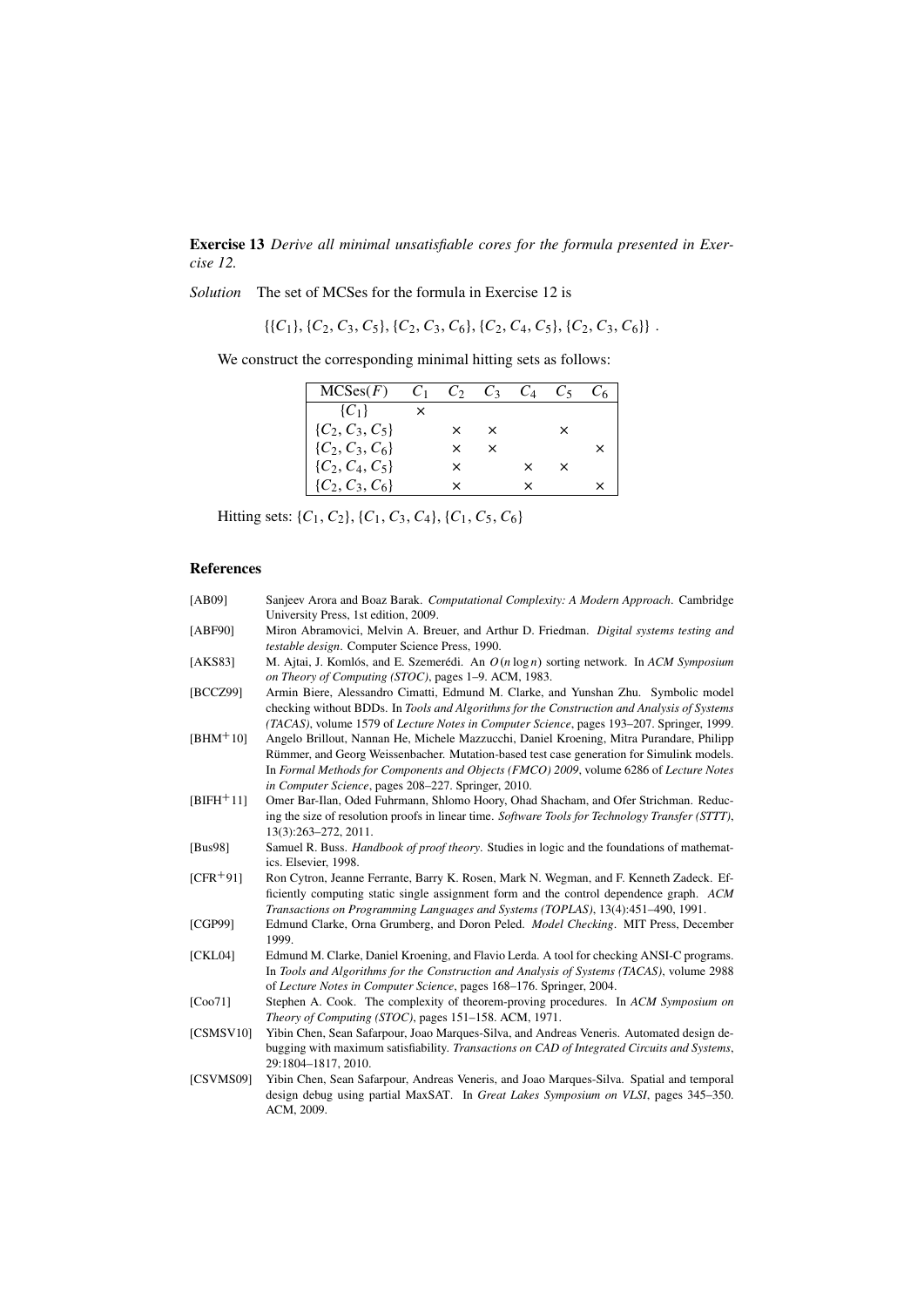**Exercise 13** *Derive all minimal unsatisfiable cores for the formula presented in Exercise 12.*

*Solution* The set of MCSes for the formula in Exercise 12 is

$$\{\{C_1\}, \{C_2, C_3, C_5\}, \{C_2, C_3, C_6\}, \{C_2, C_4, C_5\}, \{C_2, C_3, C_6\}\} .$$

We construct the corresponding minimal hitting sets as follows:

| MCSes($F$) | $C_1$ | $C_2$ | $C_3$ | $C_4$ | $C_5$ | $C_6$ |
|---|---|---|---|---|---|---|
| $\{C_1\}$ | × | | | | | |
| $\{C_2, C_3, C_5\}$ | | × | × | | × | |
| $\{C_2, C_3, C_6\}$ | | × | × | | | × |
| $\{C_2, C_4, C_5\}$ | | × | | × | × | |
| $\{C_2, C_3, C_6\}$ | | × | | × | | × |

Hitting sets: $\{C_1, C_2\}, \{C_1, C_3, C_4\}, \{C_1, C_5, C_6\}$

## References

[AB09] Sanjeev Arora and Boaz Barak. *Computational Complexity: A Modern Approach*. Cambridge University Press, 1st edition, 2009.

[ABF90] Miron Abramovici, Melvin A. Breuer, and Arthur D. Friedman. *Digital systems testing and testable design*. Computer Science Press, 1990.

[AKS83] M. Ajtai, J. Komlós, and E. Szemerédi. An $O(n \log n)$ sorting network. In *ACM Symposium on Theory of Computing (STOC)*, pages 1–9. ACM, 1983.

[BCCZ99] Armin Biere, Alessandro Cimatti, Edmund M. Clarke, and Yunshan Zhu. Symbolic model checking without BDDs. In *Tools and Algorithms for the Construction and Analysis of Systems (TACAS)*, volume 1579 of *Lecture Notes in Computer Science*, pages 193–207. Springer, 1999.

[BHM+10] Angelo Brillout, Nannan He, Michele Mazzucchi, Daniel Kroening, Mitra Purandare, Philipp Rümmer, and Georg Weissenbacher. Mutation-based test case generation for Simulink models. In *Formal Methods for Components and Objects (FMCO) 2009*, volume 6286 of *Lecture Notes in Computer Science*, pages 208–227. Springer, 2010.

[BIFH+11] Omer Bar-Ilan, Oded Fuhrmann, Shlomo Hoory, Ohad Shacham, and Ofer Strichman. Reducing the size of resolution proofs in linear time. *Software Tools for Technology Transfer (STTT)*, 13(3):263–272, 2011.

[Bus98] Samuel R. Buss. *Handbook of proof theory*. Studies in logic and the foundations of mathematics. Elsevier, 1998.

[CFR+91] Ron Cytron, Jeanne Ferrante, Barry K. Rosen, Mark N. Wegman, and F. Kenneth Zadeck. Efficiently computing static single assignment form and the control dependence graph. *ACM Transactions on Programming Languages and Systems (TOPLAS)*, 13(4):451–490, 1991.

[CGP99] Edmund Clarke, Orna Grumberg, and Doron Peled. *Model Checking*. MIT Press, December 1999.

[CKL04] Edmund M. Clarke, Daniel Kroening, and Flavio Lerda. A tool for checking ANSI-C programs. In *Tools and Algorithms for the Construction and Analysis of Systems (TACAS)*, volume 2988 of *Lecture Notes in Computer Science*, pages 168–176. Springer, 2004.

[Coo71] Stephen A. Cook. The complexity of theorem-proving procedures. In *ACM Symposium on Theory of Computing (STOC)*, pages 151–158. ACM, 1971.

[CSMSV10] Yibin Chen, Sean Safarpour, Joao Marques-Silva, and Andreas Veneris. Automated design debugging with maximum satisfiability. *Transactions on CAD of Integrated Circuits and Systems*, 29:1804–1817, 2010.

[CSVMS09] Yibin Chen, Sean Safarpour, Andreas Veneris, and Joao Marques-Silva. Spatial and temporal design debug using partial MaxSAT. In *Great Lakes Symposium on VLSI*, pages 345–350. ACM, 2009.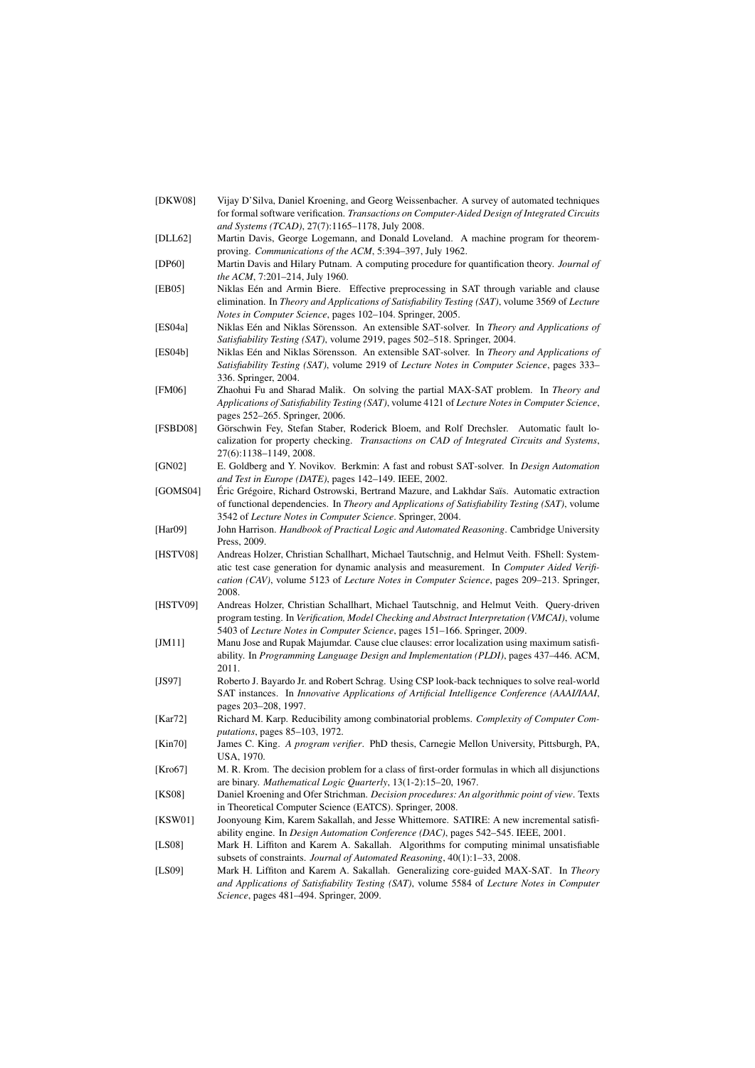[DKW08] Vijay D'Silva, Daniel Kroening, and Georg Weissenbacher. A survey of automated techniques for formal software verification. *Transactions on Computer-Aided Design of Integrated Circuits and Systems (TCAD)*, 27(7):1165–1178, July 2008.

[DLL62] Martin Davis, George Logemann, and Donald Loveland. A machine program for theorem-proving. *Communications of the ACM*, 5:394–397, July 1962.

[DP60] Martin Davis and Hilary Putnam. A computing procedure for quantification theory. *Journal of the ACM*, 7:201–214, July 1960.

[EB05] Niklas Eén and Armin Biere. Effective preprocessing in SAT through variable and clause elimination. In *Theory and Applications of Satisfiability Testing (SAT)*, volume 3569 of *Lecture Notes in Computer Science*, pages 102–104. Springer, 2005.

[ES04a] Niklas Eén and Niklas Sörensson. An extensible SAT-solver. In *Theory and Applications of Satisfiability Testing (SAT)*, volume 2919, pages 502–518. Springer, 2004.

[ES04b] Niklas Eén and Niklas Sörensson. An extensible SAT-solver. In *Theory and Applications of Satisfiability Testing (SAT)*, volume 2919 of *Lecture Notes in Computer Science*, pages 333–336. Springer, 2004.

[FM06] Zhaohui Fu and Sharad Malik. On solving the partial MAX-SAT problem. In *Theory and Applications of Satisfiability Testing (SAT)*, volume 4121 of *Lecture Notes in Computer Science*, pages 252–265. Springer, 2006.

[FSBD08] Görschwin Fey, Stefan Staber, Roderick Bloem, and Rolf Drechsler. Automatic fault localization for property checking. *Transactions on CAD of Integrated Circuits and Systems*, 27(6):1138–1149, 2008.

[GN02] E. Goldberg and Y. Novikov. Berkmin: A fast and robust SAT-solver. In *Design Automation and Test in Europe (DATE)*, pages 142–149. IEEE, 2002.

[GOMS04] Éric Grégoire, Richard Ostrowski, Bertrand Mazure, and Lakhdar Saïs. Automatic extraction of functional dependencies. In *Theory and Applications of Satisfiability Testing (SAT)*, volume 3542 of *Lecture Notes in Computer Science*. Springer, 2004.

[Har09] John Harrison. *Handbook of Practical Logic and Automated Reasoning*. Cambridge University Press, 2009.

[HSTV08] Andreas Holzer, Christian Schallhart, Michael Tautschnig, and Helmut Veith. FShell: Systematic test case generation for dynamic analysis and measurement. In *Computer Aided Verification (CAV)*, volume 5123 of *Lecture Notes in Computer Science*, pages 209–213. Springer, 2008.

[HSTV09] Andreas Holzer, Christian Schallhart, Michael Tautschnig, and Helmut Veith. Query-driven program testing. In *Verification, Model Checking and Abstract Interpretation (VMCAI)*, volume 5403 of *Lecture Notes in Computer Science*, pages 151–166. Springer, 2009.

[JM11] Manu Jose and Rupak Majumdar. Cause clue clauses: error localization using maximum satisfiability. In *Programming Language Design and Implementation (PLDI)*, pages 437–446. ACM, 2011.

[JS97] Roberto J. Bayardo Jr. and Robert Schrag. Using CSP look-back techniques to solve real-world SAT instances. In *Innovative Applications of Artificial Intelligence Conference (AAAI/IAAI*, pages 203–208, 1997.

[Kar72] Richard M. Karp. Reducibility among combinatorial problems. *Complexity of Computer Computations*, pages 85–103, 1972.

[Kin70] James C. King. *A program verifier*. PhD thesis, Carnegie Mellon University, Pittsburgh, PA, USA, 1970.

[Kro67] M. R. Krom. The decision problem for a class of first-order formulas in which all disjunctions are binary. *Mathematical Logic Quarterly*, 13(1-2):15–20, 1967.

[KS08] Daniel Kroening and Ofer Strichman. *Decision procedures: An algorithmic point of view*. Texts in Theoretical Computer Science (EATCS). Springer, 2008.

[KSW01] Joonyoung Kim, Karem Sakallah, and Jesse Whittemore. SATIRE: A new incremental satisfiability engine. In *Design Automation Conference (DAC)*, pages 542–545. IEEE, 2001.

[LS08] Mark H. Liffiton and Karem A. Sakallah. Algorithms for computing minimal unsatisfiable subsets of constraints. *Journal of Automated Reasoning*, 40(1):1–33, 2008.

[LS09] Mark H. Liffiton and Karem A. Sakallah. Generalizing core-guided MAX-SAT. In *Theory and Applications of Satisfiability Testing (SAT)*, volume 5584 of *Lecture Notes in Computer Science*, pages 481–494. Springer, 2009.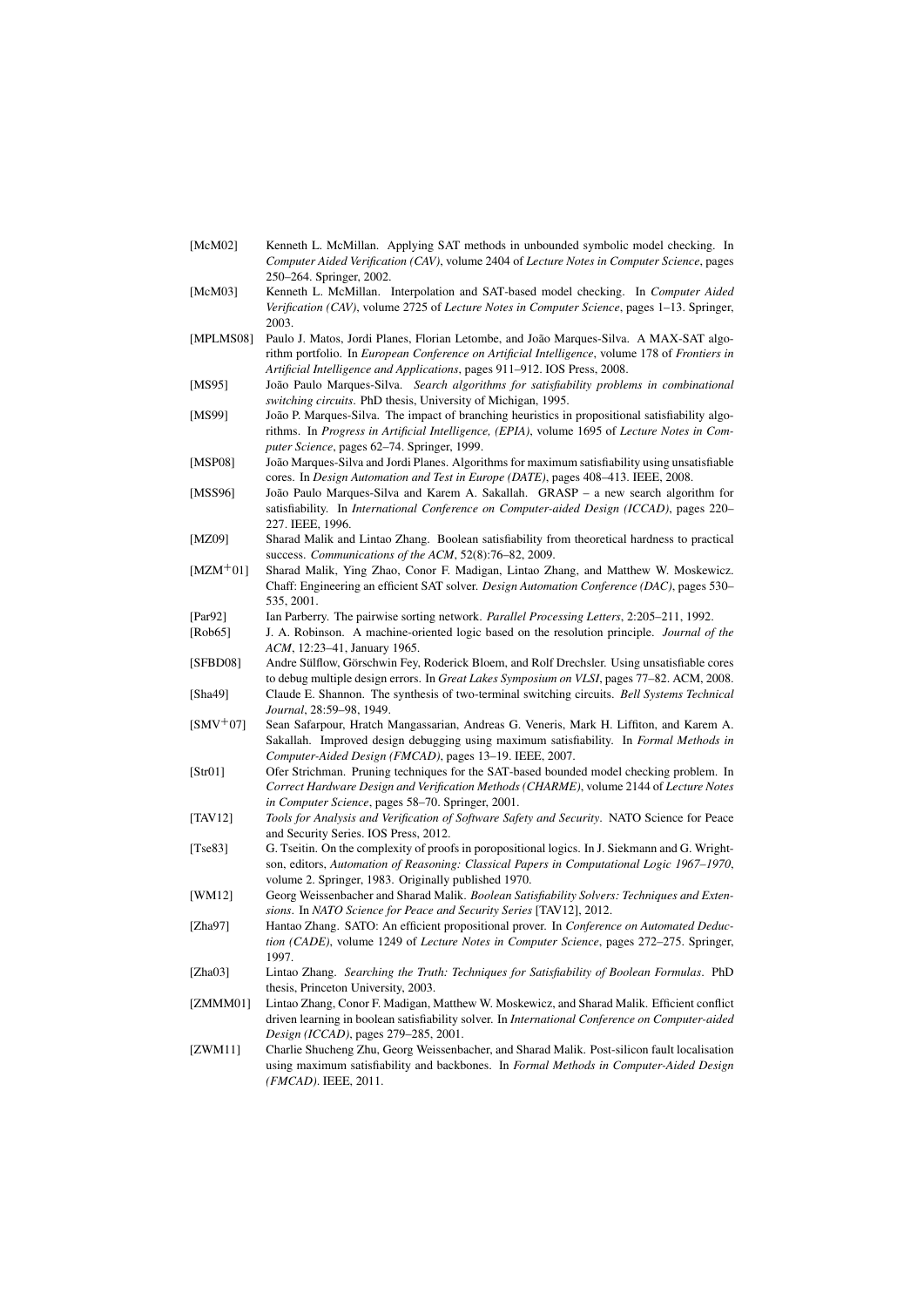[McM02] Kenneth L. McMillan. Applying SAT methods in unbounded symbolic model checking. In *Computer Aided Verification (CAV)*, volume 2404 of *Lecture Notes in Computer Science*, pages 250–264. Springer, 2002.

[McM03] Kenneth L. McMillan. Interpolation and SAT-based model checking. In *Computer Aided Verification (CAV)*, volume 2725 of *Lecture Notes in Computer Science*, pages 1–13. Springer, 2003.

[MPLMS08] Paulo J. Matos, Jordi Planes, Florian Letombe, and João Marques-Silva. A MAX-SAT algorithm portfolio. In *European Conference on Artificial Intelligence*, volume 178 of *Frontiers in Artificial Intelligence and Applications*, pages 911–912. IOS Press, 2008.

[MS95] João Paulo Marques-Silva. *Search algorithms for satisfiability problems in combinational switching circuits*. PhD thesis, University of Michigan, 1995.

[MS99] João P. Marques-Silva. The impact of branching heuristics in propositional satisfiability algorithms. In *Progress in Artificial Intelligence, (EPIA)*, volume 1695 of *Lecture Notes in Computer Science*, pages 62–74. Springer, 1999.

[MSP08] João Marques-Silva and Jordi Planes. Algorithms for maximum satisfiability using unsatisfiable cores. In *Design Automation and Test in Europe (DATE)*, pages 408–413. IEEE, 2008.

[MSS96] João Paulo Marques-Silva and Karem A. Sakallah. GRASP – a new search algorithm for satisfiability. In *International Conference on Computer-aided Design (ICCAD)*, pages 220–227. IEEE, 1996.

[MZ09] Sharad Malik and Lintao Zhang. Boolean satisfiability from theoretical hardness to practical success. *Communications of the ACM*, 52(8):76–82, 2009.

[MZM+01] Sharad Malik, Ying Zhao, Conor F. Madigan, Lintao Zhang, and Matthew W. Moskewicz. Chaff: Engineering an efficient SAT solver. *Design Automation Conference (DAC)*, pages 530–535, 2001.

[Par92] Ian Parberry. The pairwise sorting network. *Parallel Processing Letters*, 2:205–211, 1992.

[Rob65] J. A. Robinson. A machine-oriented logic based on the resolution principle. *Journal of the ACM*, 12:23–41, January 1965.

[SFBD08] Andre Sülflow, Görschwin Fey, Roderick Bloem, and Rolf Drechsler. Using unsatisfiable cores to debug multiple design errors. In *Great Lakes Symposium on VLSI*, pages 77–82. ACM, 2008.

[Sha49] Claude E. Shannon. The synthesis of two-terminal switching circuits. *Bell Systems Technical Journal*, 28:59–98, 1949.

[SMV+07] Sean Safarpour, Hratch Mangassarian, Andreas G. Veneris, Mark H. Liffiton, and Karem A. Sakallah. Improved design debugging using maximum satisfiability. In *Formal Methods in Computer-Aided Design (FMCAD)*, pages 13–19. IEEE, 2007.

[Str01] Ofer Strichman. Pruning techniques for the SAT-based bounded model checking problem. In *Correct Hardware Design and Verification Methods (CHARME)*, volume 2144 of *Lecture Notes in Computer Science*, pages 58–70. Springer, 2001.

[TAV12] *Tools for Analysis and Verification of Software Safety and Security*. NATO Science for Peace and Security Series. IOS Press, 2012.

[Tse83] G. Tseitin. On the complexity of proofs in poropositional logics. In J. Siekmann and G. Wrightson, editors, *Automation of Reasoning: Classical Papers in Computational Logic 1967–1970*, volume 2. Springer, 1983. Originally published 1970.

[WM12] Georg Weissenbacher and Sharad Malik. *Boolean Satisfiability Solvers: Techniques and Extensions*. In *NATO Science for Peace and Security Series* [TAV12], 2012.

[Zha97] Hantao Zhang. SATO: An efficient propositional prover. In *Conference on Automated Deduction (CADE)*, volume 1249 of *Lecture Notes in Computer Science*, pages 272–275. Springer, 1997.

[Zha03] Lintao Zhang. *Searching the Truth: Techniques for Satisfiability of Boolean Formulas*. PhD thesis, Princeton University, 2003.

[ZMMM01] Lintao Zhang, Conor F. Madigan, Matthew W. Moskewicz, and Sharad Malik. Efficient conflict driven learning in boolean satisfiability solver. In *International Conference on Computer-aided Design (ICCAD)*, pages 279–285, 2001.

[ZWM11] Charlie Shucheng Zhu, Georg Weissenbacher, and Sharad Malik. Post-silicon fault localisation using maximum satisfiability and backbones. In *Formal Methods in Computer-Aided Design (FMCAD)*. IEEE, 2011.